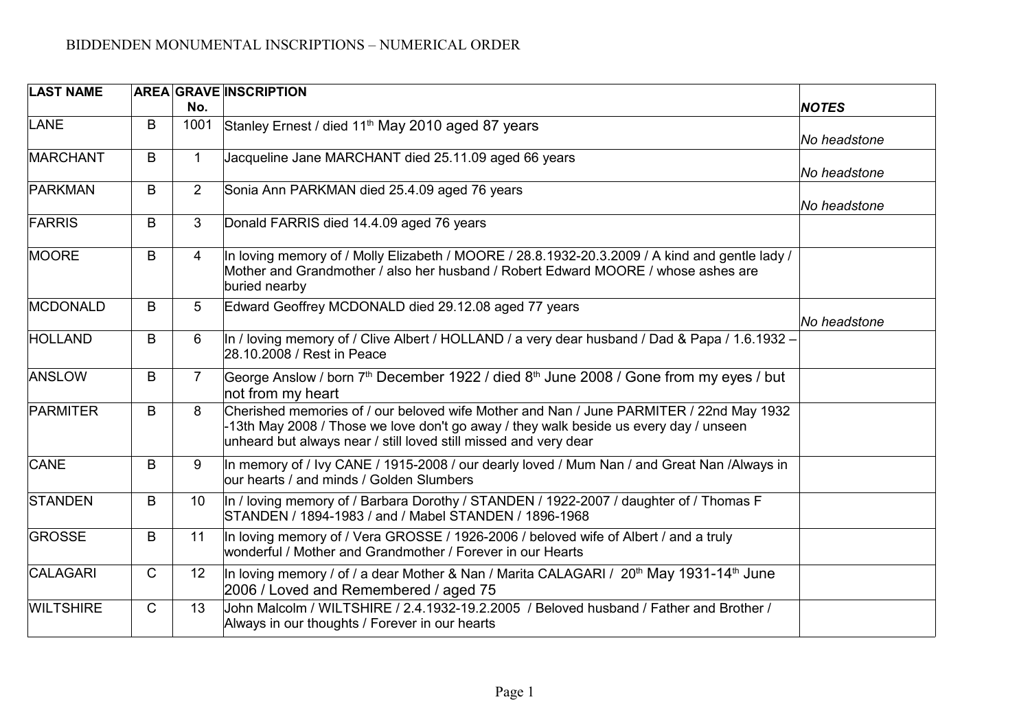# BIDDENDEN MONUMENTAL INSCRIPTIONS – NUMERICAL ORDER

| LAST NAME | AREA | GRAVE No. | INSCRIPTION | *NOTES* |
|---|---|---|---|---|
| LANE | B | 1001 | Stanley Ernest / died 11th May 2010 aged 87 years | *No headstone* |
| MARCHANT | B | 1 | Jacqueline Jane MARCHANT died 25.11.09 aged 66 years | *No headstone* |
| PARKMAN | B | 2 | Sonia Ann PARKMAN died 25.4.09 aged 76 years | *No headstone* |
| FARRIS | B | 3 | Donald FARRIS died 14.4.09 aged 76 years | |
| MOORE | B | 4 | In loving memory of / Molly Elizabeth / MOORE / 28.8.1932-20.3.2009 / A kind and gentle lady / Mother and Grandmother / also her husband / Robert Edward MOORE / whose ashes are buried nearby | |
| MCDONALD | B | 5 | Edward Geoffrey MCDONALD died 29.12.08 aged 77 years | *No headstone* |
| HOLLAND | B | 6 | In / loving memory of / Clive Albert / HOLLAND / a very dear husband / Dad & Papa / 1.6.1932 – 28.10.2008 / Rest in Peace | |
| ANSLOW | B | 7 | George Anslow / born 7th December 1922 / died 8th June 2008 / Gone from my eyes / but not from my heart | |
| PARMITER | B | 8 | Cherished memories of / our beloved wife Mother and Nan / June PARMITER / 22nd May 1932 -13th May 2008 / Those we love don't go away / they walk beside us every day / unseen unheard but always near / still loved still missed and very dear | |
| CANE | B | 9 | In memory of / Ivy CANE / 1915-2008 / our dearly loved / Mum Nan / and Great Nan /Always in our hearts / and minds / Golden Slumbers | |
| STANDEN | B | 10 | In / loving memory of / Barbara Dorothy / STANDEN / 1922-2007 / daughter of / Thomas F STANDEN / 1894-1983 / and / Mabel STANDEN / 1896-1968 | |
| GROSSE | B | 11 | In loving memory of / Vera GROSSE / 1926-2006 / beloved wife of Albert / and a truly wonderful / Mother and Grandmother / Forever in our Hearts | |
| CALAGARI | C | 12 | In loving memory / of / a dear Mother & Nan / Marita CALAGARI / 20th May 1931-14th June 2006 / Loved and Remembered / aged 75 | |
| WILTSHIRE | C | 13 | John Malcolm / WILTSHIRE / 2.4.1932-19.2.2005 / Beloved husband / Father and Brother / Always in our thoughts / Forever in our hearts | |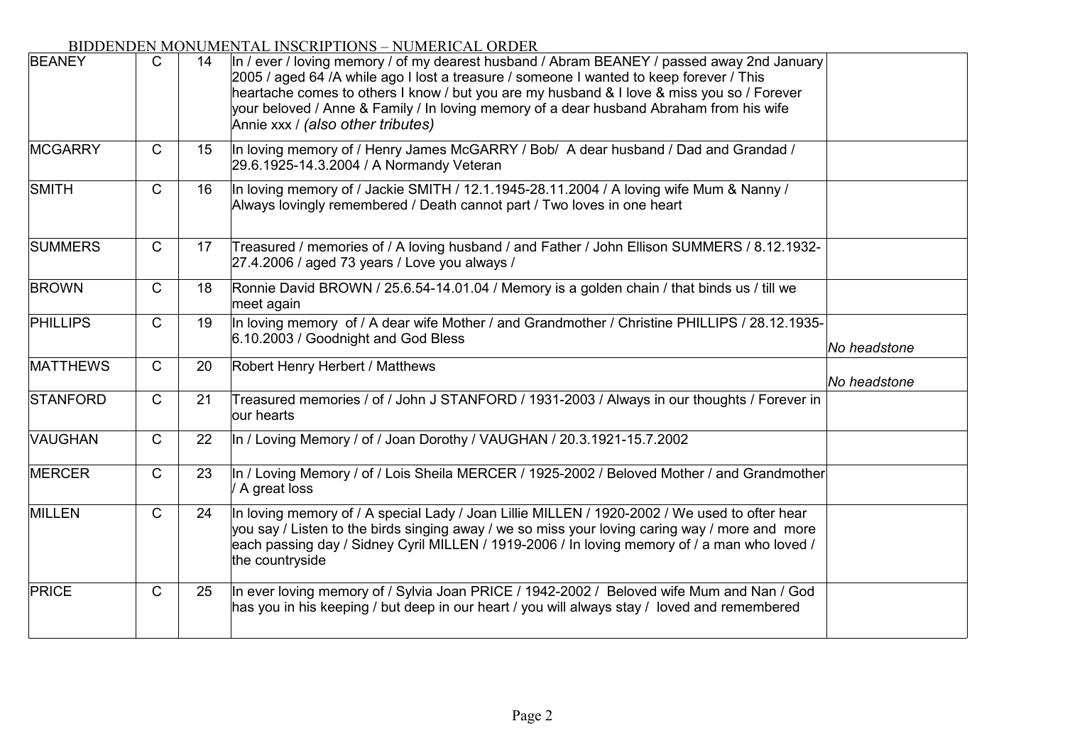BIDDENDEN MONUMENTAL INSCRIPTIONS – NUMERICAL ORDER

| | | | | |
|---|---|---|---|---|
| BEANEY | C | 14 | In / ever / loving memory / of my dearest husband / Abram BEANEY / passed away 2nd January 2005 / aged 64 /A while ago I lost a treasure / someone I wanted to keep forever / This heartache comes to others I know / but you are my husband & I love & miss you so / Forever your beloved / Anne & Family / In loving memory of a dear husband Abraham from his wife Annie xxx / *(also other tributes)* | |
| MCGARRY | C | 15 | In loving memory of / Henry James McGARRY / Bob/ A dear husband / Dad and Grandad / 29.6.1925-14.3.2004 / A Normandy Veteran | |
| SMITH | C | 16 | In loving memory of / Jackie SMITH / 12.1.1945-28.11.2004 / A loving wife Mum & Nanny / Always lovingly remembered / Death cannot part / Two loves in one heart | |
| SUMMERS | C | 17 | Treasured / memories of / A loving husband / and Father / John Ellison SUMMERS / 8.12.1932-27.4.2006 / aged 73 years / Love you always / | |
| BROWN | C | 18 | Ronnie David BROWN / 25.6.54-14.01.04 / Memory is a golden chain / that binds us / till we meet again | |
| PHILLIPS | C | 19 | In loving memory of / A dear wife Mother / and Grandmother / Christine PHILLIPS / 28.12.1935-6.10.2003 / Goodnight and God Bless | *No headstone* |
| MATTHEWS | C | 20 | Robert Henry Herbert / Matthews | *No headstone* |
| STANFORD | C | 21 | Treasured memories / of / John J STANFORD / 1931-2003 / Always in our thoughts / Forever in our hearts | |
| VAUGHAN | C | 22 | In / Loving Memory / of / Joan Dorothy / VAUGHAN / 20.3.1921-15.7.2002 | |
| MERCER | C | 23 | In / Loving Memory / of / Lois Sheila MERCER / 1925-2002 / Beloved Mother / and Grandmother / A great loss | |
| MILLEN | C | 24 | In loving memory of / A special Lady / Joan Lillie MILLEN / 1920-2002 / We used to ofter hear you say / Listen to the birds singing away / we so miss your loving caring way / more and more each passing day / Sidney Cyril MILLEN / 1919-2006 / In loving memory of / a man who loved / the countryside | |
| PRICE | C | 25 | In ever loving memory of / Sylvia Joan PRICE / 1942-2002 / Beloved wife Mum and Nan / God has you in his keeping / but deep in our heart / you will always stay / loved and remembered | |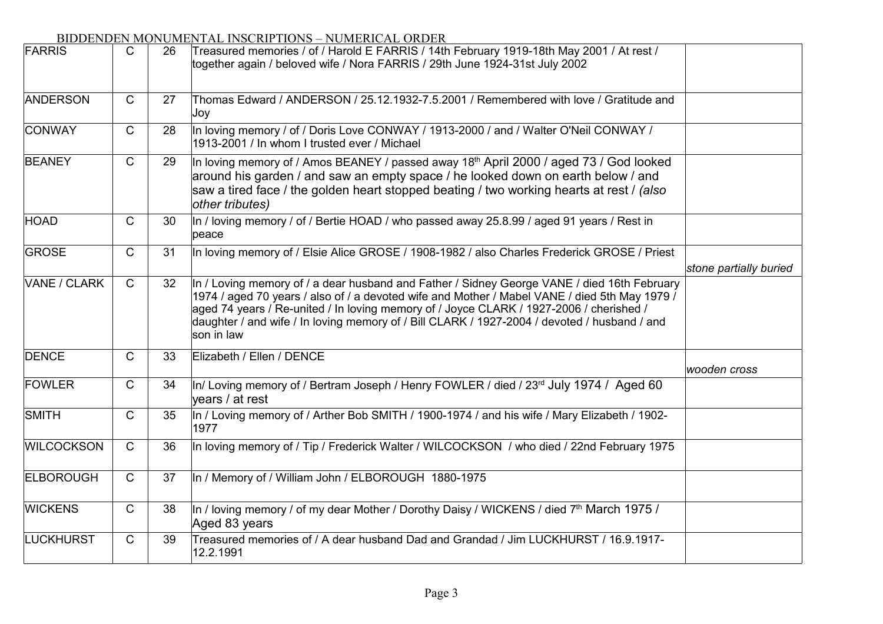BIDDENDEN MONUMENTAL INSCRIPTIONS – NUMERICAL ORDER

| | | | | |
|---|---|---|---|---|
| FARRIS | C | 26 | Treasured memories / of / Harold E FARRIS / 14th February 1919-18th May 2001 / At rest / together again / beloved wife / Nora FARRIS / 29th June 1924-31st July 2002 | |
| ANDERSON | C | 27 | Thomas Edward / ANDERSON / 25.12.1932-7.5.2001 / Remembered with love / Gratitude and Joy | |
| CONWAY | C | 28 | In loving memory / of / Doris Love CONWAY / 1913-2000 / and / Walter O'Neil CONWAY / 1913-2001 / In whom I trusted ever / Michael | |
| BEANEY | C | 29 | In loving memory of / Amos BEANEY / passed away 18th April 2000 / aged 73 / God looked around his garden / and saw an empty space / he looked down on earth below / and saw a tired face / the golden heart stopped beating / two working hearts at rest / *(also other tributes)* | |
| HOAD | C | 30 | In / loving memory / of / Bertie HOAD / who passed away 25.8.99 / aged 91 years / Rest in peace | |
| GROSE | C | 31 | In loving memory of / Elsie Alice GROSE / 1908-1982 / also Charles Frederick GROSE / Priest | *stone partially buried* |
| VANE / CLARK | C | 32 | In / Loving memory of / a dear husband and Father / Sidney George VANE / died 16th February 1974 / aged 70 years / also of / a devoted wife and Mother / Mabel VANE / died 5th May 1979 / aged 74 years / Re-united / In loving memory of / Joyce CLARK / 1927-2006 / cherished / daughter / and wife / In loving memory of / Bill CLARK / 1927-2004 / devoted / husband / and son in law | |
| DENCE | C | 33 | Elizabeth / Ellen / DENCE | *wooden cross* |
| FOWLER | C | 34 | In/ Loving memory of / Bertram Joseph / Henry FOWLER / died / 23rd July 1974 / Aged 60 years / at rest | |
| SMITH | C | 35 | In / Loving memory of / Arther Bob SMITH / 1900-1974 / and his wife / Mary Elizabeth / 1902-1977 | |
| WILCOCKSON | C | 36 | In loving memory of / Tip / Frederick Walter / WILCOCKSON / who died / 22nd February 1975 | |
| ELBOROUGH | C | 37 | In / Memory of / William John / ELBOROUGH 1880-1975 | |
| WICKENS | C | 38 | In / loving memory / of my dear Mother / Dorothy Daisy / WICKENS / died 7th March 1975 / Aged 83 years | |
| LUCKHURST | C | 39 | Treasured memories of / A dear husband Dad and Grandad / Jim LUCKHURST / 16.9.1917-12.2.1991 | |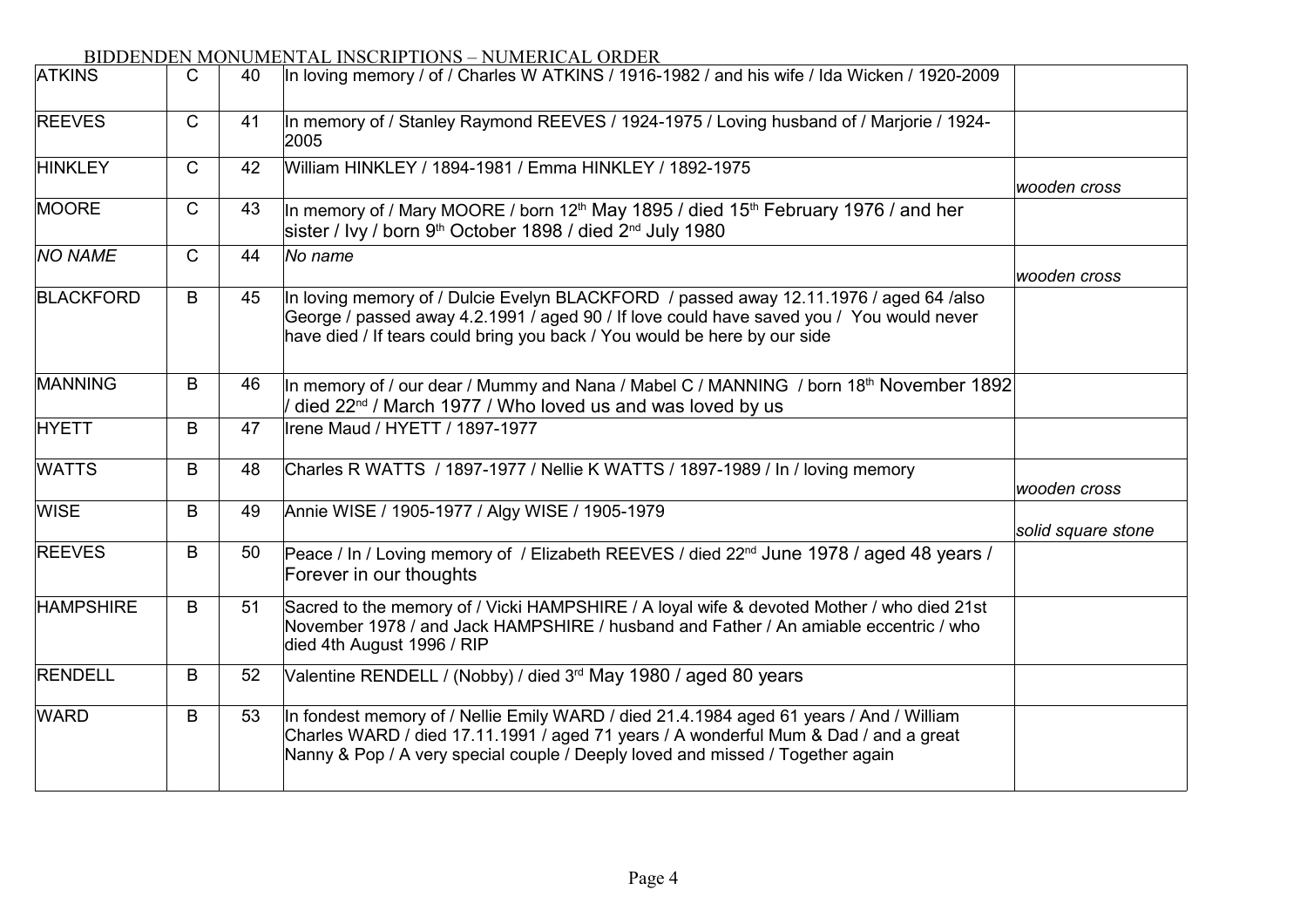BIDDENDEN MONUMENTAL INSCRIPTIONS – NUMERICAL ORDER

| | | | | |
|---|---|---|---|---|
| ATKINS | C | 40 | In loving memory / of / Charles W ATKINS / 1916-1982 / and his wife / Ida Wicken / 1920-2009 | |
| REEVES | C | 41 | In memory of / Stanley Raymond REEVES / 1924-1975 / Loving husband of / Marjorie / 1924-2005 | |
| HINKLEY | C | 42 | William HINKLEY / 1894-1981 / Emma HINKLEY / 1892-1975 | *wooden cross* |
| MOORE | C | 43 | In memory of / Mary MOORE / born 12th May 1895 / died 15th February 1976 / and her sister / Ivy / born 9th October 1898 / died 2nd July 1980 | |
| *NO NAME* | C | 44 | *No name* | *wooden cross* |
| BLACKFORD | B | 45 | In loving memory of / Dulcie Evelyn BLACKFORD / passed away 12.11.1976 / aged 64 /also George / passed away 4.2.1991 / aged 90 / If love could have saved you / You would never have died / If tears could bring you back / You would be here by our side | |
| MANNING | B | 46 | In memory of / our dear / Mummy and Nana / Mabel C / MANNING / born 18th November 1892 / died 22nd / March 1977 / Who loved us and was loved by us | |
| HYETT | B | 47 | Irene Maud / HYETT / 1897-1977 | |
| WATTS | B | 48 | Charles R WATTS / 1897-1977 / Nellie K WATTS / 1897-1989 / In / loving memory | *wooden cross* |
| WISE | B | 49 | Annie WISE / 1905-1977 / Algy WISE / 1905-1979 | *solid square stone* |
| REEVES | B | 50 | Peace / In / Loving memory of / Elizabeth REEVES / died 22nd June 1978 / aged 48 years / Forever in our thoughts | |
| HAMPSHIRE | B | 51 | Sacred to the memory of / Vicki HAMPSHIRE / A loyal wife & devoted Mother / who died 21st November 1978 / and Jack HAMPSHIRE / husband and Father / An amiable eccentric / who died 4th August 1996 / RIP | |
| RENDELL | B | 52 | Valentine RENDELL / (Nobby) / died 3rd May 1980 / aged 80 years | |
| WARD | B | 53 | In fondest memory of / Nellie Emily WARD / died 21.4.1984 aged 61 years / And / William Charles WARD / died 17.11.1991 / aged 71 years / A wonderful Mum & Dad / and a great Nanny & Pop / A very special couple / Deeply loved and missed / Together again | |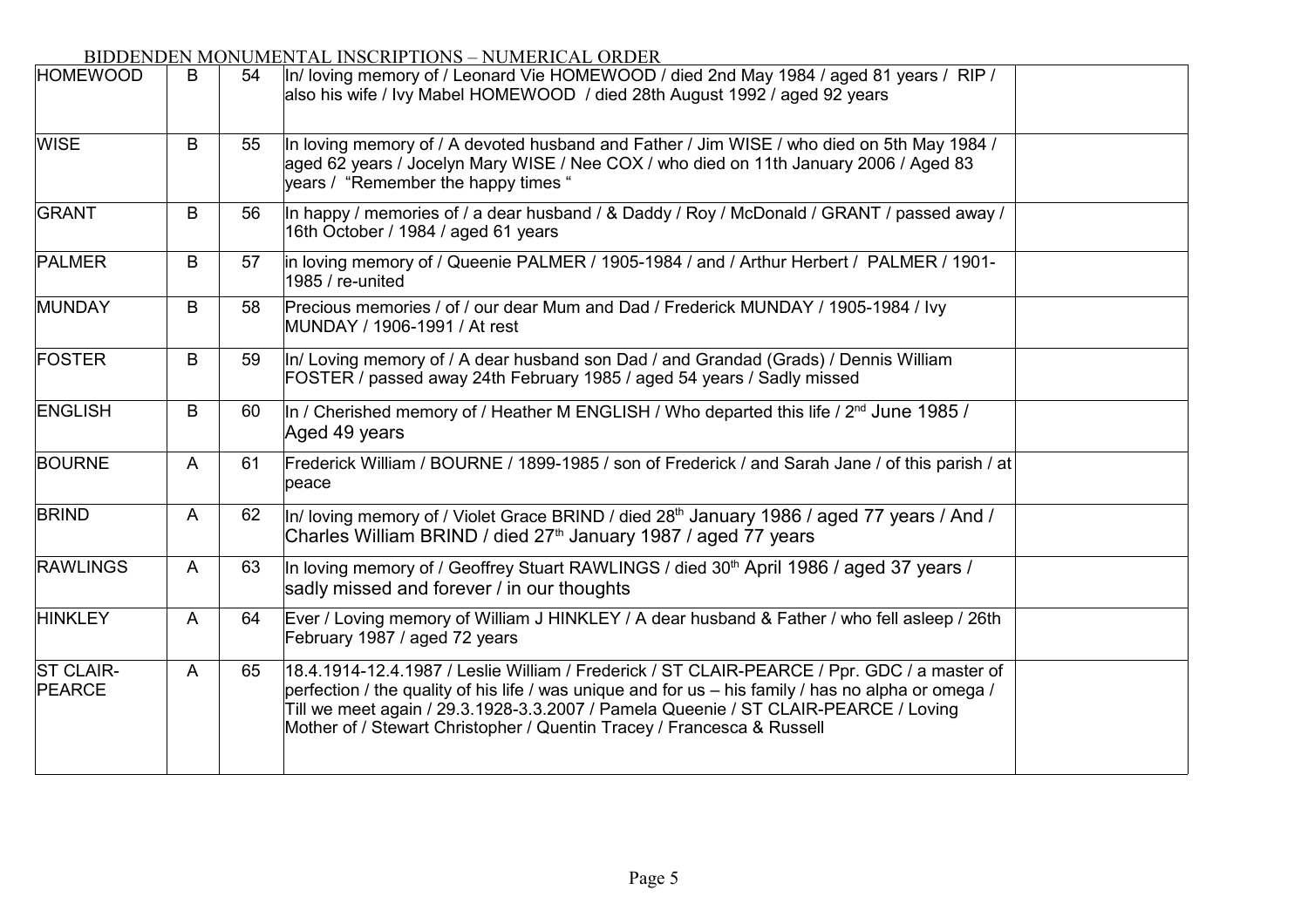BIDDENDEN MONUMENTAL INSCRIPTIONS – NUMERICAL ORDER

| | | | | |
|---|---|---|---|---|
| HOMEWOOD | B | 54 | In/ loving memory of / Leonard Vie HOMEWOOD / died 2nd May 1984 / aged 81 years / RIP / also his wife / Ivy Mabel HOMEWOOD / died 28th August 1992 / aged 92 years | |
| WISE | B | 55 | In loving memory of / A devoted husband and Father / Jim WISE / who died on 5th May 1984 / aged 62 years / Jocelyn Mary WISE / Nee COX / who died on 11th January 2006 / Aged 83 years / "Remember the happy times " | |
| GRANT | B | 56 | In happy / memories of / a dear husband / & Daddy / Roy / McDonald / GRANT / passed away / 16th October / 1984 / aged 61 years | |
| PALMER | B | 57 | in loving memory of / Queenie PALMER / 1905-1984 / and / Arthur Herbert / PALMER / 1901-1985 / re-united | |
| MUNDAY | B | 58 | Precious memories / of / our dear Mum and Dad / Frederick MUNDAY / 1905-1984 / Ivy MUNDAY / 1906-1991 / At rest | |
| FOSTER | B | 59 | In/ Loving memory of / A dear husband son Dad / and Grandad (Grads) / Dennis William FOSTER / passed away 24th February 1985 / aged 54 years / Sadly missed | |
| ENGLISH | B | 60 | In / Cherished memory of / Heather M ENGLISH / Who departed this life / 2nd June 1985 / Aged 49 years | |
| BOURNE | A | 61 | Frederick William / BOURNE / 1899-1985 / son of Frederick / and Sarah Jane / of this parish / at peace | |
| BRIND | A | 62 | In/ loving memory of / Violet Grace BRIND / died 28th January 1986 / aged 77 years / And / Charles William BRIND / died 27th January 1987 / aged 77 years | |
| RAWLINGS | A | 63 | In loving memory of / Geoffrey Stuart RAWLINGS / died 30th April 1986 / aged 37 years / sadly missed and forever / in our thoughts | |
| HINKLEY | A | 64 | Ever / Loving memory of William J HINKLEY / A dear husband & Father / who fell asleep / 26th February 1987 / aged 72 years | |
| ST CLAIR-PEARCE | A | 65 | 18.4.1914-12.4.1987 / Leslie William / Frederick / ST CLAIR-PEARCE / Ppr. GDC / a master of perfection / the quality of his life / was unique and for us – his family / has no alpha or omega / Till we meet again / 29.3.1928-3.3.2007 / Pamela Queenie / ST CLAIR-PEARCE / Loving Mother of / Stewart Christopher / Quentin Tracey / Francesca & Russell | |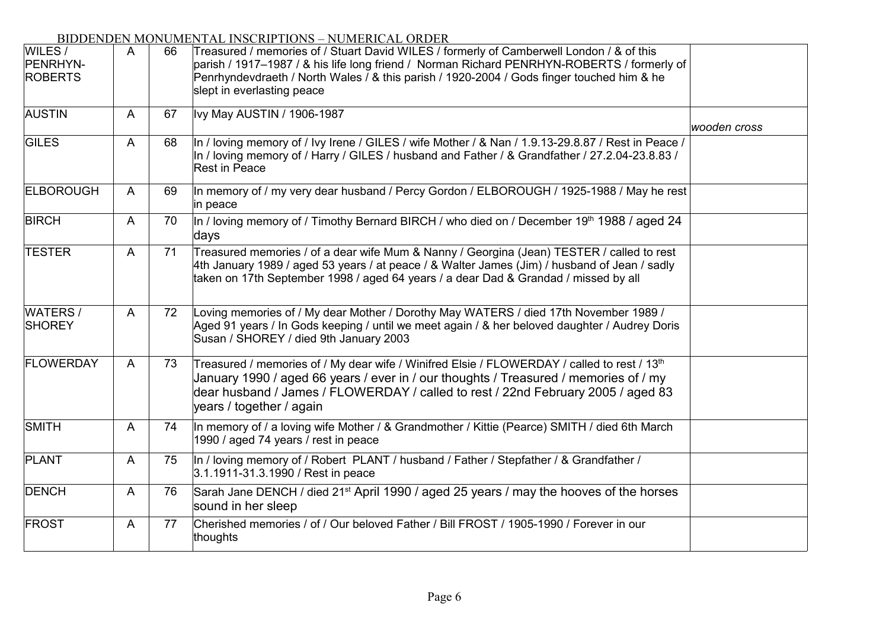BIDDENDEN MONUMENTAL INSCRIPTIONS – NUMERICAL ORDER

| | | | | |
|---|---|---|---|---|
| WILES / PENRHYN-ROBERTS | A | 66 | Treasured / memories of / Stuart David WILES / formerly of Camberwell London / & of this parish / 1917–1987 / & his life long friend / Norman Richard PENRHYN-ROBERTS / formerly of Penrhyndevdraeth / North Wales / & this parish / 1920-2004 / Gods finger touched him & he slept in everlasting peace | |
| AUSTIN | A | 67 | Ivy May AUSTIN / 1906-1987 | *wooden cross* |
| GILES | A | 68 | In / loving memory of / Ivy Irene / GILES / wife Mother / & Nan / 1.9.13-29.8.87 / Rest in Peace / In / loving memory of / Harry / GILES / husband and Father / & Grandfather / 27.2.04-23.8.83 / Rest in Peace | |
| ELBOROUGH | A | 69 | In memory of / my very dear husband / Percy Gordon / ELBOROUGH / 1925-1988 / May he rest in peace | |
| BIRCH | A | 70 | In / loving memory of / Timothy Bernard BIRCH / who died on / December 19th 1988 / aged 24 days | |
| TESTER | A | 71 | Treasured memories / of a dear wife Mum & Nanny / Georgina (Jean) TESTER / called to rest 4th January 1989 / aged 53 years / at peace / & Walter James (Jim) / husband of Jean / sadly taken on 17th September 1998 / aged 64 years / a dear Dad & Grandad / missed by all | |
| WATERS / SHOREY | A | 72 | Loving memories of / My dear Mother / Dorothy May WATERS / died 17th November 1989 / Aged 91 years / In Gods keeping / until we meet again / & her beloved daughter / Audrey Doris Susan / SHOREY / died 9th January 2003 | |
| FLOWERDAY | A | 73 | Treasured / memories of / My dear wife / Winifred Elsie / FLOWERDAY / called to rest / 13th January 1990 / aged 66 years / ever in / our thoughts / Treasured / memories of / my dear husband / James / FLOWERDAY / called to rest / 22nd February 2005 / aged 83 years / together / again | |
| SMITH | A | 74 | In memory of / a loving wife Mother / & Grandmother / Kittie (Pearce) SMITH / died 6th March 1990 / aged 74 years / rest in peace | |
| PLANT | A | 75 | In / loving memory of / Robert PLANT / husband / Father / Stepfather / & Grandfather / 3.1.1911-31.3.1990 / Rest in peace | |
| DENCH | A | 76 | Sarah Jane DENCH / died 21st April 1990 / aged 25 years / may the hooves of the horses sound in her sleep | |
| FROST | A | 77 | Cherished memories / of / Our beloved Father / Bill FROST / 1905-1990 / Forever in our thoughts | |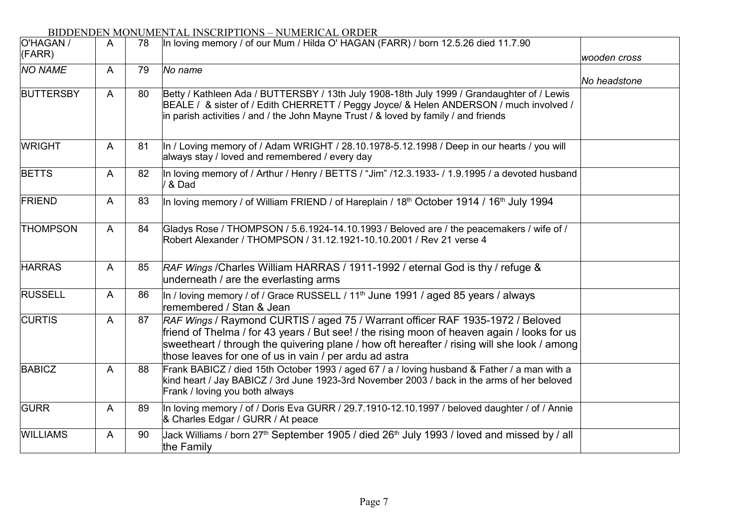BIDDENDEN MONUMENTAL INSCRIPTIONS – NUMERICAL ORDER

| | | | | |
|---|---|---|---|---|
| O'HAGAN / (FARR) | A | 78 | In loving memory / of our Mum / Hilda O' HAGAN (FARR) / born 12.5.26 died 11.7.90 | *wooden cross* |
| *NO NAME* | A | 79 | *No name* | *No headstone* |
| BUTTERSBY | A | 80 | Betty / Kathleen Ada / BUTTERSBY / 13th July 1908-18th July 1999 / Grandaughter of / Lewis BEALE / & sister of / Edith CHERRETT / Peggy Joyce/ & Helen ANDERSON / much involved / in parish activities / and / the John Mayne Trust / & loved by family / and friends | |
| WRIGHT | A | 81 | In / Loving memory of / Adam WRIGHT / 28.10.1978-5.12.1998 / Deep in our hearts / you will always stay / loved and remembered / every day | |
| BETTS | A | 82 | In loving memory of / Arthur / Henry / BETTS / "Jim" /12.3.1933- / 1.9.1995 / a devoted husband / & Dad | |
| FRIEND | A | 83 | In loving memory / of William FRIEND / of Hareplain / 18th October 1914 / 16th July 1994 | |
| THOMPSON | A | 84 | Gladys Rose / THOMPSON / 5.6.1924-14.10.1993 / Beloved are / the peacemakers / wife of / Robert Alexander / THOMPSON / 31.12.1921-10.10.2001 / Rev 21 verse 4 | |
| HARRAS | A | 85 | *RAF Wings* /Charles William HARRAS / 1911-1992 / eternal God is thy / refuge & underneath / are the everlasting arms | |
| RUSSELL | A | 86 | In / loving memory / of / Grace RUSSELL / 11th June 1991 / aged 85 years / always remembered / Stan & Jean | |
| CURTIS | A | 87 | *RAF Wings* / Raymond CURTIS / aged 75 / Warrant officer RAF 1935-1972 / Beloved friend of Thelma / for 43 years / But see! / the rising moon of heaven again / looks for us sweetheart / through the quivering plane / how oft hereafter / rising will she look / among those leaves for one of us in vain / per ardu ad astra | |
| BABICZ | A | 88 | Frank BABICZ / died 15th October 1993 / aged 67 / a / loving husband & Father / a man with a kind heart / Jay BABICZ / 3rd June 1923-3rd November 2003 / back in the arms of her beloved Frank / loving you both always | |
| GURR | A | 89 | In loving memory / of / Doris Eva GURR / 29.7.1910-12.10.1997 / beloved daughter / of / Annie & Charles Edgar / GURR / At peace | |
| WILLIAMS | A | 90 | Jack Williams / born 27th September 1905 / died 26th July 1993 / loved and missed by / all the Family | |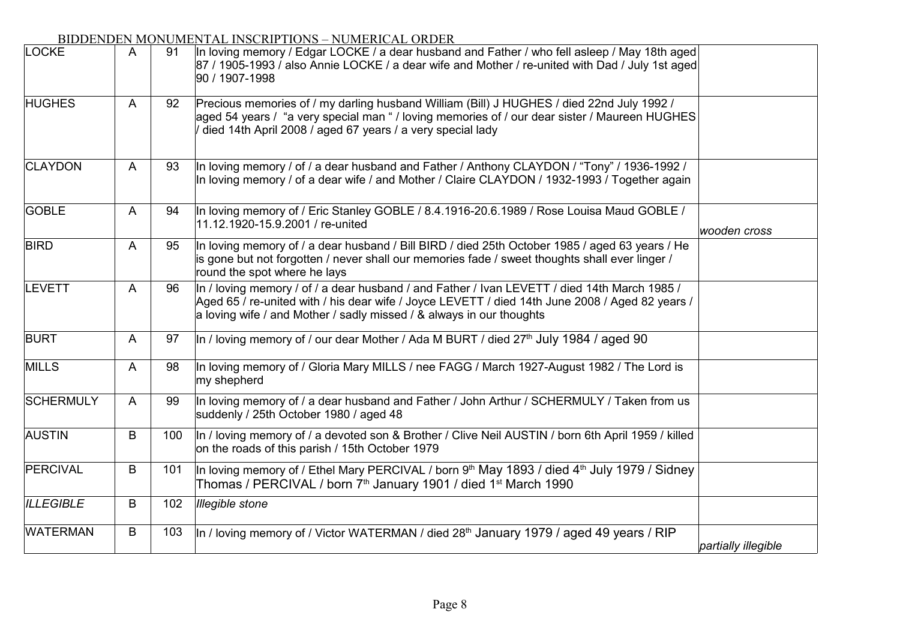BIDDENDEN MONUMENTAL INSCRIPTIONS – NUMERICAL ORDER

| | | | | |
|---|---|---|---|---|
| LOCKE | A | 91 | In loving memory / Edgar LOCKE / a dear husband and Father / who fell asleep / May 18th aged 87 / 1905-1993 / also Annie LOCKE / a dear wife and Mother / re-united with Dad / July 1st aged 90 / 1907-1998 | |
| HUGHES | A | 92 | Precious memories of / my darling husband William (Bill) J HUGHES / died 22nd July 1992 / aged 54 years / "a very special man " / loving memories of / our dear sister / Maureen HUGHES / died 14th April 2008 / aged 67 years / a very special lady | |
| CLAYDON | A | 93 | In loving memory / of / a dear husband and Father / Anthony CLAYDON / "Tony" / 1936-1992 / In loving memory / of a dear wife / and Mother / Claire CLAYDON / 1932-1993 / Together again | |
| GOBLE | A | 94 | In loving memory of / Eric Stanley GOBLE / 8.4.1916-20.6.1989 / Rose Louisa Maud GOBLE / 11.12.1920-15.9.2001 / re-united | *wooden cross* |
| BIRD | A | 95 | In loving memory of / a dear husband / Bill BIRD / died 25th October 1985 / aged 63 years / He is gone but not forgotten / never shall our memories fade / sweet thoughts shall ever linger / round the spot where he lays | |
| LEVETT | A | 96 | In / loving memory / of / a dear husband / and Father / Ivan LEVETT / died 14th March 1985 / Aged 65 / re-united with / his dear wife / Joyce LEVETT / died 14th June 2008 / Aged 82 years / a loving wife / and Mother / sadly missed / & always in our thoughts | |
| BURT | A | 97 | In / loving memory of / our dear Mother / Ada M BURT / died 27th July 1984 / aged 90 | |
| MILLS | A | 98 | In loving memory of / Gloria Mary MILLS / nee FAGG / March 1927-August 1982 / The Lord is my shepherd | |
| SCHERMULY | A | 99 | In loving memory of / a dear husband and Father / John Arthur / SCHERMULY / Taken from us suddenly / 25th October 1980 / aged 48 | |
| AUSTIN | B | 100 | In / loving memory of / a devoted son & Brother / Clive Neil AUSTIN / born 6th April 1959 / killed on the roads of this parish / 15th October 1979 | |
| PERCIVAL | B | 101 | In loving memory of / Ethel Mary PERCIVAL / born 9th May 1893 / died 4th July 1979 / Sidney Thomas / PERCIVAL / born 7th January 1901 / died 1st March 1990 | |
| *ILLEGIBLE* | B | 102 | *Illegible stone* | |
| WATERMAN | B | 103 | In / loving memory of / Victor WATERMAN / died 28th January 1979 / aged 49 years / RIP | *partially illegible* |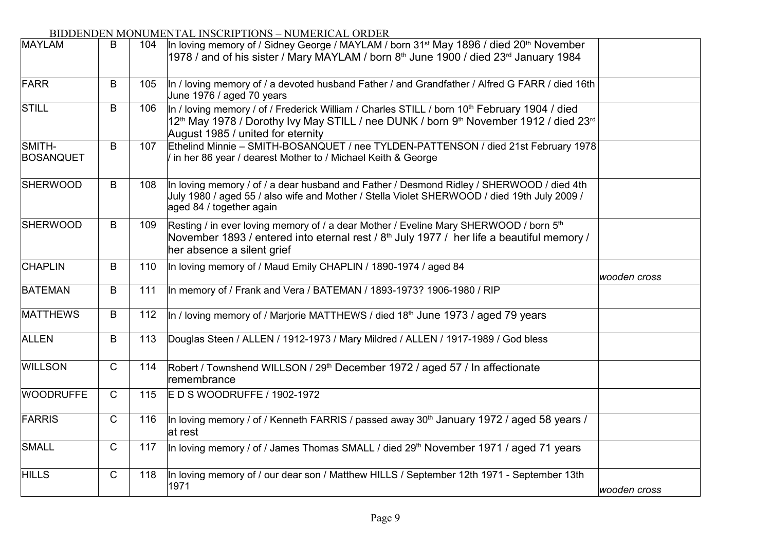BIDDENDEN MONUMENTAL INSCRIPTIONS – NUMERICAL ORDER

| | | | | |
|---|---|---|---|---|
| MAYLAM | B | 104 | In loving memory of / Sidney George / MAYLAM / born 31st May 1896 / died 20th November 1978 / and of his sister / Mary MAYLAM / born 8th June 1900 / died 23rd January 1984 | |
| FARR | B | 105 | In / loving memory of / a devoted husband Father / and Grandfather / Alfred G FARR / died 16th June 1976 / aged 70 years | |
| STILL | B | 106 | In / loving memory / of / Frederick William / Charles STILL / born 10th February 1904 / died 12th May 1978 / Dorothy Ivy May STILL / nee DUNK / born 9th November 1912 / died 23rd August 1985 / united for eternity | |
| SMITH-BOSANQUET | B | 107 | Ethelind Minnie – SMITH-BOSANQUET / nee TYLDEN-PATTENSON / died 21st February 1978 / in her 86 year / dearest Mother to / Michael Keith & George | |
| SHERWOOD | B | 108 | In loving memory / of / a dear husband and Father / Desmond Ridley / SHERWOOD / died 4th July 1980 / aged 55 / also wife and Mother / Stella Violet SHERWOOD / died 19th July 2009 / aged 84 / together again | |
| SHERWOOD | B | 109 | Resting / in ever loving memory of / a dear Mother / Eveline Mary SHERWOOD / born 5th November 1893 / entered into eternal rest / 8th July 1977 / her life a beautiful memory / her absence a silent grief | |
| CHAPLIN | B | 110 | In loving memory of / Maud Emily CHAPLIN / 1890-1974 / aged 84 | *wooden cross* |
| BATEMAN | B | 111 | In memory of / Frank and Vera / BATEMAN / 1893-1973? 1906-1980 / RIP | |
| MATTHEWS | B | 112 | In / loving memory of / Marjorie MATTHEWS / died 18th June 1973 / aged 79 years | |
| ALLEN | B | 113 | Douglas Steen / ALLEN / 1912-1973 / Mary Mildred / ALLEN / 1917-1989 / God bless | |
| WILLSON | C | 114 | Robert / Townshend WILLSON / 29th December 1972 / aged 57 / In affectionate remembrance | |
| WOODRUFFE | C | 115 | E D S WOODRUFFE / 1902-1972 | |
| FARRIS | C | 116 | In loving memory / of / Kenneth FARRIS / passed away 30th January 1972 / aged 58 years / at rest | |
| SMALL | C | 117 | In loving memory / of / James Thomas SMALL / died 29th November 1971 / aged 71 years | |
| HILLS | C | 118 | In loving memory of / our dear son / Matthew HILLS / September 12th 1971 - September 13th 1971 | *wooden cross* |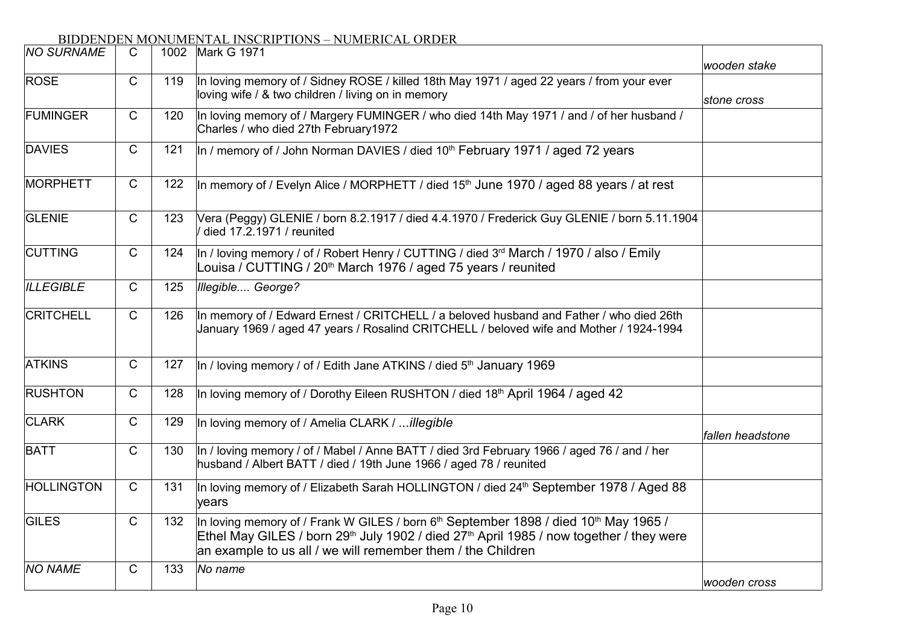BIDDENDEN MONUMENTAL INSCRIPTIONS – NUMERICAL ORDER

| Surname | Section | No. | Inscription | Notes |
|---|---|---|---|---|
| *NO SURNAME* | C | 1002 | Mark G 1971 | *wooden stake* |
| ROSE | C | 119 | In loving memory of / Sidney ROSE / killed 18th May 1971 / aged 22 years / from your ever loving wife / & two children / living on in memory | *stone cross* |
| FUMINGER | C | 120 | In loving memory of / Margery FUMINGER / who died 14th May 1971 / and / of her husband / Charles / who died 27th February1972 | |
| DAVIES | C | 121 | In / memory of / John Norman DAVIES / died 10th February 1971 / aged 72 years | |
| MORPHETT | C | 122 | In memory of / Evelyn Alice / MORPHETT / died 15th June 1970 / aged 88 years / at rest | |
| GLENIE | C | 123 | Vera (Peggy) GLENIE / born 8.2.1917 / died 4.4.1970 / Frederick Guy GLENIE / born 5.11.1904 / died 17.2.1971 / reunited | |
| CUTTING | C | 124 | In / loving memory / of / Robert Henry / CUTTING / died 3rd March / 1970 / also / Emily Louisa / CUTTING / 20th March 1976 / aged 75 years / reunited | |
| *ILLEGIBLE* | C | 125 | *Illegible.... George?* | |
| CRITCHELL | C | 126 | In memory of / Edward Ernest / CRITCHELL / a beloved husband and Father / who died 26th January 1969 / aged 47 years / Rosalind CRITCHELL / beloved wife and Mother / 1924-1994 | |
| ATKINS | C | 127 | In / loving memory / of / Edith Jane ATKINS / died 5th January 1969 | |
| RUSHTON | C | 128 | In loving memory of / Dorothy Eileen RUSHTON / died 18th April 1964 / aged 42 | |
| CLARK | C | 129 | In loving memory of / Amelia CLARK / *...illegible* | *fallen headstone* |
| BATT | C | 130 | In / loving memory / of / Mabel / Anne BATT / died 3rd February 1966 / aged 76 / and / her husband / Albert BATT / died / 19th June 1966 / aged 78 / reunited | |
| HOLLINGTON | C | 131 | In loving memory of / Elizabeth Sarah HOLLINGTON / died 24th September 1978 / Aged 88 years | |
| GILES | C | 132 | In loving memory of / Frank W GILES / born 6th September 1898 / died 10th May 1965 / Ethel May GILES / born 29th July 1902 / died 27th April 1985 / now together / they were an example to us all / we will remember them / the Children | |
| *NO NAME* | C | 133 | *No name* | *wooden cross* |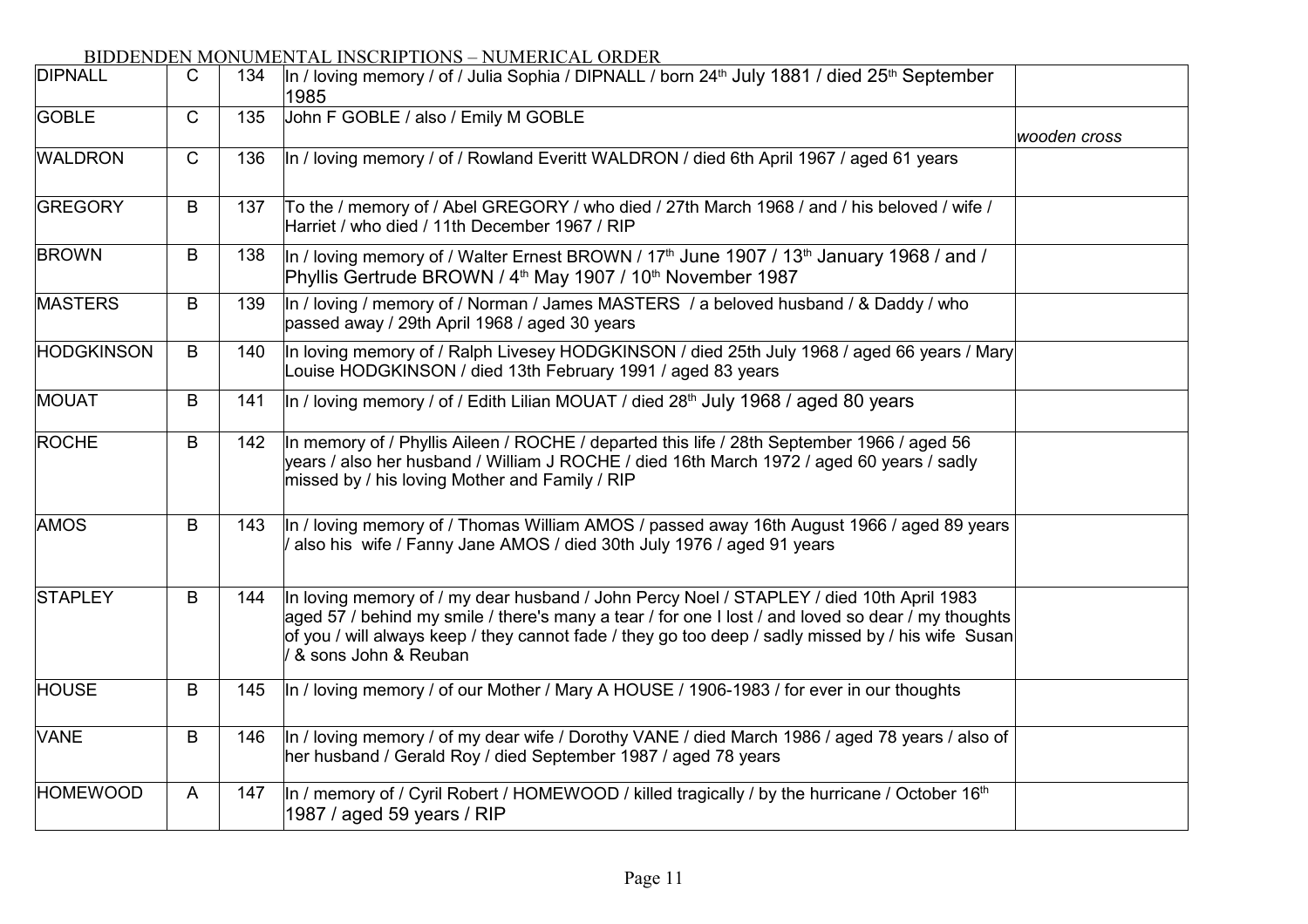BIDDENDEN MONUMENTAL INSCRIPTIONS – NUMERICAL ORDER

| | | | | |
|---|---|---|---|---|
| DIPNALL | C | 134 | In / loving memory / of / Julia Sophia / DIPNALL / born 24th July 1881 / died 25th September 1985 | |
| GOBLE | C | 135 | John F GOBLE / also / Emily M GOBLE | *wooden cross* |
| WALDRON | C | 136 | In / loving memory / of / Rowland Everitt WALDRON / died 6th April 1967 / aged 61 years | |
| GREGORY | B | 137 | To the / memory of / Abel GREGORY / who died / 27th March 1968 / and / his beloved / wife / Harriet / who died / 11th December 1967 / RIP | |
| BROWN | B | 138 | In / loving memory of / Walter Ernest BROWN / 17th June 1907 / 13th January 1968 / and / Phyllis Gertrude BROWN / 4th May 1907 / 10th November 1987 | |
| MASTERS | B | 139 | In / loving / memory of / Norman / James MASTERS / a beloved husband / & Daddy / who passed away / 29th April 1968 / aged 30 years | |
| HODGKINSON | B | 140 | In loving memory of / Ralph Livesey HODGKINSON / died 25th July 1968 / aged 66 years / Mary Louise HODGKINSON / died 13th February 1991 / aged 83 years | |
| MOUAT | B | 141 | In / loving memory / of / Edith Lilian MOUAT / died 28th July 1968 / aged 80 years | |
| ROCHE | B | 142 | In memory of / Phyllis Aileen / ROCHE / departed this life / 28th September 1966 / aged 56 years / also her husband / William J ROCHE / died 16th March 1972 / aged 60 years / sadly missed by / his loving Mother and Family / RIP | |
| AMOS | B | 143 | In / loving memory of / Thomas William AMOS / passed away 16th August 1966 / aged 89 years / also his wife / Fanny Jane AMOS / died 30th July 1976 / aged 91 years | |
| STAPLEY | B | 144 | In loving memory of / my dear husband / John Percy Noel / STAPLEY / died 10th April 1983 aged 57 / behind my smile / there's many a tear / for one I lost / and loved so dear / my thoughts of you / will always keep / they cannot fade / they go too deep / sadly missed by / his wife Susan / & sons John & Reuban | |
| HOUSE | B | 145 | In / loving memory / of our Mother / Mary A HOUSE / 1906-1983 / for ever in our thoughts | |
| VANE | B | 146 | In / loving memory / of my dear wife / Dorothy VANE / died March 1986 / aged 78 years / also of her husband / Gerald Roy / died September 1987 / aged 78 years | |
| HOMEWOOD | A | 147 | In / memory of / Cyril Robert / HOMEWOOD / killed tragically / by the hurricane / October 16th 1987 / aged 59 years / RIP | |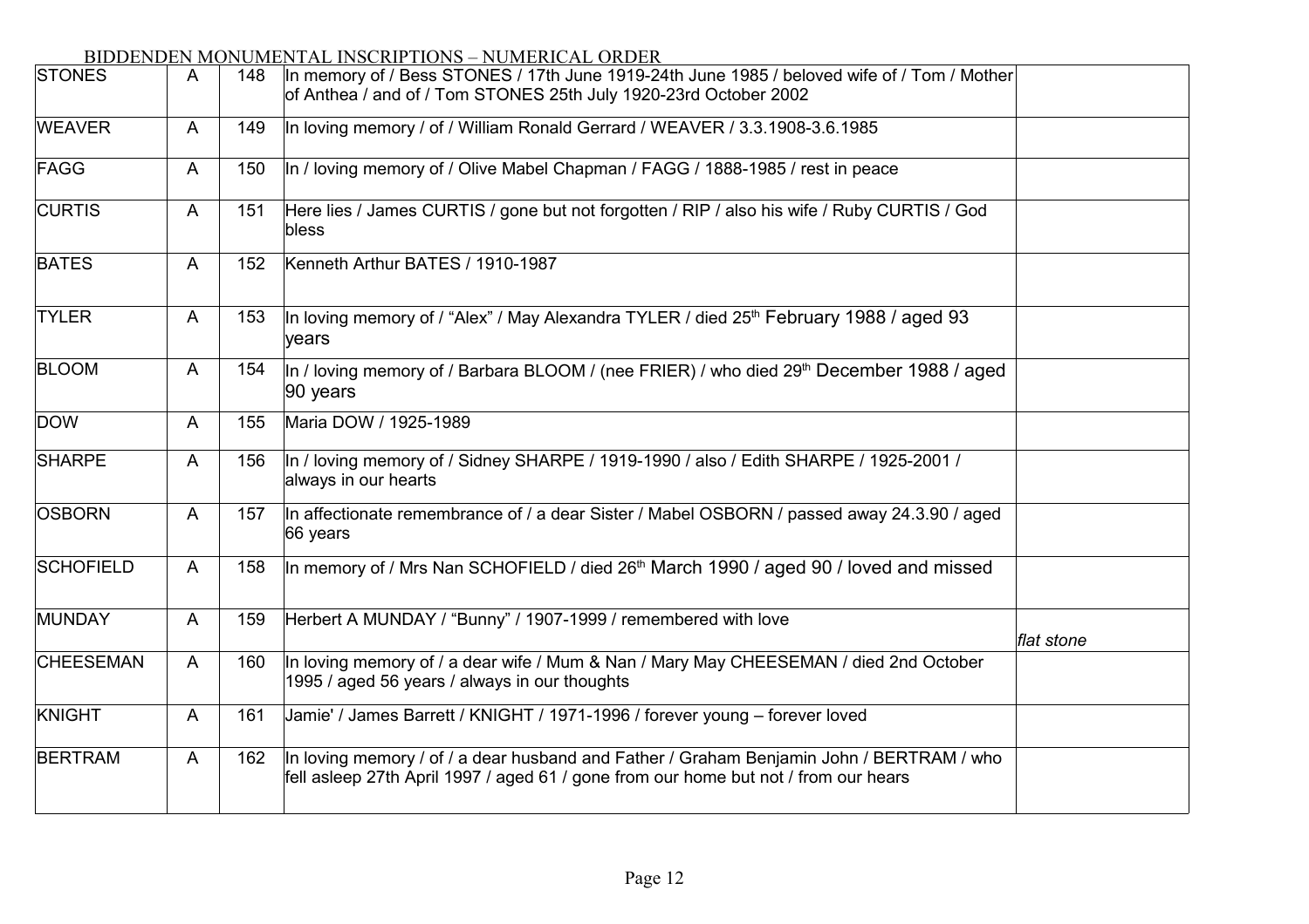BIDDENDEN MONUMENTAL INSCRIPTIONS – NUMERICAL ORDER

| | | | | |
|---|---|---|---|---|
| STONES | A | 148 | In memory of / Bess STONES / 17th June 1919-24th June 1985 / beloved wife of / Tom / Mother of Anthea / and of / Tom STONES 25th July 1920-23rd October 2002 | |
| WEAVER | A | 149 | In loving memory / of / William Ronald Gerrard / WEAVER / 3.3.1908-3.6.1985 | |
| FAGG | A | 150 | In / loving memory of / Olive Mabel Chapman / FAGG / 1888-1985 / rest in peace | |
| CURTIS | A | 151 | Here lies / James CURTIS / gone but not forgotten / RIP / also his wife / Ruby CURTIS / God bless | |
| BATES | A | 152 | Kenneth Arthur BATES / 1910-1987 | |
| TYLER | A | 153 | In loving memory of / "Alex" / May Alexandra TYLER / died 25th February 1988 / aged 93 years | |
| BLOOM | A | 154 | In / loving memory of / Barbara BLOOM / (nee FRIER) / who died 29th December 1988 / aged 90 years | |
| DOW | A | 155 | Maria DOW / 1925-1989 | |
| SHARPE | A | 156 | In / loving memory of / Sidney SHARPE / 1919-1990 / also / Edith SHARPE / 1925-2001 / always in our hearts | |
| OSBORN | A | 157 | In affectionate remembrance of / a dear Sister / Mabel OSBORN / passed away 24.3.90 / aged 66 years | |
| SCHOFIELD | A | 158 | In memory of / Mrs Nan SCHOFIELD / died 26th March 1990 / aged 90 / loved and missed | |
| MUNDAY | A | 159 | Herbert A MUNDAY / "Bunny" / 1907-1999 / remembered with love | *flat stone* |
| CHEESEMAN | A | 160 | In loving memory of / a dear wife / Mum & Nan / Mary May CHEESEMAN / died 2nd October 1995 / aged 56 years / always in our thoughts | |
| KNIGHT | A | 161 | Jamie' / James Barrett / KNIGHT / 1971-1996 / forever young – forever loved | |
| BERTRAM | A | 162 | In loving memory / of / a dear husband and Father / Graham Benjamin John / BERTRAM / who fell asleep 27th April 1997 / aged 61 / gone from our home but not / from our hears | |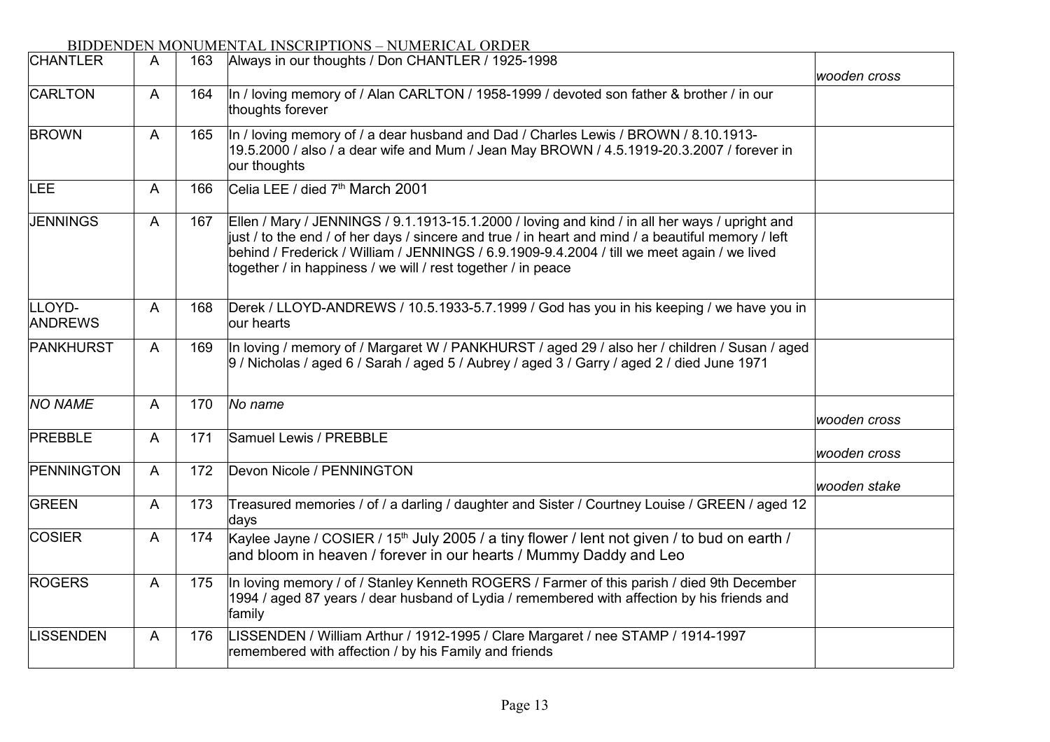BIDDENDEN MONUMENTAL INSCRIPTIONS – NUMERICAL ORDER

| | | | | |
|---|---|---|---|---|
| CHANTLER | A | 163 | Always in our thoughts / Don CHANTLER / 1925-1998 | *wooden cross* |
| CARLTON | A | 164 | In / loving memory of / Alan CARLTON / 1958-1999 / devoted son father & brother / in our thoughts forever | |
| BROWN | A | 165 | In / loving memory of / a dear husband and Dad / Charles Lewis / BROWN / 8.10.1913-19.5.2000 / also / a dear wife and Mum / Jean May BROWN / 4.5.1919-20.3.2007 / forever in our thoughts | |
| LEE | A | 166 | Celia LEE / died 7th March 2001 | |
| JENNINGS | A | 167 | Ellen / Mary / JENNINGS / 9.1.1913-15.1.2000 / loving and kind / in all her ways / upright and just / to the end / of her days / sincere and true / in heart and mind / a beautiful memory / left behind / Frederick / William / JENNINGS / 6.9.1909-9.4.2004 / till we meet again / we lived together / in happiness / we will / rest together / in peace | |
| LLOYD-ANDREWS | A | 168 | Derek / LLOYD-ANDREWS / 10.5.1933-5.7.1999 / God has you in his keeping / we have you in our hearts | |
| PANKHURST | A | 169 | In loving / memory of / Margaret W / PANKHURST / aged 29 / also her / children / Susan / aged 9 / Nicholas / aged 6 / Sarah / aged 5 / Aubrey / aged 3 / Garry / aged 2 / died June 1971 | |
| *NO NAME* | A | 170 | *No name* | *wooden cross* |
| PREBBLE | A | 171 | Samuel Lewis / PREBBLE | *wooden cross* |
| PENNINGTON | A | 172 | Devon Nicole / PENNINGTON | *wooden stake* |
| GREEN | A | 173 | Treasured memories / of / a darling / daughter and Sister / Courtney Louise / GREEN / aged 12 days | |
| COSIER | A | 174 | Kaylee Jayne / COSIER / 15th July 2005 / a tiny flower / lent not given / to bud on earth / and bloom in heaven / forever in our hearts / Mummy Daddy and Leo | |
| ROGERS | A | 175 | In loving memory / of / Stanley Kenneth ROGERS / Farmer of this parish / died 9th December 1994 / aged 87 years / dear husband of Lydia / remembered with affection by his friends and family | |
| LISSENDEN | A | 176 | LISSENDEN / William Arthur / 1912-1995 / Clare Margaret / nee STAMP / 1914-1997 remembered with affection / by his Family and friends | |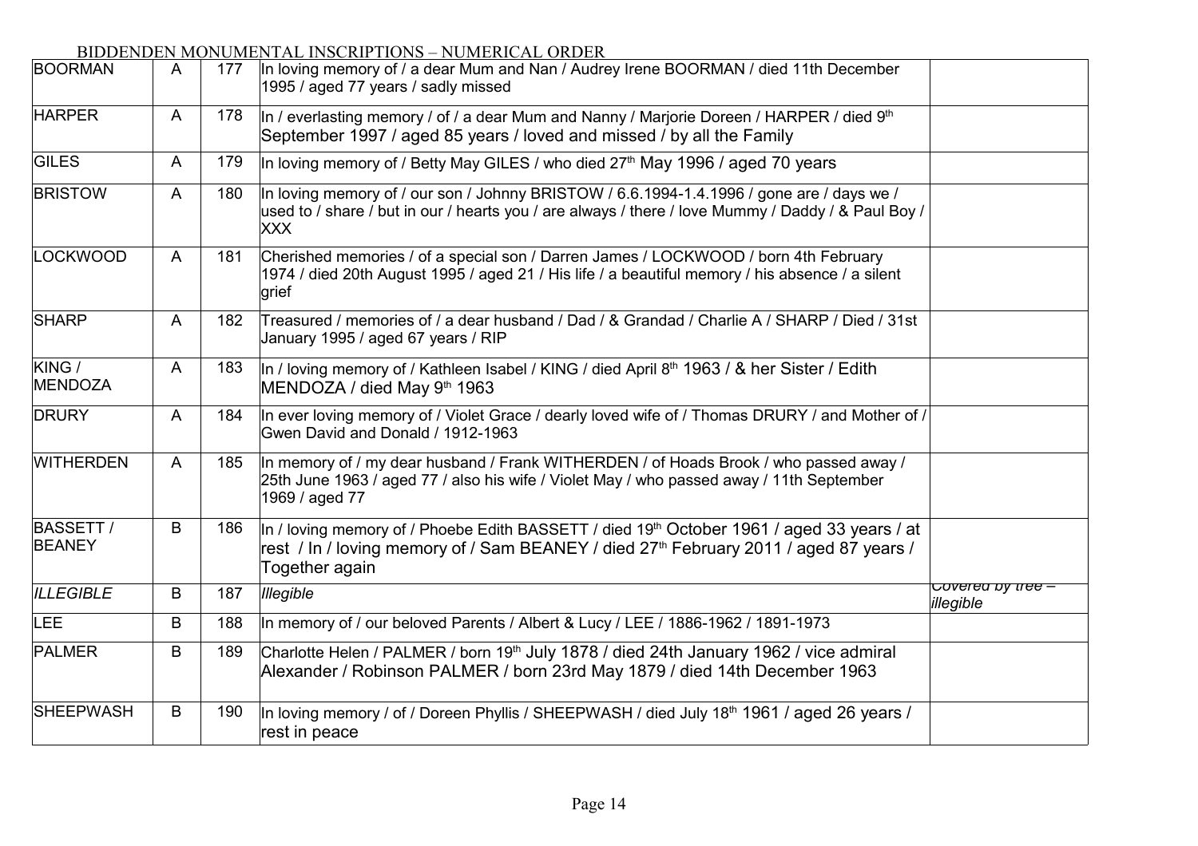BIDDENDEN MONUMENTAL INSCRIPTIONS – NUMERICAL ORDER

| | | | | |
|---|---|---|---|---|
| BOORMAN | A | 177 | In loving memory of / a dear Mum and Nan / Audrey Irene BOORMAN / died 11th December 1995 / aged 77 years / sadly missed | |
| HARPER | A | 178 | In / everlasting memory / of / a dear Mum and Nanny / Marjorie Doreen / HARPER / died 9th September 1997 / aged 85 years / loved and missed / by all the Family | |
| GILES | A | 179 | In loving memory of / Betty May GILES / who died 27th May 1996 / aged 70 years | |
| BRISTOW | A | 180 | In loving memory of / our son / Johnny BRISTOW / 6.6.1994-1.4.1996 / gone are / days we / used to / share / but in our / hearts you / are always / there / love Mummy / Daddy / & Paul Boy / XXX | |
| LOCKWOOD | A | 181 | Cherished memories / of a special son / Darren James / LOCKWOOD / born 4th February 1974 / died 20th August 1995 / aged 21 / His life / a beautiful memory / his absence / a silent grief | |
| SHARP | A | 182 | Treasured / memories of / a dear husband / Dad / & Grandad / Charlie A / SHARP / Died / 31st January 1995 / aged 67 years / RIP | |
| KING / MENDOZA | A | 183 | In / loving memory of / Kathleen Isabel / KING / died April 8th 1963 / & her Sister / Edith MENDOZA / died May 9th 1963 | |
| DRURY | A | 184 | In ever loving memory of / Violet Grace / dearly loved wife of / Thomas DRURY / and Mother of / Gwen David and Donald / 1912-1963 | |
| WITHERDEN | A | 185 | In memory of / my dear husband / Frank WITHERDEN / of Hoads Brook / who passed away / 25th June 1963 / aged 77 / also his wife / Violet May / who passed away / 11th September 1969 / aged 77 | |
| BASSETT / BEANEY | B | 186 | In / loving memory of / Phoebe Edith BASSETT / died 19th October 1961 / aged 33 years / at rest / In / loving memory of / Sam BEANEY / died 27th February 2011 / aged 87 years / Together again | |
| *ILLEGIBLE* | B | 187 | *Illegible* | *Covered by tree – illegible* |
| LEE | B | 188 | In memory of / our beloved Parents / Albert & Lucy / LEE / 1886-1962 / 1891-1973 | |
| PALMER | B | 189 | Charlotte Helen / PALMER / born 19th July 1878 / died 24th January 1962 / vice admiral Alexander / Robinson PALMER / born 23rd May 1879 / died 14th December 1963 | |
| SHEEPWASH | B | 190 | In loving memory / of / Doreen Phyllis / SHEEPWASH / died July 18th 1961 / aged 26 years / rest in peace | |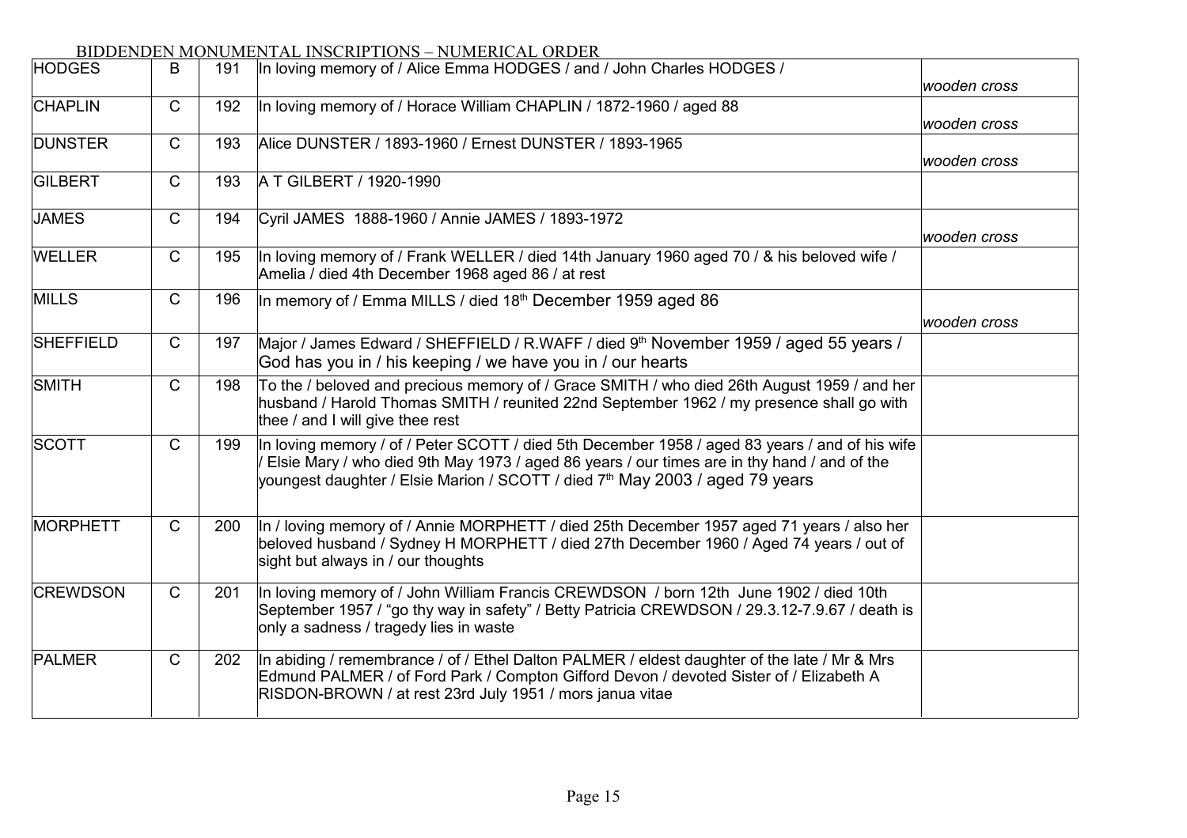BIDDENDEN MONUMENTAL INSCRIPTIONS – NUMERICAL ORDER

| | | | | |
|---|---|---|---|---|
| HODGES | B | 191 | In loving memory of / Alice Emma HODGES / and / John Charles HODGES / | *wooden cross* |
| CHAPLIN | C | 192 | In loving memory of / Horace William CHAPLIN / 1872-1960 / aged 88 | *wooden cross* |
| DUNSTER | C | 193 | Alice DUNSTER / 1893-1960 / Ernest DUNSTER / 1893-1965 | *wooden cross* |
| GILBERT | C | 193 | A T GILBERT / 1920-1990 | |
| JAMES | C | 194 | Cyril JAMES 1888-1960 / Annie JAMES / 1893-1972 | *wooden cross* |
| WELLER | C | 195 | In loving memory of / Frank WELLER / died 14th January 1960 aged 70 / & his beloved wife / Amelia / died 4th December 1968 aged 86 / at rest | |
| MILLS | C | 196 | In memory of / Emma MILLS / died 18th December 1959 aged 86 | *wooden cross* |
| SHEFFIELD | C | 197 | Major / James Edward / SHEFFIELD / R.WAFF / died 9th November 1959 / aged 55 years / God has you in / his keeping / we have you in / our hearts | |
| SMITH | C | 198 | To the / beloved and precious memory of / Grace SMITH / who died 26th August 1959 / and her husband / Harold Thomas SMITH / reunited 22nd September 1962 / my presence shall go with thee / and I will give thee rest | |
| SCOTT | C | 199 | In loving memory / of / Peter SCOTT / died 5th December 1958 / aged 83 years / and of his wife / Elsie Mary / who died 9th May 1973 / aged 86 years / our times are in thy hand / and of the youngest daughter / Elsie Marion / SCOTT / died 7th May 2003 / aged 79 years | |
| MORPHETT | C | 200 | In / loving memory of / Annie MORPHETT / died 25th December 1957 aged 71 years / also her beloved husband / Sydney H MORPHETT / died 27th December 1960 / Aged 74 years / out of sight but always in / our thoughts | |
| CREWDSON | C | 201 | In loving memory of / John William Francis CREWDSON / born 12th June 1902 / died 10th September 1957 / "go thy way in safety" / Betty Patricia CREWDSON / 29.3.12-7.9.67 / death is only a sadness / tragedy lies in waste | |
| PALMER | C | 202 | In abiding / remembrance / of / Ethel Dalton PALMER / eldest daughter of the late / Mr & Mrs Edmund PALMER / of Ford Park / Compton Gifford Devon / devoted Sister of / Elizabeth A RISDON-BROWN / at rest 23rd July 1951 / mors janua vitae | |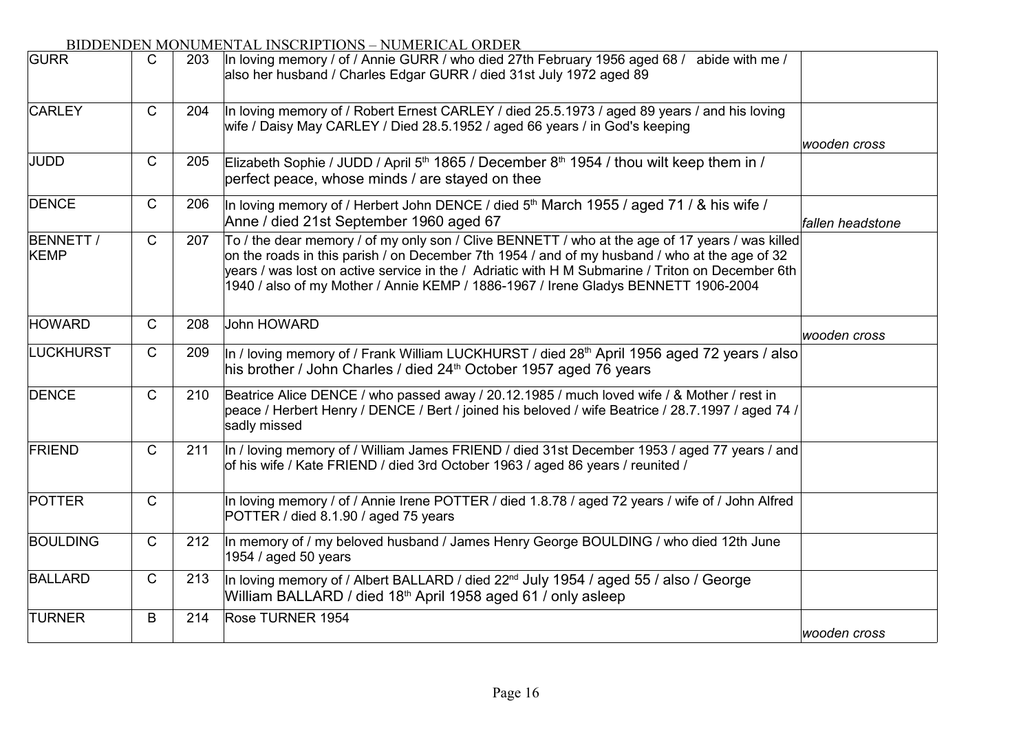BIDDENDEN MONUMENTAL INSCRIPTIONS – NUMERICAL ORDER

| | | | | |
|---|---|---|---|---|
| GURR | C | 203 | In loving memory / of / Annie GURR / who died 27th February 1956 aged 68 / abide with me / also her husband / Charles Edgar GURR / died 31st July 1972 aged 89 | |
| CARLEY | C | 204 | In loving memory of / Robert Ernest CARLEY / died 25.5.1973 / aged 89 years / and his loving wife / Daisy May CARLEY / Died 28.5.1952 / aged 66 years / in God's keeping | wooden cross |
| JUDD | C | 205 | Elizabeth Sophie / JUDD / April 5th 1865 / December 8th 1954 / thou wilt keep them in / perfect peace, whose minds / are stayed on thee | |
| DENCE | C | 206 | In loving memory of / Herbert John DENCE / died 5th March 1955 / aged 71 / & his wife / Anne / died 21st September 1960 aged 67 | fallen headstone |
| BENNETT / KEMP | C | 207 | To / the dear memory / of my only son / Clive BENNETT / who at the age of 17 years / was killed on the roads in this parish / on December 7th 1954 / and of my husband / who at the age of 32 years / was lost on active service in the / Adriatic with H M Submarine / Triton on December 6th 1940 / also of my Mother / Annie KEMP / 1886-1967 / Irene Gladys BENNETT 1906-2004 | |
| HOWARD | C | 208 | John HOWARD | wooden cross |
| LUCKHURST | C | 209 | In / loving memory of / Frank William LUCKHURST / died 28th April 1956 aged 72 years / also his brother / John Charles / died 24th October 1957 aged 76 years | |
| DENCE | C | 210 | Beatrice Alice DENCE / who passed away / 20.12.1985 / much loved wife / & Mother / rest in peace / Herbert Henry / DENCE / Bert / joined his beloved / wife Beatrice / 28.7.1997 / aged 74 / sadly missed | |
| FRIEND | C | 211 | In / loving memory of / William James FRIEND / died 31st December 1953 / aged 77 years / and of his wife / Kate FRIEND / died 3rd October 1963 / aged 86 years / reunited / | |
| POTTER | C | | In loving memory / of / Annie Irene POTTER / died 1.8.78 / aged 72 years / wife of / John Alfred POTTER / died 8.1.90 / aged 75 years | |
| BOULDING | C | 212 | In memory of / my beloved husband / James Henry George BOULDING / who died 12th June 1954 / aged 50 years | |
| BALLARD | C | 213 | In loving memory of / Albert BALLARD / died 22nd July 1954 / aged 55 / also / George William BALLARD / died 18th April 1958 aged 61 / only asleep | |
| TURNER | B | 214 | Rose TURNER 1954 | wooden cross |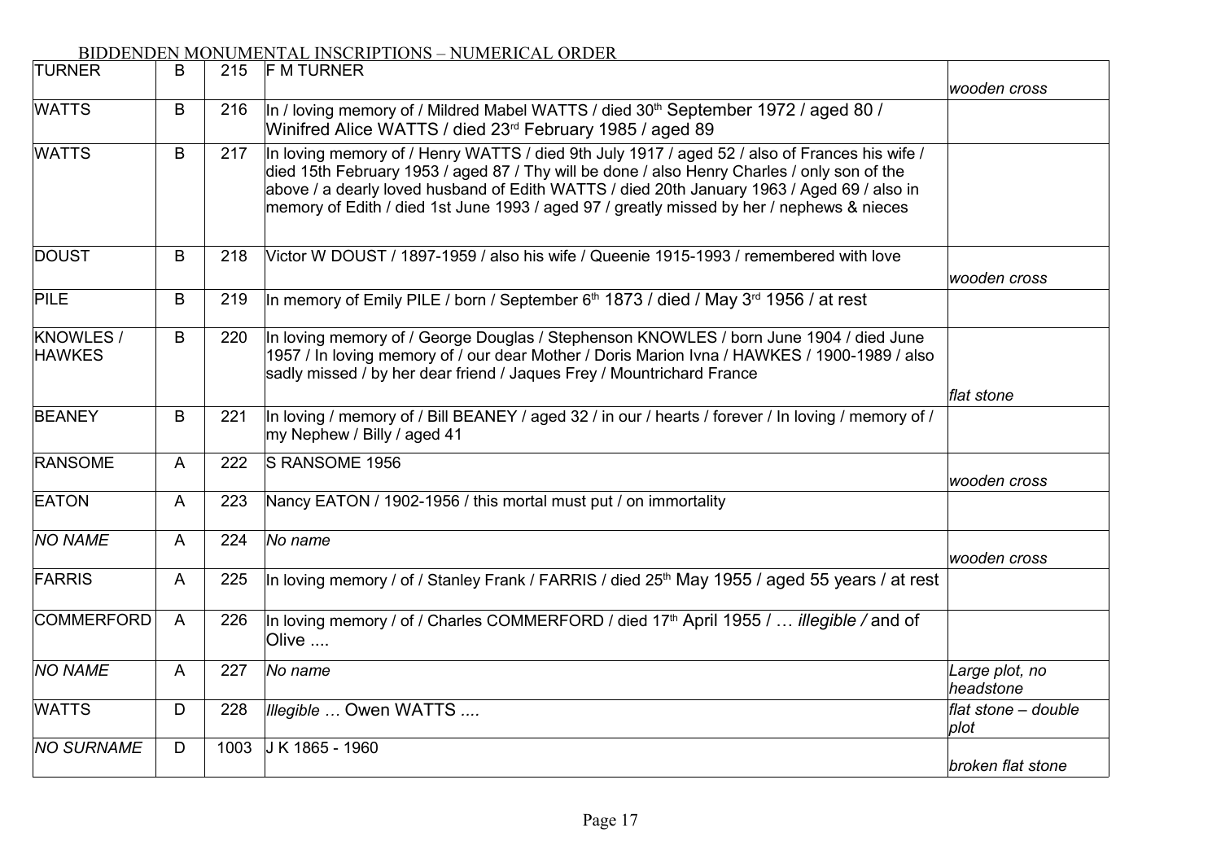BIDDENDEN MONUMENTAL INSCRIPTIONS – NUMERICAL ORDER

| | | | | |
|---|---|---|---|---|
| TURNER | B | 215 | F M TURNER | *wooden cross* |
| WATTS | B | 216 | In / loving memory of / Mildred Mabel WATTS / died 30th September 1972 / aged 80 / Winifred Alice WATTS / died 23rd February 1985 / aged 89 | |
| WATTS | B | 217 | In loving memory of / Henry WATTS / died 9th July 1917 / aged 52 / also of Frances his wife / died 15th February 1953 / aged 87 / Thy will be done / also Henry Charles / only son of the above / a dearly loved husband of Edith WATTS / died 20th January 1963 / Aged 69 / also in memory of Edith / died 1st June 1993 / aged 97 / greatly missed by her / nephews & nieces | |
| DOUST | B | 218 | Victor W DOUST / 1897-1959 / also his wife / Queenie 1915-1993 / remembered with love | *wooden cross* |
| PILE | B | 219 | In memory of Emily PILE / born / September 6th 1873 / died / May 3rd 1956 / at rest | |
| KNOWLES / HAWKES | B | 220 | In loving memory of / George Douglas / Stephenson KNOWLES / born June 1904 / died June 1957 / In loving memory of / our dear Mother / Doris Marion Ivna / HAWKES / 1900-1989 / also sadly missed / by her dear friend / Jaques Frey / Mountrichard France | *flat stone* |
| BEANEY | B | 221 | In loving / memory of / Bill BEANEY / aged 32 / in our / hearts / forever / In loving / memory of / my Nephew / Billy / aged 41 | |
| RANSOME | A | 222 | S RANSOME 1956 | *wooden cross* |
| EATON | A | 223 | Nancy EATON / 1902-1956 / this mortal must put / on immortality | |
| *NO NAME* | A | 224 | *No name* | *wooden cross* |
| FARRIS | A | 225 | In loving memory / of / Stanley Frank / FARRIS / died 25th May 1955 / aged 55 years / at rest | |
| COMMERFORD | A | 226 | In loving memory / of / Charles COMMERFORD / died 17th April 1955 / … *illegible /* and of Olive .... | |
| *NO NAME* | A | 227 | *No name* | *Large plot, no headstone* |
| WATTS | D | 228 | *Illegible …* Owen WATTS .... | *flat stone – double plot* |
| *NO SURNAME* | D | 1003 | J K 1865 - 1960 | *broken flat stone* |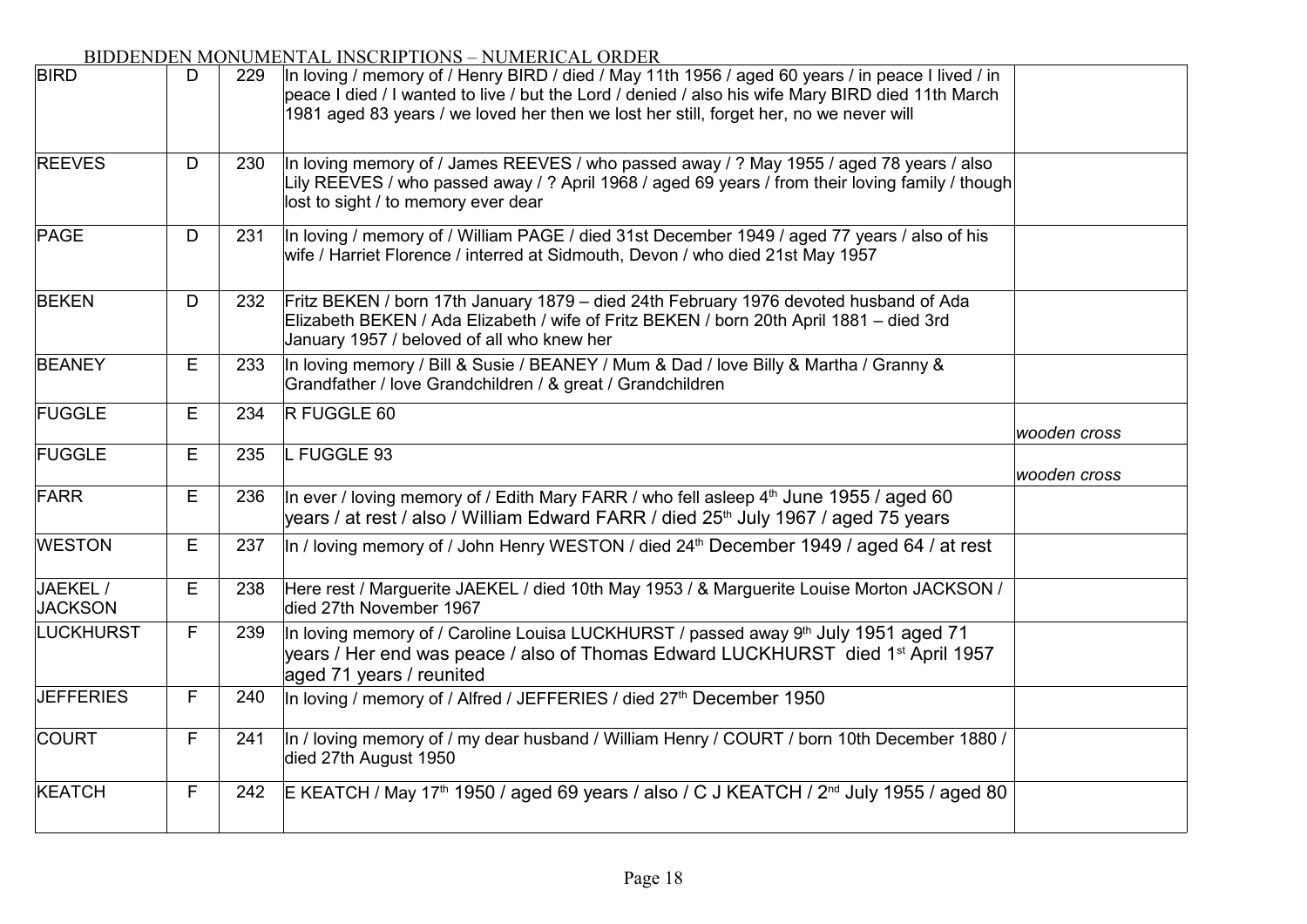BIDDENDEN MONUMENTAL INSCRIPTIONS – NUMERICAL ORDER

| | | | | |
|---|---|---|---|---|
| BIRD | D | 229 | In loving / memory of / Henry BIRD / died / May 11th 1956 / aged 60 years / in peace I lived / in peace I died / I wanted to live / but the Lord / denied / also his wife Mary BIRD died 11th March 1981 aged 83 years / we loved her then we lost her still, forget her, no we never will | |
| REEVES | D | 230 | In loving memory of / James REEVES / who passed away / ? May 1955 / aged 78 years / also Lily REEVES / who passed away / ? April 1968 / aged 69 years / from their loving family / though lost to sight / to memory ever dear | |
| PAGE | D | 231 | In loving / memory of / William PAGE / died 31st December 1949 / aged 77 years / also of his wife / Harriet Florence / interred at Sidmouth, Devon / who died 21st May 1957 | |
| BEKEN | D | 232 | Fritz BEKEN / born 17th January 1879 – died 24th February 1976 devoted husband of Ada Elizabeth BEKEN / Ada Elizabeth / wife of Fritz BEKEN / born 20th April 1881 – died 3rd January 1957 / beloved of all who knew her | |
| BEANEY | E | 233 | In loving memory / Bill & Susie / BEANEY / Mum & Dad / love Billy & Martha / Granny & Grandfather / love Grandchildren / & great / Grandchildren | |
| FUGGLE | E | 234 | R FUGGLE 60 | *wooden cross* |
| FUGGLE | E | 235 | L FUGGLE 93 | *wooden cross* |
| FARR | E | 236 | In ever / loving memory of / Edith Mary FARR / who fell asleep 4th June 1955 / aged 60 years / at rest / also / William Edward FARR / died 25th July 1967 / aged 75 years | |
| WESTON | E | 237 | In / loving memory of / John Henry WESTON / died 24th December 1949 / aged 64 / at rest | |
| JAEKEL / JACKSON | E | 238 | Here rest / Marguerite JAEKEL / died 10th May 1953 / & Marguerite Louise Morton JACKSON / died 27th November 1967 | |
| LUCKHURST | F | 239 | In loving memory of / Caroline Louisa LUCKHURST / passed away 9th July 1951 aged 71 years / Her end was peace / also of Thomas Edward LUCKHURST died 1st April 1957 aged 71 years / reunited | |
| JEFFERIES | F | 240 | In loving / memory of / Alfred / JEFFERIES / died 27th December 1950 | |
| COURT | F | 241 | In / loving memory of / my dear husband / William Henry / COURT / born 10th December 1880 / died 27th August 1950 | |
| KEATCH | F | 242 | E KEATCH / May 17th 1950 / aged 69 years / also / C J KEATCH / 2nd July 1955 / aged 80 | |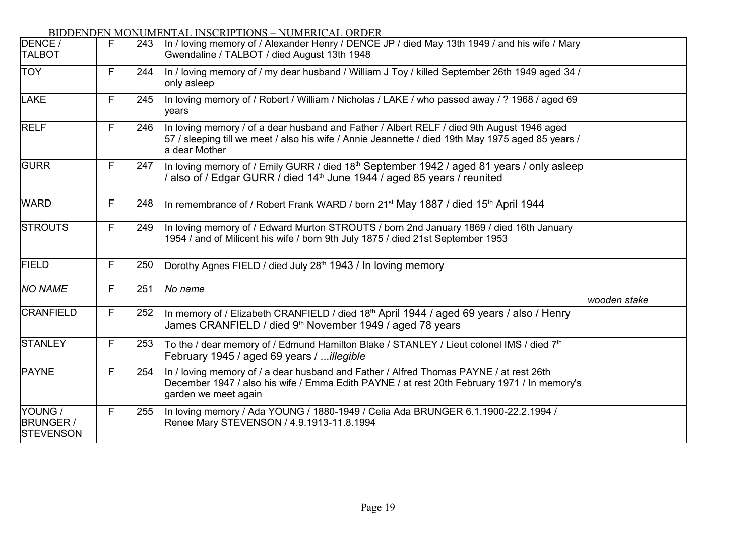BIDDENDEN MONUMENTAL INSCRIPTIONS – NUMERICAL ORDER

| | | | | |
|---|---|---|---|---|
| DENCE / TALBOT | F | 243 | In / loving memory of / Alexander Henry / DENCE JP / died May 13th 1949 / and his wife / Mary Gwendaline / TALBOT / died August 13th 1948 | |
| TOY | F | 244 | In / loving memory of / my dear husband / William J Toy / killed September 26th 1949 aged 34 / only asleep | |
| LAKE | F | 245 | In loving memory of / Robert / William / Nicholas / LAKE / who passed away / ? 1968 / aged 69 years | |
| RELF | F | 246 | In loving memory / of a dear husband and Father / Albert RELF / died 9th August 1946 aged 57 / sleeping till we meet / also his wife / Annie Jeannette / died 19th May 1975 aged 85 years / a dear Mother | |
| GURR | F | 247 | In loving memory of / Emily GURR / died 18th September 1942 / aged 81 years / only asleep / also of / Edgar GURR / died 14th June 1944 / aged 85 years / reunited | |
| WARD | F | 248 | In remembrance of / Robert Frank WARD / born 21st May 1887 / died 15th April 1944 | |
| STROUTS | F | 249 | In loving memory of / Edward Murton STROUTS / born 2nd January 1869 / died 16th January 1954 / and of Milicent his wife / born 9th July 1875 / died 21st September 1953 | |
| FIELD | F | 250 | Dorothy Agnes FIELD / died July 28th 1943 / In loving memory | |
| *NO NAME* | F | 251 | *No name* | *wooden stake* |
| CRANFIELD | F | 252 | In memory of / Elizabeth CRANFIELD / died 18th April 1944 / aged 69 years / also / Henry James CRANFIELD / died 9th November 1949 / aged 78 years | |
| STANLEY | F | 253 | To the / dear memory of / Edmund Hamilton Blake / STANLEY / Lieut colonel IMS / died 7th February 1945 / aged 69 years / ...*illegible* | |
| PAYNE | F | 254 | In / loving memory of / a dear husband and Father / Alfred Thomas PAYNE / at rest 26th December 1947 / also his wife / Emma Edith PAYNE / at rest 20th February 1971 / In memory's garden we meet again | |
| YOUNG / BRUNGER / STEVENSON | F | 255 | In loving memory / Ada YOUNG / 1880-1949 / Celia Ada BRUNGER 6.1.1900-22.2.1994 / Renee Mary STEVENSON / 4.9.1913-11.8.1994 | |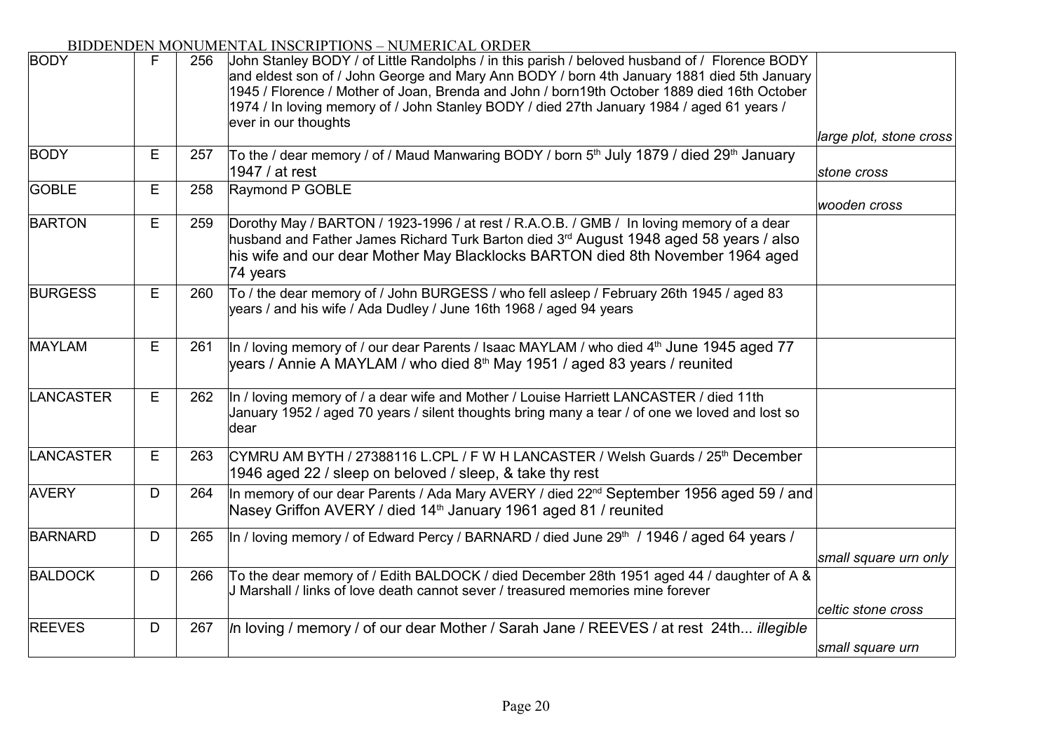BIDDENDEN MONUMENTAL INSCRIPTIONS – NUMERICAL ORDER

| | | | | |
|---|---|---|---|---|
| BODY | F | 256 | John Stanley BODY / of Little Randolphs / in this parish / beloved husband of / Florence BODY and eldest son of / John George and Mary Ann BODY / born 4th January 1881 died 5th January 1945 / Florence / Mother of Joan, Brenda and John / born19th October 1889 died 16th October 1974 / In loving memory of / John Stanley BODY / died 27th January 1984 / aged 61 years / ever in our thoughts | *large plot, stone cross* |
| BODY | E | 257 | To the / dear memory / of / Maud Manwaring BODY / born 5th July 1879 / died 29th January 1947 / at rest | *stone cross* |
| GOBLE | E | 258 | Raymond P GOBLE | *wooden cross* |
| BARTON | E | 259 | Dorothy May / BARTON / 1923-1996 / at rest / R.A.O.B. / GMB / In loving memory of a dear husband and Father James Richard Turk Barton died 3rd August 1948 aged 58 years / also his wife and our dear Mother May Blacklocks BARTON died 8th November 1964 aged 74 years | |
| BURGESS | E | 260 | To / the dear memory of / John BURGESS / who fell asleep / February 26th 1945 / aged 83 years / and his wife / Ada Dudley / June 16th 1968 / aged 94 years | |
| MAYLAM | E | 261 | In / loving memory of / our dear Parents / Isaac MAYLAM / who died 4th June 1945 aged 77 years / Annie A MAYLAM / who died 8th May 1951 / aged 83 years / reunited | |
| LANCASTER | E | 262 | In / loving memory of / a dear wife and Mother / Louise Harriett LANCASTER / died 11th January 1952 / aged 70 years / silent thoughts bring many a tear / of one we loved and lost so dear | |
| LANCASTER | E | 263 | CYMRU AM BYTH / 27388116 L.CPL / F W H LANCASTER / Welsh Guards / 25th December 1946 aged 22 / sleep on beloved / sleep, & take thy rest | |
| AVERY | D | 264 | In memory of our dear Parents / Ada Mary AVERY / died 22nd September 1956 aged 59 / and Nasey Griffon AVERY / died 14th January 1961 aged 81 / reunited | |
| BARNARD | D | 265 | In / loving memory / of Edward Percy / BARNARD / died June 29th / 1946 / aged 64 years / | *small square urn only* |
| BALDOCK | D | 266 | To the dear memory of / Edith BALDOCK / died December 28th 1951 aged 44 / daughter of A & J Marshall / links of love death cannot sever / treasured memories mine forever | *celtic stone cross* |
| REEVES | D | 267 | In loving / memory / of our dear Mother / Sarah Jane / REEVES / at rest 24th... *illegible* | *small square urn* |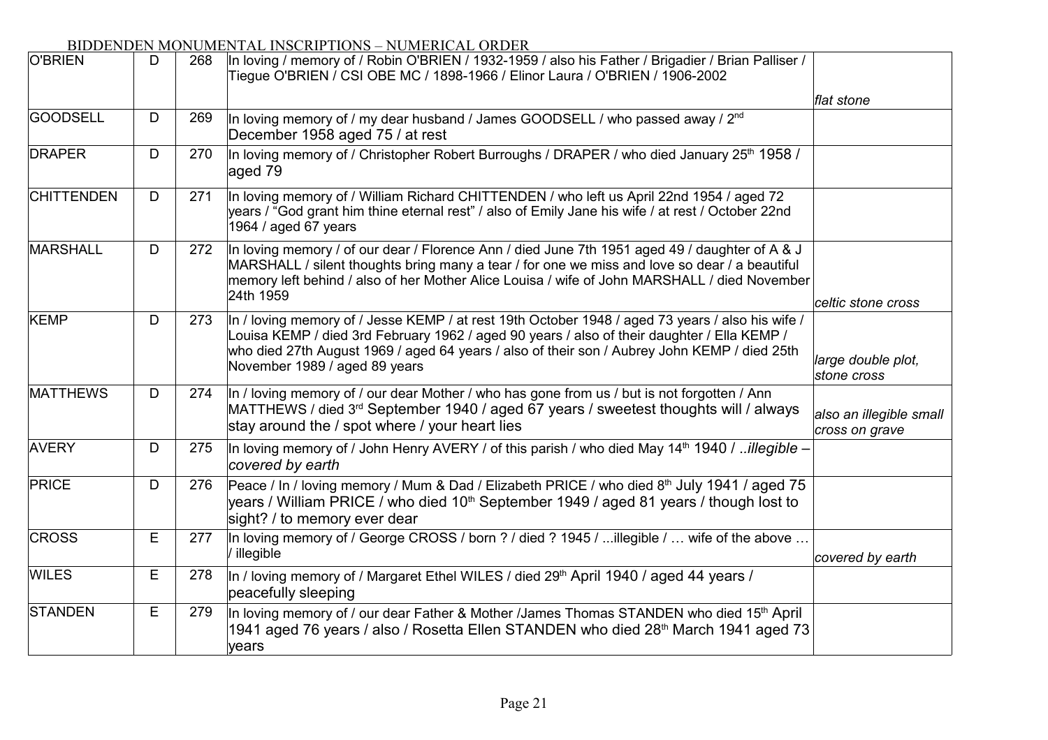BIDDENDEN MONUMENTAL INSCRIPTIONS – NUMERICAL ORDER

| | | | | |
|---|---|---|---|---|
| O'BRIEN | D | 268 | In loving / memory of / Robin O'BRIEN / 1932-1959 / also his Father / Brigadier / Brian Palliser / Tiegue O'BRIEN / CSI OBE MC / 1898-1966 / Elinor Laura / O'BRIEN / 1906-2002 | *flat stone* |
| GOODSELL | D | 269 | In loving memory of / my dear husband / James GOODSELL / who passed away / 2nd December 1958 aged 75 / at rest | |
| DRAPER | D | 270 | In loving memory of / Christopher Robert Burroughs / DRAPER / who died January 25th 1958 / aged 79 | |
| CHITTENDEN | D | 271 | In loving memory of / William Richard CHITTENDEN / who left us April 22nd 1954 / aged 72 years / "God grant him thine eternal rest" / also of Emily Jane his wife / at rest / October 22nd 1964 / aged 67 years | |
| MARSHALL | D | 272 | In loving memory / of our dear / Florence Ann / died June 7th 1951 aged 49 / daughter of A & J MARSHALL / silent thoughts bring many a tear / for one we miss and love so dear / a beautiful memory left behind / also of her Mother Alice Louisa / wife of John MARSHALL / died November 24th 1959 | *celtic stone cross* |
| KEMP | D | 273 | In / loving memory of / Jesse KEMP / at rest 19th October 1948 / aged 73 years / also his wife / Louisa KEMP / died 3rd February 1962 / aged 90 years / also of their daughter / Ella KEMP / who died 27th August 1969 / aged 64 years / also of their son / Aubrey John KEMP / died 25th November 1989 / aged 89 years | *large double plot, stone cross* |
| MATTHEWS | D | 274 | In / loving memory of / our dear Mother / who has gone from us / but is not forgotten / Ann MATTHEWS / died 3rd September 1940 / aged 67 years / sweetest thoughts will / always stay around the / spot where / your heart lies | *also an illegible small cross on grave* |
| AVERY | D | 275 | In loving memory of / John Henry AVERY / of this parish / who died May 14th 1940 / *..illegible – covered by earth* | |
| PRICE | D | 276 | Peace / In / loving memory / Mum & Dad / Elizabeth PRICE / who died 8th July 1941 / aged 75 years / William PRICE / who died 10th September 1949 / aged 81 years / though lost to sight? / to memory ever dear | |
| CROSS | E | 277 | In loving memory of / George CROSS / born ? / died ? 1945 / ...illegible / … wife of the above … / illegible | *covered by earth* |
| WILES | E | 278 | In / loving memory of / Margaret Ethel WILES / died 29th April 1940 / aged 44 years / peacefully sleeping | |
| STANDEN | E | 279 | In loving memory of / our dear Father & Mother /James Thomas STANDEN who died 15th April 1941 aged 76 years / also / Rosetta Ellen STANDEN who died 28th March 1941 aged 73 years | |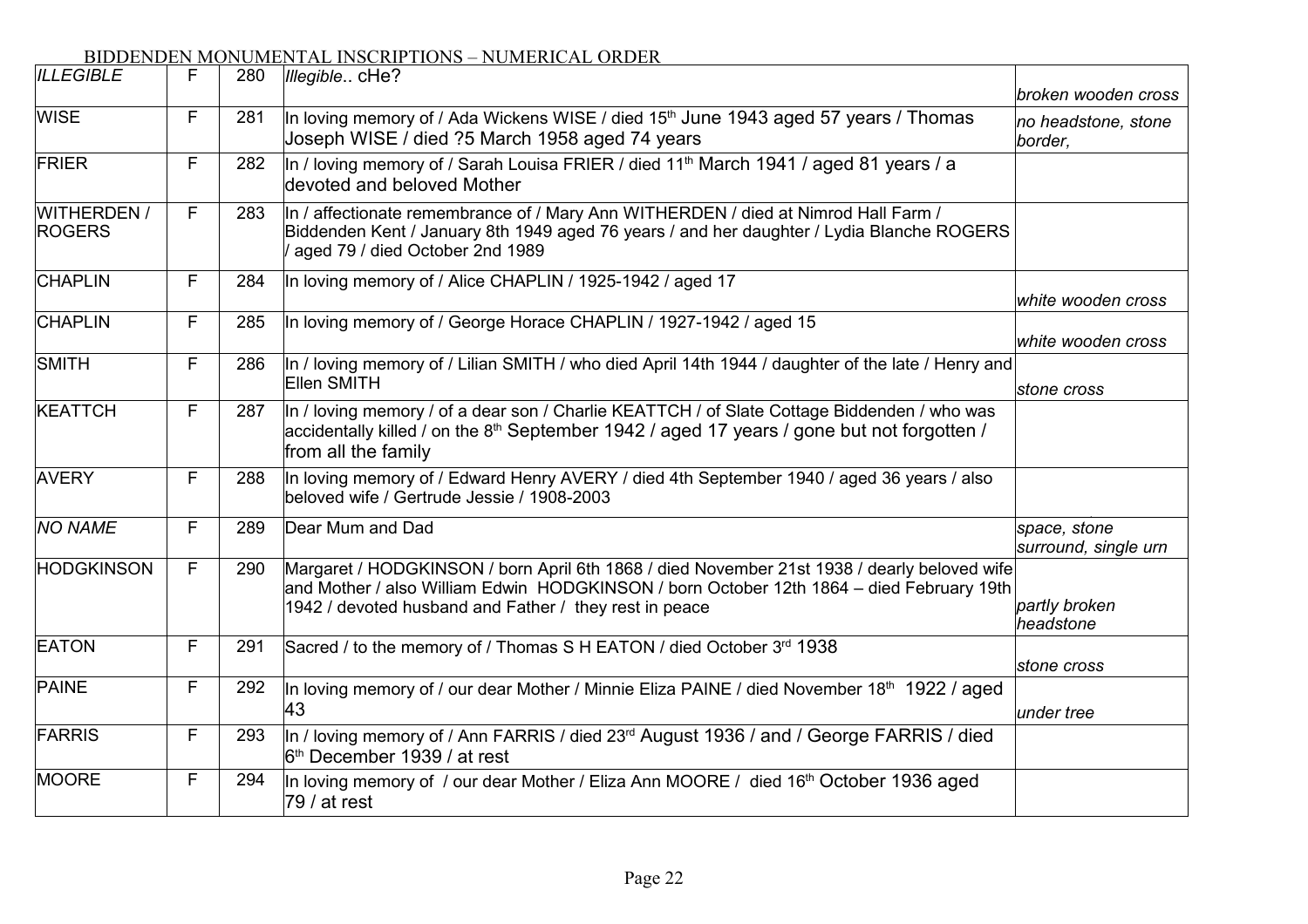BIDDENDEN MONUMENTAL INSCRIPTIONS – NUMERICAL ORDER

| | | | | |
|---|---|---|---|---|
| *ILLEGIBLE* | F | 280 | *Illegible*.. cHe? | *broken wooden cross* |
| WISE | F | 281 | In loving memory of / Ada Wickens WISE / died 15th June 1943 aged 57 years / Thomas Joseph WISE / died ?5 March 1958 aged 74 years | *no headstone, stone border,* |
| FRIER | F | 282 | In / loving memory of / Sarah Louisa FRIER / died 11th March 1941 / aged 81 years / a devoted and beloved Mother | |
| WITHERDEN / ROGERS | F | 283 | In / affectionate remembrance of / Mary Ann WITHERDEN / died at Nimrod Hall Farm / Biddenden Kent / January 8th 1949 aged 76 years / and her daughter / Lydia Blanche ROGERS / aged 79 / died October 2nd 1989 | |
| CHAPLIN | F | 284 | In loving memory of / Alice CHAPLIN / 1925-1942 / aged 17 | *white wooden cross* |
| CHAPLIN | F | 285 | In loving memory of / George Horace CHAPLIN / 1927-1942 / aged 15 | *white wooden cross* |
| SMITH | F | 286 | In / loving memory of / Lilian SMITH / who died April 14th 1944 / daughter of the late / Henry and Ellen SMITH | *stone cross* |
| KEATTCH | F | 287 | In / loving memory / of a dear son / Charlie KEATTCH / of Slate Cottage Biddenden / who was accidentally killed / on the 8th September 1942 / aged 17 years / gone but not forgotten / from all the family | |
| AVERY | F | 288 | In loving memory of / Edward Henry AVERY / died 4th September 1940 / aged 36 years / also beloved wife / Gertrude Jessie / 1908-2003 | |
| *NO NAME* | F | 289 | Dear Mum and Dad | *space, stone surround, single urn* |
| HODGKINSON | F | 290 | Margaret / HODGKINSON / born April 6th 1868 / died November 21st 1938 / dearly beloved wife and Mother / also William Edwin HODGKINSON / born October 12th 1864 – died February 19th 1942 / devoted husband and Father / they rest in peace | *partly broken headstone* |
| EATON | F | 291 | Sacred / to the memory of / Thomas S H EATON / died October 3rd 1938 | *stone cross* |
| PAINE | F | 292 | In loving memory of / our dear Mother / Minnie Eliza PAINE / died November 18th 1922 / aged 43 | *under tree* |
| FARRIS | F | 293 | In / loving memory of / Ann FARRIS / died 23rd August 1936 / and / George FARRIS / died 6th December 1939 / at rest | |
| MOORE | F | 294 | In loving memory of / our dear Mother / Eliza Ann MOORE / died 16th October 1936 aged 79 / at rest | |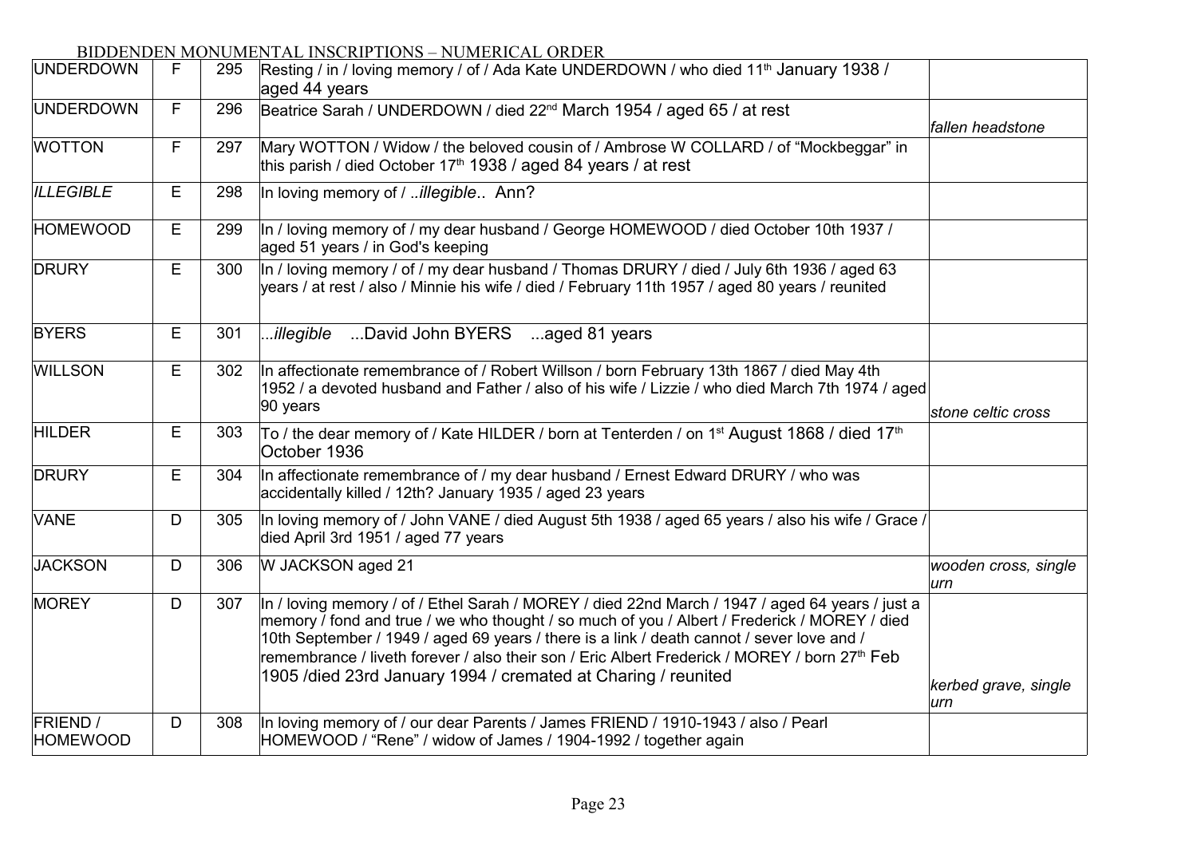BIDDENDEN MONUMENTAL INSCRIPTIONS – NUMERICAL ORDER

| | | | | |
|---|---|---|---|---|
| UNDERDOWN | F | 295 | Resting / in / loving memory / of / Ada Kate UNDERDOWN / who died 11th January 1938 / aged 44 years | |
| UNDERDOWN | F | 296 | Beatrice Sarah / UNDERDOWN / died 22nd March 1954 / aged 65 / at rest | *fallen headstone* |
| WOTTON | F | 297 | Mary WOTTON / Widow / the beloved cousin of / Ambrose W COLLARD / of "Mockbeggar" in this parish / died October 17th 1938 / aged 84 years / at rest | |
| *ILLEGIBLE* | E | 298 | In loving memory of / ..*illegible*.. Ann? | |
| HOMEWOOD | E | 299 | In / loving memory of / my dear husband / George HOMEWOOD / died October 10th 1937 / aged 51 years / in God's keeping | |
| DRURY | E | 300 | In / loving memory / of / my dear husband / Thomas DRURY / died / July 6th 1936 / aged 63 years / at rest / also / Minnie his wife / died / February 11th 1957 / aged 80 years / reunited | |
| BYERS | E | 301 | ...*illegible* ...David John BYERS ...aged 81 years | |
| WILLSON | E | 302 | In affectionate remembrance of / Robert Willson / born February 13th 1867 / died May 4th 1952 / a devoted husband and Father / also of his wife / Lizzie / who died March 7th 1974 / aged 90 years | *stone celtic cross* |
| HILDER | E | 303 | To / the dear memory of / Kate HILDER / born at Tenterden / on 1st August 1868 / died 17th October 1936 | |
| DRURY | E | 304 | In affectionate remembrance of / my dear husband / Ernest Edward DRURY / who was accidentally killed / 12th? January 1935 / aged 23 years | |
| VANE | D | 305 | In loving memory of / John VANE / died August 5th 1938 / aged 65 years / also his wife / Grace / died April 3rd 1951 / aged 77 years | |
| JACKSON | D | 306 | W JACKSON aged 21 | *wooden cross, single urn* |
| MOREY | D | 307 | In / loving memory / of / Ethel Sarah / MOREY / died 22nd March / 1947 / aged 64 years / just a memory / fond and true / we who thought / so much of you / Albert / Frederick / MOREY / died 10th September / 1949 / aged 69 years / there is a link / death cannot / sever love and / remembrance / liveth forever / also their son / Eric Albert Frederick / MOREY / born 27th Feb 1905 /died 23rd January 1994 / cremated at Charing / reunited | *kerbed grave, single urn* |
| FRIEND / HOMEWOOD | D | 308 | In loving memory of / our dear Parents / James FRIEND / 1910-1943 / also / Pearl HOMEWOOD / "Rene" / widow of James / 1904-1992 / together again | |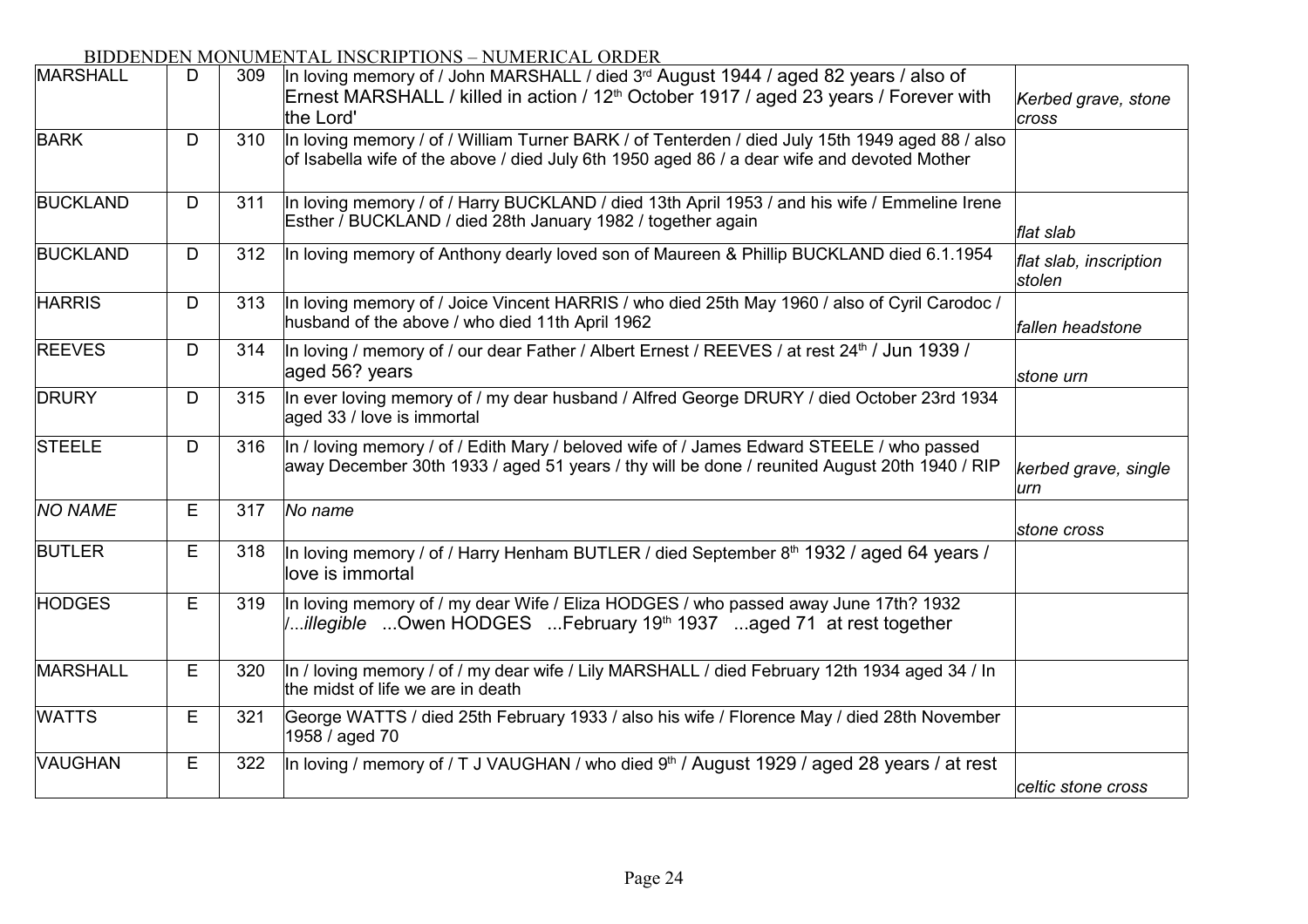BIDDENDEN MONUMENTAL INSCRIPTIONS – NUMERICAL ORDER

| | | | | |
|---|---|---|---|---|
| MARSHALL | D | 309 | In loving memory of / John MARSHALL / died 3rd August 1944 / aged 82 years / also of Ernest MARSHALL / killed in action / 12th October 1917 / aged 23 years / Forever with the Lord' | *Kerbed grave, stone cross* |
| BARK | D | 310 | In loving memory / of / William Turner BARK / of Tenterden / died July 15th 1949 aged 88 / also of Isabella wife of the above / died July 6th 1950 aged 86 / a dear wife and devoted Mother | |
| BUCKLAND | D | 311 | In loving memory / of / Harry BUCKLAND / died 13th April 1953 / and his wife / Emmeline Irene Esther / BUCKLAND / died 28th January 1982 / together again | *flat slab* |
| BUCKLAND | D | 312 | In loving memory of Anthony dearly loved son of Maureen & Phillip BUCKLAND died 6.1.1954 | *flat slab, inscription stolen* |
| HARRIS | D | 313 | In loving memory of / Joice Vincent HARRIS / who died 25th May 1960 / also of Cyril Carodoc / husband of the above / who died 11th April 1962 | *fallen headstone* |
| REEVES | D | 314 | In loving / memory of / our dear Father / Albert Ernest / REEVES / at rest 24th / Jun 1939 / aged 56? years | *stone urn* |
| DRURY | D | 315 | In ever loving memory of / my dear husband / Alfred George DRURY / died October 23rd 1934 aged 33 / love is immortal | |
| STEELE | D | 316 | In / loving memory / of / Edith Mary / beloved wife of / James Edward STEELE / who passed away December 30th 1933 / aged 51 years / thy will be done / reunited August 20th 1940 / RIP | *kerbed grave, single urn* |
| *NO NAME* | E | 317 | *No name* | *stone cross* |
| BUTLER | E | 318 | In loving memory / of / Harry Henham BUTLER / died September 8th 1932 / aged 64 years / love is immortal | |
| HODGES | E | 319 | In loving memory of / my dear Wife / Eliza HODGES / who passed away June 17th? 1932 /...*illegible* ...Owen HODGES ...February 19th 1937 ...aged 71 at rest together | |
| MARSHALL | E | 320 | In / loving memory / of / my dear wife / Lily MARSHALL / died February 12th 1934 aged 34 / In the midst of life we are in death | |
| WATTS | E | 321 | George WATTS / died 25th February 1933 / also his wife / Florence May / died 28th November 1958 / aged 70 | |
| VAUGHAN | E | 322 | In loving / memory of / T J VAUGHAN / who died 9th / August 1929 / aged 28 years / at rest | *celtic stone cross* |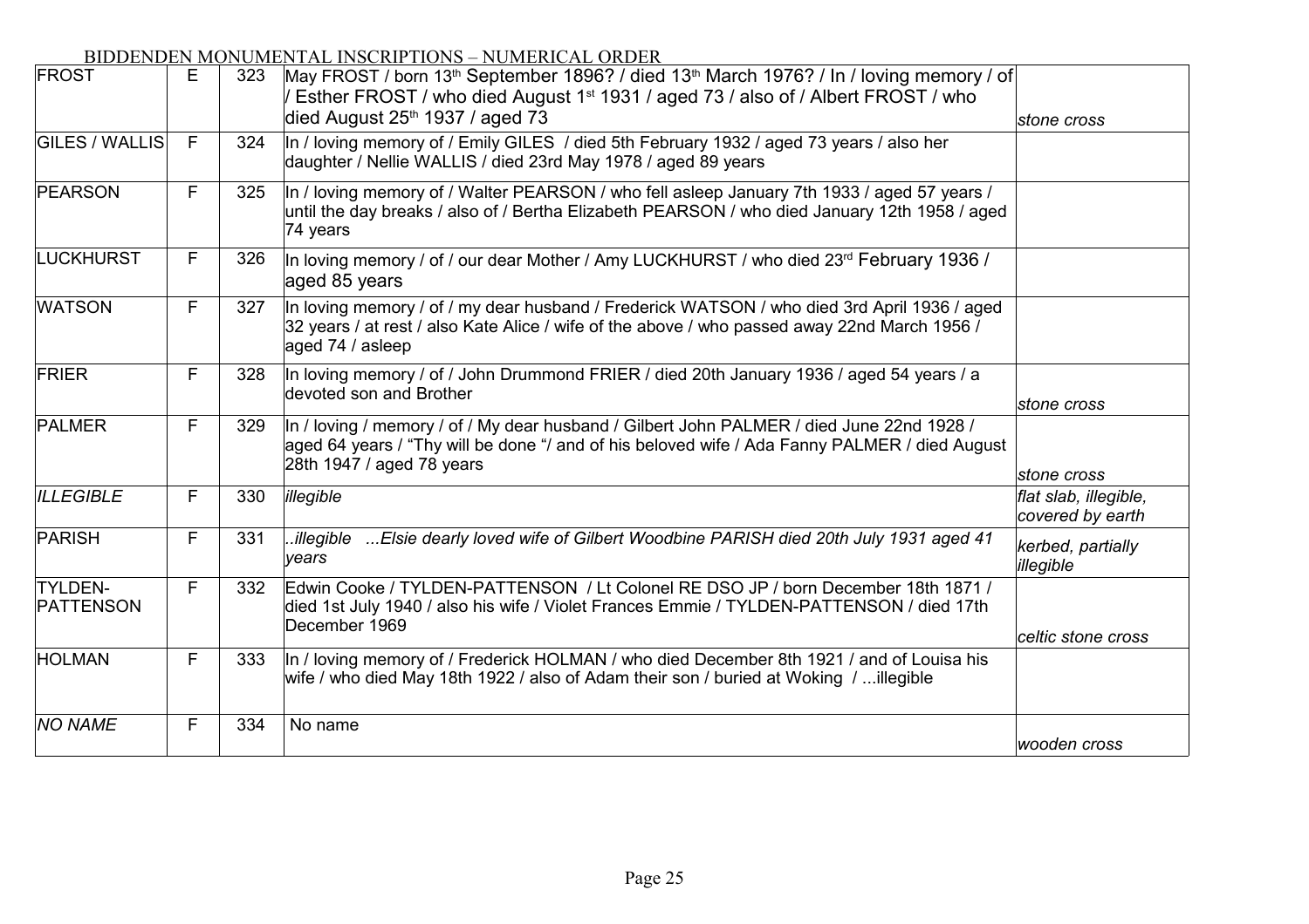BIDDENDEN MONUMENTAL INSCRIPTIONS – NUMERICAL ORDER

| | | | | |
|---|---|---|---|---|
| FROST | E | 323 | May FROST / born 13th September 1896? / died 13th March 1976? / In / loving memory / of / Esther FROST / who died August 1st 1931 / aged 73 / also of / Albert FROST / who died August 25th 1937 / aged 73 | *stone cross* |
| GILES / WALLIS | F | 324 | In / loving memory of / Emily GILES / died 5th February 1932 / aged 73 years / also her daughter / Nellie WALLIS / died 23rd May 1978 / aged 89 years | |
| PEARSON | F | 325 | In / loving memory of / Walter PEARSON / who fell asleep January 7th 1933 / aged 57 years / until the day breaks / also of / Bertha Elizabeth PEARSON / who died January 12th 1958 / aged 74 years | |
| LUCKHURST | F | 326 | In loving memory / of / our dear Mother / Amy LUCKHURST / who died 23rd February 1936 / aged 85 years | |
| WATSON | F | 327 | In loving memory / of / my dear husband / Frederick WATSON / who died 3rd April 1936 / aged 32 years / at rest / also Kate Alice / wife of the above / who passed away 22nd March 1956 / aged 74 / asleep | |
| FRIER | F | 328 | In loving memory / of / John Drummond FRIER / died 20th January 1936 / aged 54 years / a devoted son and Brother | *stone cross* |
| PALMER | F | 329 | In / loving / memory / of / My dear husband / Gilbert John PALMER / died June 22nd 1928 / aged 64 years / "Thy will be done "/ and of his beloved wife / Ada Fanny PALMER / died August 28th 1947 / aged 78 years | *stone cross* |
| *ILLEGIBLE* | F | 330 | *illegible* | *flat slab, illegible, covered by earth* |
| PARISH | F | 331 | *..illegible ...Elsie dearly loved wife of Gilbert Woodbine PARISH died 20th July 1931 aged 41 years* | *kerbed, partially illegible* |
| TYLDEN-PATTENSON | F | 332 | Edwin Cooke / TYLDEN-PATTENSON / Lt Colonel RE DSO JP / born December 18th 1871 / died 1st July 1940 / also his wife / Violet Frances Emmie / TYLDEN-PATTENSON / died 17th December 1969 | *celtic stone cross* |
| HOLMAN | F | 333 | In / loving memory of / Frederick HOLMAN / who died December 8th 1921 / and of Louisa his wife / who died May 18th 1922 / also of Adam their son / buried at Woking / ...illegible | |
| *NO NAME* | F | 334 | No name | *wooden cross* |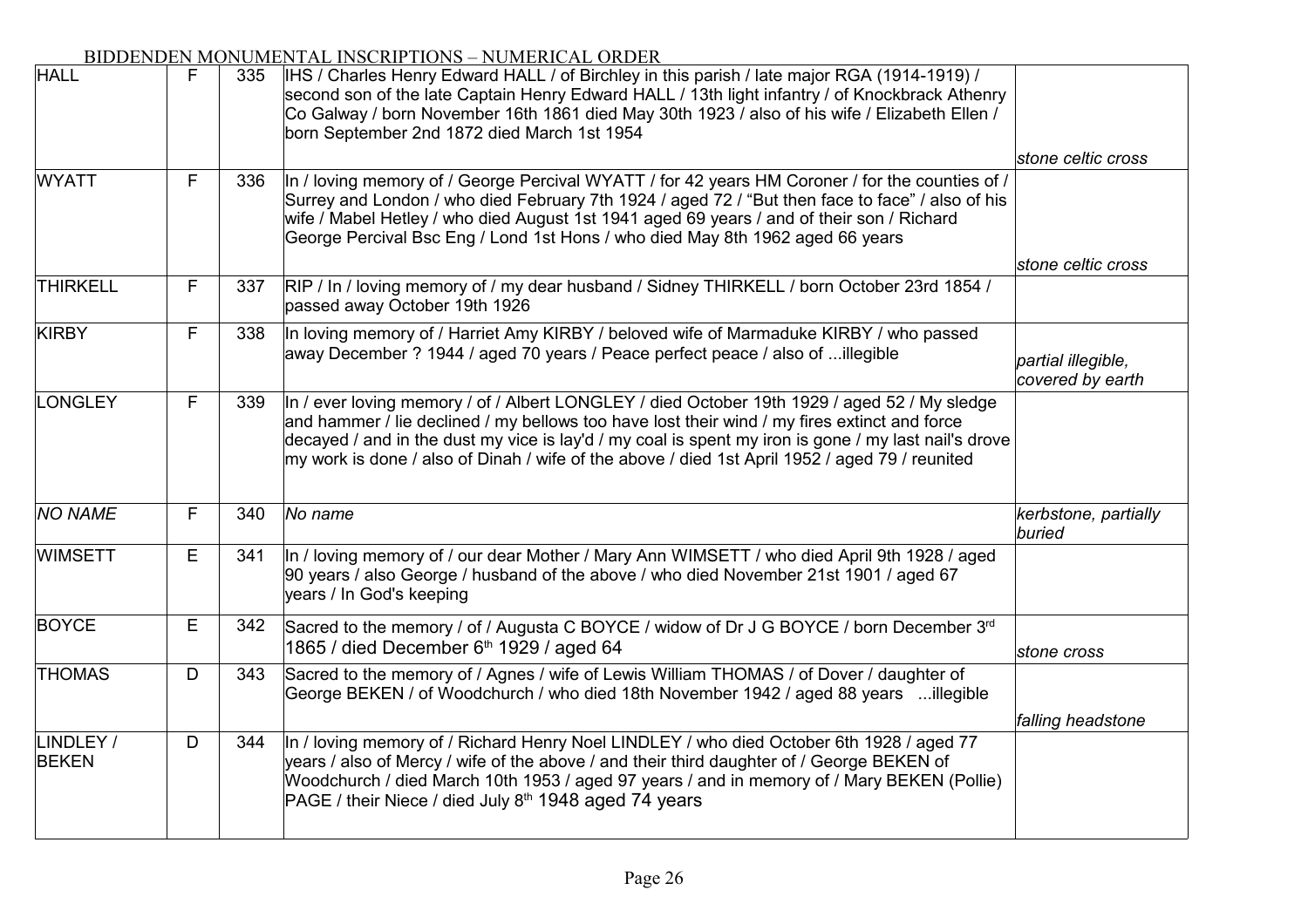BIDDENDEN MONUMENTAL INSCRIPTIONS – NUMERICAL ORDER

| | | | | |
|---|---|---|---|---|
| HALL | F | 335 | IHS / Charles Henry Edward HALL / of Birchley in this parish / late major RGA (1914-1919) / second son of the late Captain Henry Edward HALL / 13th light infantry / of Knockbrack Athenry Co Galway / born November 16th 1861 died May 30th 1923 / also of his wife / Elizabeth Ellen / born September 2nd 1872 died March 1st 1954 | *stone celtic cross* |
| WYATT | F | 336 | In / loving memory of / George Percival WYATT / for 42 years HM Coroner / for the counties of / Surrey and London / who died February 7th 1924 / aged 72 / "But then face to face" / also of his wife / Mabel Hetley / who died August 1st 1941 aged 69 years / and of their son / Richard George Percival Bsc Eng / Lond 1st Hons / who died May 8th 1962 aged 66 years | *stone celtic cross* |
| THIRKELL | F | 337 | RIP / In / loving memory of / my dear husband / Sidney THIRKELL / born October 23rd 1854 / passed away October 19th 1926 | |
| KIRBY | F | 338 | In loving memory of / Harriet Amy KIRBY / beloved wife of Marmaduke KIRBY / who passed away December ? 1944 / aged 70 years / Peace perfect peace / also of ...illegible | *partial illegible, covered by earth* |
| LONGLEY | F | 339 | In / ever loving memory / of / Albert LONGLEY / died October 19th 1929 / aged 52 / My sledge and hammer / lie declined / my bellows too have lost their wind / my fires extinct and force decayed / and in the dust my vice is lay'd / my coal is spent my iron is gone / my last nail's drove my work is done / also of Dinah / wife of the above / died 1st April 1952 / aged 79 / reunited | |
| *NO NAME* | F | 340 | *No name* | *kerbstone, partially buried* |
| WIMSETT | E | 341 | In / loving memory of / our dear Mother / Mary Ann WIMSETT / who died April 9th 1928 / aged 90 years / also George / husband of the above / who died November 21st 1901 / aged 67 years / In God's keeping | |
| BOYCE | E | 342 | Sacred to the memory / of / Augusta C BOYCE / widow of Dr J G BOYCE / born December 3rd 1865 / died December 6th 1929 / aged 64 | *stone cross* |
| THOMAS | D | 343 | Sacred to the memory of / Agnes / wife of Lewis William THOMAS / of Dover / daughter of George BEKEN / of Woodchurch / who died 18th November 1942 / aged 88 years ...illegible | *falling headstone* |
| LINDLEY / BEKEN | D | 344 | In / loving memory of / Richard Henry Noel LINDLEY / who died October 6th 1928 / aged 77 years / also of Mercy / wife of the above / and their third daughter of / George BEKEN of Woodchurch / died March 10th 1953 / aged 97 years / and in memory of / Mary BEKEN (Pollie) PAGE / their Niece / died July 8th 1948 aged 74 years | |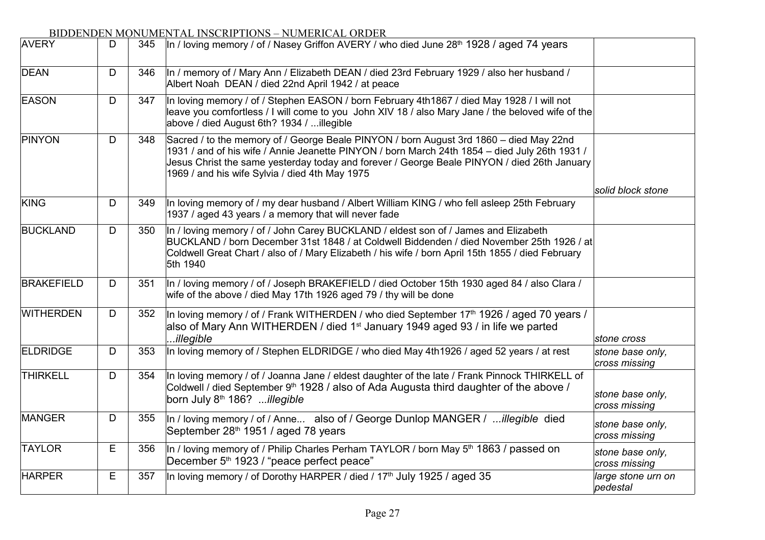BIDDENDEN MONUMENTAL INSCRIPTIONS – NUMERICAL ORDER

| | | | | |
|---|---|---|---|---|
| AVERY | D | 345 | In / loving memory / of / Nasey Griffon AVERY / who died June 28th 1928 / aged 74 years | |
| DEAN | D | 346 | In / memory of / Mary Ann / Elizabeth DEAN / died 23rd February 1929 / also her husband / Albert Noah DEAN / died 22nd April 1942 / at peace | |
| EASON | D | 347 | In loving memory / of / Stephen EASON / born February 4th1867 / died May 1928 / I will not leave you comfortless / I will come to you John XIV 18 / also Mary Jane / the beloved wife of the above / died August 6th? 1934 / ...illegible | |
| PINYON | D | 348 | Sacred / to the memory of / George Beale PINYON / born August 3rd 1860 – died May 22nd 1931 / and of his wife / Annie Jeanette PINYON / born March 24th 1854 – died July 26th 1931 / Jesus Christ the same yesterday today and forever / George Beale PINYON / died 26th January 1969 / and his wife Sylvia / died 4th May 1975 | *solid block stone* |
| KING | D | 349 | In loving memory of / my dear husband / Albert William KING / who fell asleep 25th February 1937 / aged 43 years / a memory that will never fade | |
| BUCKLAND | D | 350 | In / loving memory / of / John Carey BUCKLAND / eldest son of / James and Elizabeth BUCKLAND / born December 31st 1848 / at Coldwell Biddenden / died November 25th 1926 / at Coldwell Great Chart / also of / Mary Elizabeth / his wife / born April 15th 1855 / died February 5th 1940 | |
| BRAKEFIELD | D | 351 | In / loving memory / of / Joseph BRAKEFIELD / died October 15th 1930 aged 84 / also Clara / wife of the above / died May 17th 1926 aged 79 / thy will be done | |
| WITHERDEN | D | 352 | In loving memory / of / Frank WITHERDEN / who died September 17th 1926 / aged 70 years / also of Mary Ann WITHERDEN / died 1st January 1949 aged 93 / in life we parted *...illegible* | *stone cross* |
| ELDRIDGE | D | 353 | In loving memory of / Stephen ELDRIDGE / who died May 4th1926 / aged 52 years / at rest | *stone base only, cross missing* |
| THIRKELL | D | 354 | In loving memory / of / Joanna Jane / eldest daughter of the late / Frank Pinnock THIRKELL of Coldwell / died September 9th 1928 / also of Ada Augusta third daughter of the above / born July 8th 186? *...illegible* | *stone base only, cross missing* |
| MANGER | D | 355 | In / loving memory / of / Anne... also of / George Dunlop MANGER / *...illegible* died September 28th 1951 / aged 78 years | *stone base only, cross missing* |
| TAYLOR | E | 356 | In / loving memory of / Philip Charles Perham TAYLOR / born May 5th 1863 / passed on December 5th 1923 / "peace perfect peace" | *stone base only, cross missing* |
| HARPER | E | 357 | In loving memory / of Dorothy HARPER / died / 17th July 1925 / aged 35 | *large stone urn on pedestal* |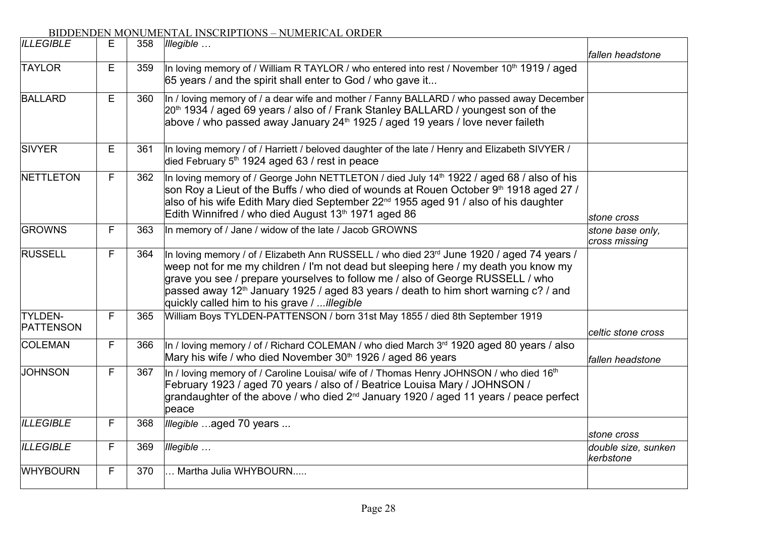BIDDENDEN MONUMENTAL INSCRIPTIONS – NUMERICAL ORDER

| | | | | |
|---|---|---|---|---|
| *ILLEGIBLE* | E | 358 | *Illegible …* | *fallen headstone* |
| TAYLOR | E | 359 | In loving memory of / William R TAYLOR / who entered into rest / November 10th 1919 / aged 65 years / and the spirit shall enter to God / who gave it... | |
| BALLARD | E | 360 | In / loving memory of / a dear wife and mother / Fanny BALLARD / who passed away December 20th 1934 / aged 69 years / also of / Frank Stanley BALLARD / youngest son of the above / who passed away January 24th 1925 / aged 19 years / love never faileth | |
| SIVYER | E | 361 | In loving memory / of / Harriett / beloved daughter of the late / Henry and Elizabeth SIVYER / died February 5th 1924 aged 63 / rest in peace | |
| NETTLETON | F | 362 | In loving memory of / George John NETTLETON / died July 14th 1922 / aged 68 / also of his son Roy a Lieut of the Buffs / who died of wounds at Rouen October 9th 1918 aged 27 / also of his wife Edith Mary died September 22nd 1955 aged 91 / also of his daughter Edith Winnifred / who died August 13th 1971 aged 86 | *stone cross* |
| GROWNS | F | 363 | In memory of / Jane / widow of the late / Jacob GROWNS | *stone base only, cross missing* |
| RUSSELL | F | 364 | In loving memory / of / Elizabeth Ann RUSSELL / who died 23rd June 1920 / aged 74 years / weep not for me my children / I'm not dead but sleeping here / my death you know my grave you see / prepare yourselves to follow me / also of George RUSSELL / who passed away 12th January 1925 / aged 83 years / death to him short warning c? / and quickly called him to his grave / *...illegible* | |
| TYLDEN-PATTENSON | F | 365 | William Boys TYLDEN-PATTENSON / born 31st May 1855 / died 8th September 1919 | *celtic stone cross* |
| COLEMAN | F | 366 | In / loving memory / of / Richard COLEMAN / who died March 3rd 1920 aged 80 years / also Mary his wife / who died November 30th 1926 / aged 86 years | *fallen headstone* |
| JOHNSON | F | 367 | In / loving memory of / Caroline Louisa/ wife of / Thomas Henry JOHNSON / who died 16th February 1923 / aged 70 years / also of / Beatrice Louisa Mary / JOHNSON / grandaughter of the above / who died 2nd January 1920 / aged 11 years / peace perfect peace | |
| *ILLEGIBLE* | F | 368 | *Illegible …*aged 70 years ... | *stone cross* |
| *ILLEGIBLE* | F | 369 | *Illegible …* | *double size, sunken kerbstone* |
| WHYBOURN | F | 370 | … Martha Julia WHYBOURN..... | |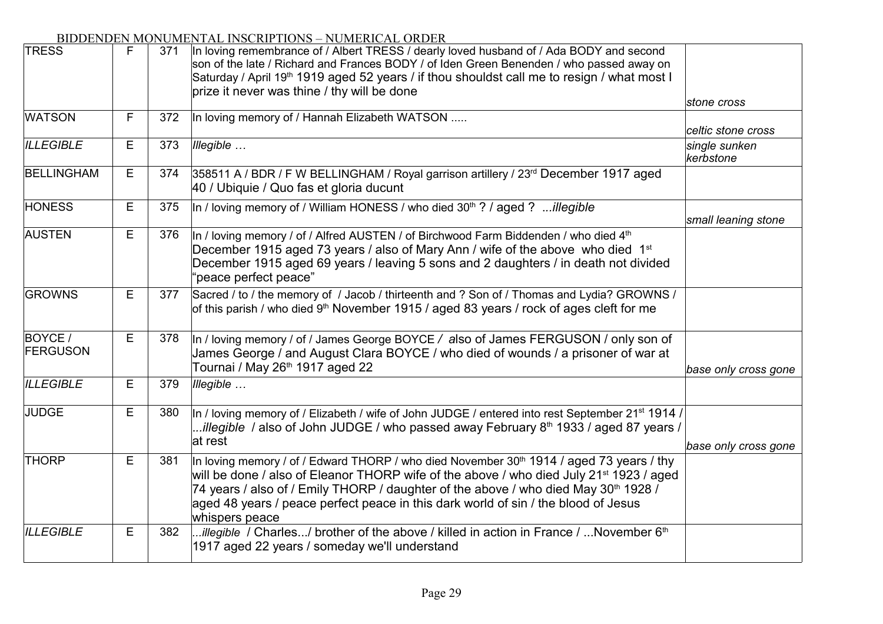BIDDENDEN MONUMENTAL INSCRIPTIONS – NUMERICAL ORDER

| | | | | |
|---|---|---|---|---|
| TRESS | F | 371 | In loving remembrance of / Albert TRESS / dearly loved husband of / Ada BODY and second son of the late / Richard and Frances BODY / of Iden Green Benenden / who passed away on Saturday / April 19th 1919 aged 52 years / if thou shouldst call me to resign / what most I prize it never was thine / thy will be done | *stone cross* |
| WATSON | F | 372 | In loving memory of / Hannah Elizabeth WATSON ..... | *celtic stone cross* |
| *ILLEGIBLE* | E | 373 | *Illegible …* | *single sunken kerbstone* |
| BELLINGHAM | E | 374 | 358511 A / BDR / F W BELLINGHAM / Royal garrison artillery / 23rd December 1917 aged 40 / Ubiquie / Quo fas et gloria ducunt | |
| HONESS | E | 375 | In / loving memory of / William HONESS / who died 30th ? / aged ? *...illegible* | *small leaning stone* |
| AUSTEN | E | 376 | In / loving memory / of / Alfred AUSTEN / of Birchwood Farm Biddenden / who died 4th December 1915 aged 73 years / also of Mary Ann / wife of the above who died 1st December 1915 aged 69 years / leaving 5 sons and 2 daughters / in death not divided "peace perfect peace" | |
| GROWNS | E | 377 | Sacred / to / the memory of / Jacob / thirteenth and ? Son of / Thomas and Lydia? GROWNS / of this parish / who died 9th November 1915 / aged 83 years / rock of ages cleft for me | |
| BOYCE / FERGUSON | E | 378 | In / loving memory / of / James George BOYCE / also of James FERGUSON / only son of James George / and August Clara BOYCE / who died of wounds / a prisoner of war at Tournai / May 26th 1917 aged 22 | *base only cross gone* |
| *ILLEGIBLE* | E | 379 | *Illegible …* | |
| JUDGE | E | 380 | In / loving memory of / Elizabeth / wife of John JUDGE / entered into rest September 21st 1914 / *...illegible* / also of John JUDGE / who passed away February 8th 1933 / aged 87 years / at rest | *base only cross gone* |
| THORP | E | 381 | In loving memory / of / Edward THORP / who died November 30th 1914 / aged 73 years / thy will be done / also of Eleanor THORP wife of the above / who died July 21st 1923 / aged 74 years / also of / Emily THORP / daughter of the above / who died May 30th 1928 / aged 48 years / peace perfect peace in this dark world of sin / the blood of Jesus whispers peace | |
| *ILLEGIBLE* | E | 382 | *...illegible* / Charles.../ brother of the above / killed in action in France / ...November 6th 1917 aged 22 years / someday we'll understand | |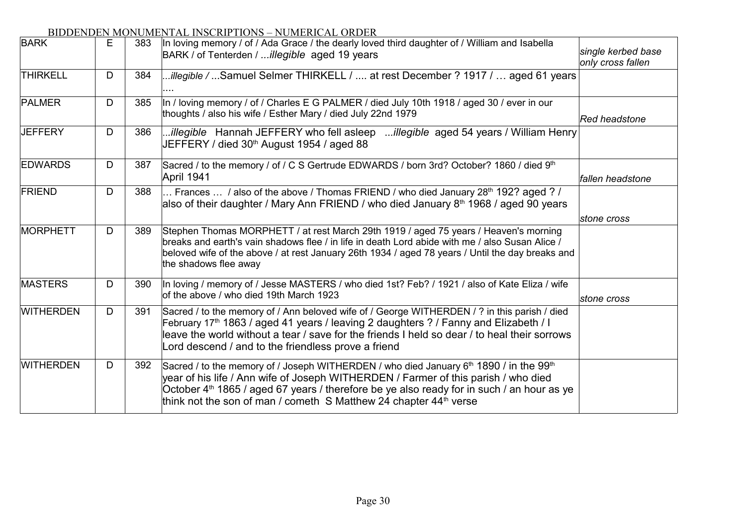BIDDENDEN MONUMENTAL INSCRIPTIONS – NUMERICAL ORDER

| | | | | |
|---|---|---|---|---|
| BARK | E | 383 | In loving memory / of / Ada Grace / the dearly loved third daughter of / William and Isabella BARK / of Tenterden / *...illegible* aged 19 years | *single kerbed base only cross fallen* |
| THIRKELL | D | 384 | *...illegible /* ...Samuel Selmer THIRKELL / .... at rest December ? 1917 / … aged 61 years .... | |
| PALMER | D | 385 | In / loving memory / of / Charles E G PALMER / died July 10th 1918 / aged 30 / ever in our thoughts / also his wife / Esther Mary / died July 22nd 1979 | *Red headstone* |
| JEFFERY | D | 386 | *...illegible* Hannah JEFFERY who fell asleep *...illegible* aged 54 years / William Henry JEFFERY / died 30th August 1954 / aged 88 | |
| EDWARDS | D | 387 | Sacred / to the memory / of / C S Gertrude EDWARDS / born 3rd? October? 1860 / died 9th April 1941 | *fallen headstone* |
| FRIEND | D | 388 | … Frances … / also of the above / Thomas FRIEND / who died January 28th 192? aged ? / also of their daughter / Mary Ann FRIEND / who died January 8th 1968 / aged 90 years | *stone cross* |
| MORPHETT | D | 389 | Stephen Thomas MORPHETT / at rest March 29th 1919 / aged 75 years / Heaven's morning breaks and earth's vain shadows flee / in life in death Lord abide with me / also Susan Alice / beloved wife of the above / at rest January 26th 1934 / aged 78 years / Until the day breaks and the shadows flee away | |
| MASTERS | D | 390 | In loving / memory of / Jesse MASTERS / who died 1st? Feb? / 1921 / also of Kate Eliza / wife of the above / who died 19th March 1923 | *stone cross* |
| WITHERDEN | D | 391 | Sacred / to the memory of / Ann beloved wife of / George WITHERDEN / ? in this parish / died February 17th 1863 / aged 41 years / leaving 2 daughters ? / Fanny and Elizabeth / I leave the world without a tear / save for the friends I held so dear / to heal their sorrows Lord descend / and to the friendless prove a friend | |
| WITHERDEN | D | 392 | Sacred / to the memory of / Joseph WITHERDEN / who died January 6th 1890 / in the 99th year of his life / Ann wife of Joseph WITHERDEN / Farmer of this parish / who died October 4th 1865 / aged 67 years / therefore be ye also ready for in such / an hour as ye think not the son of man / cometh S Matthew 24 chapter 44th verse | |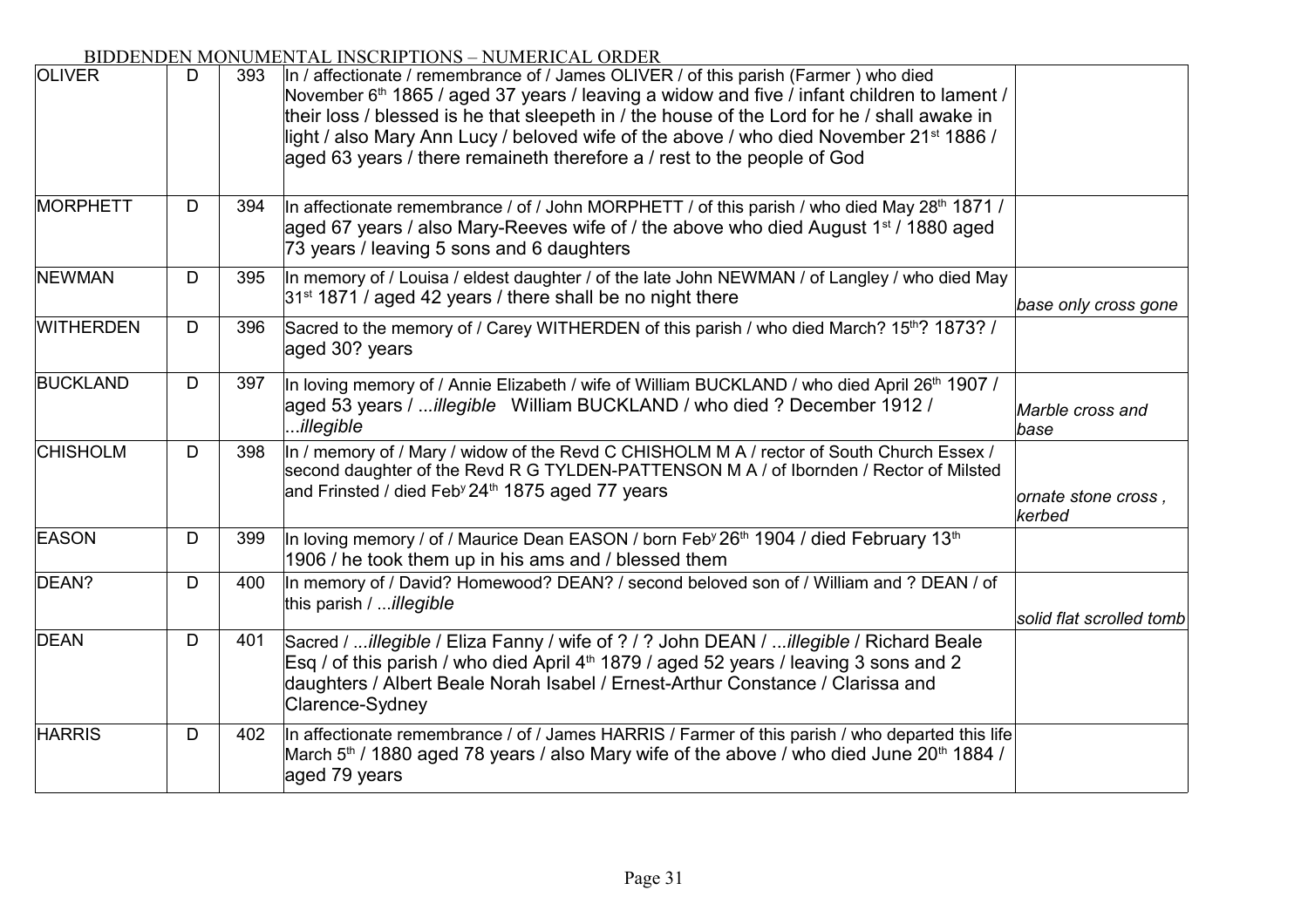BIDDENDEN MONUMENTAL INSCRIPTIONS – NUMERICAL ORDER

| | | | | |
|---|---|---|---|---|
| OLIVER | D | 393 | In / affectionate / remembrance of / James OLIVER / of this parish (Farmer ) who died November 6th 1865 / aged 37 years / leaving a widow and five / infant children to lament / their loss / blessed is he that sleepeth in / the house of the Lord for he / shall awake in light / also Mary Ann Lucy / beloved wife of the above / who died November 21st 1886 / aged 63 years / there remaineth therefore a / rest to the people of God | |
| MORPHETT | D | 394 | In affectionate remembrance / of / John MORPHETT / of this parish / who died May 28th 1871 / aged 67 years / also Mary-Reeves wife of / the above who died August 1st / 1880 aged 73 years / leaving 5 sons and 6 daughters | |
| NEWMAN | D | 395 | In memory of / Louisa / eldest daughter / of the late John NEWMAN / of Langley / who died May 31st 1871 / aged 42 years / there shall be no night there | *base only cross gone* |
| WITHERDEN | D | 396 | Sacred to the memory of / Carey WITHERDEN of this parish / who died March? 15th? 1873? / aged 30? years | |
| BUCKLAND | D | 397 | In loving memory of / Annie Elizabeth / wife of William BUCKLAND / who died April 26th 1907 / aged 53 years / ...*illegible* William BUCKLAND / who died ? December 1912 / ...*illegible* | *Marble cross and base* |
| CHISHOLM | D | 398 | In / memory of / Mary / widow of the Revd C CHISHOLM M A / rector of South Church Essex / second daughter of the Revd R G TYLDEN-PATTENSON M A / of Ibornden / Rector of Milsted and Frinsted / died Feby 24th 1875 aged 77 years | *ornate stone cross , kerbed* |
| EASON | D | 399 | In loving memory / of / Maurice Dean EASON / born Feby 26th 1904 / died February 13th 1906 / he took them up in his ams and / blessed them | |
| DEAN? | D | 400 | In memory of / David? Homewood? DEAN? / second beloved son of / William and ? DEAN / of this parish / ...*illegible* | *solid flat scrolled tomb* |
| DEAN | D | 401 | Sacred / ...*illegible* / Eliza Fanny / wife of ? / ? John DEAN / ...*illegible* / Richard Beale Esq / of this parish / who died April 4th 1879 / aged 52 years / leaving 3 sons and 2 daughters / Albert Beale Norah Isabel / Ernest-Arthur Constance / Clarissa and Clarence-Sydney | |
| HARRIS | D | 402 | In affectionate remembrance / of / James HARRIS / Farmer of this parish / who departed this life March 5th / 1880 aged 78 years / also Mary wife of the above / who died June 20th 1884 / aged 79 years | |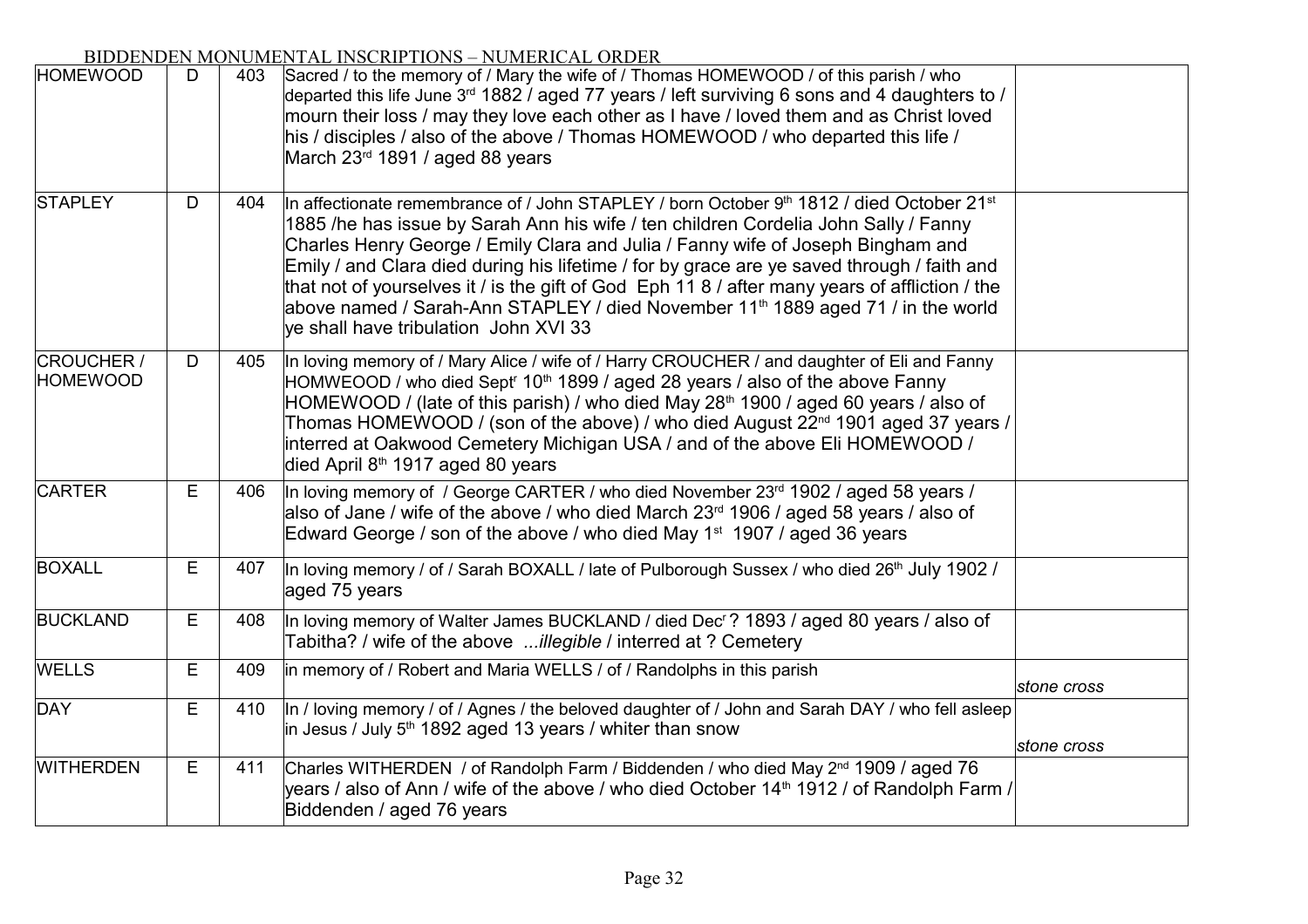BIDDENDEN MONUMENTAL INSCRIPTIONS – NUMERICAL ORDER

| | | | | |
|---|---|---|---|---|
| HOMEWOOD | D | 403 | Sacred / to the memory of / Mary the wife of / Thomas HOMEWOOD / of this parish / who departed this life June 3rd 1882 / aged 77 years / left surviving 6 sons and 4 daughters to / mourn their loss / may they love each other as I have / loved them and as Christ loved his / disciples / also of the above / Thomas HOMEWOOD / who departed this life / March 23rd 1891 / aged 88 years | |
| STAPLEY | D | 404 | In affectionate remembrance of / John STAPLEY / born October 9th 1812 / died October 21st 1885 /he has issue by Sarah Ann his wife / ten children Cordelia John Sally / Fanny Charles Henry George / Emily Clara and Julia / Fanny wife of Joseph Bingham and Emily / and Clara died during his lifetime / for by grace are ye saved through / faith and that not of yourselves it / is the gift of God Eph 11 8 / after many years of affliction / the above named / Sarah-Ann STAPLEY / died November 11th 1889 aged 71 / in the world ye shall have tribulation John XVI 33 | |
| CROUCHER / HOMEWOOD | D | 405 | In loving memory of / Mary Alice / wife of / Harry CROUCHER / and daughter of Eli and Fanny HOMWEOOD / who died Septr 10th 1899 / aged 28 years / also of the above Fanny HOMEWOOD / (late of this parish) / who died May 28th 1900 / aged 60 years / also of Thomas HOMEWOOD / (son of the above) / who died August 22nd 1901 aged 37 years / interred at Oakwood Cemetery Michigan USA / and of the above Eli HOMEWOOD / died April 8th 1917 aged 80 years | |
| CARTER | E | 406 | In loving memory of / George CARTER / who died November 23rd 1902 / aged 58 years / also of Jane / wife of the above / who died March 23rd 1906 / aged 58 years / also of Edward George / son of the above / who died May 1st 1907 / aged 36 years | |
| BOXALL | E | 407 | In loving memory / of / Sarah BOXALL / late of Pulborough Sussex / who died 26th July 1902 / aged 75 years | |
| BUCKLAND | E | 408 | In loving memory of Walter James BUCKLAND / died Decr ? 1893 / aged 80 years / also of Tabitha? / wife of the above *...illegible* / interred at ? Cemetery | |
| WELLS | E | 409 | in memory of / Robert and Maria WELLS / of / Randolphs in this parish | *stone cross* |
| DAY | E | 410 | In / loving memory / of / Agnes / the beloved daughter of / John and Sarah DAY / who fell asleep in Jesus / July 5th 1892 aged 13 years / whiter than snow | *stone cross* |
| WITHERDEN | E | 411 | Charles WITHERDEN / of Randolph Farm / Biddenden / who died May 2nd 1909 / aged 76 years / also of Ann / wife of the above / who died October 14th 1912 / of Randolph Farm / Biddenden / aged 76 years | |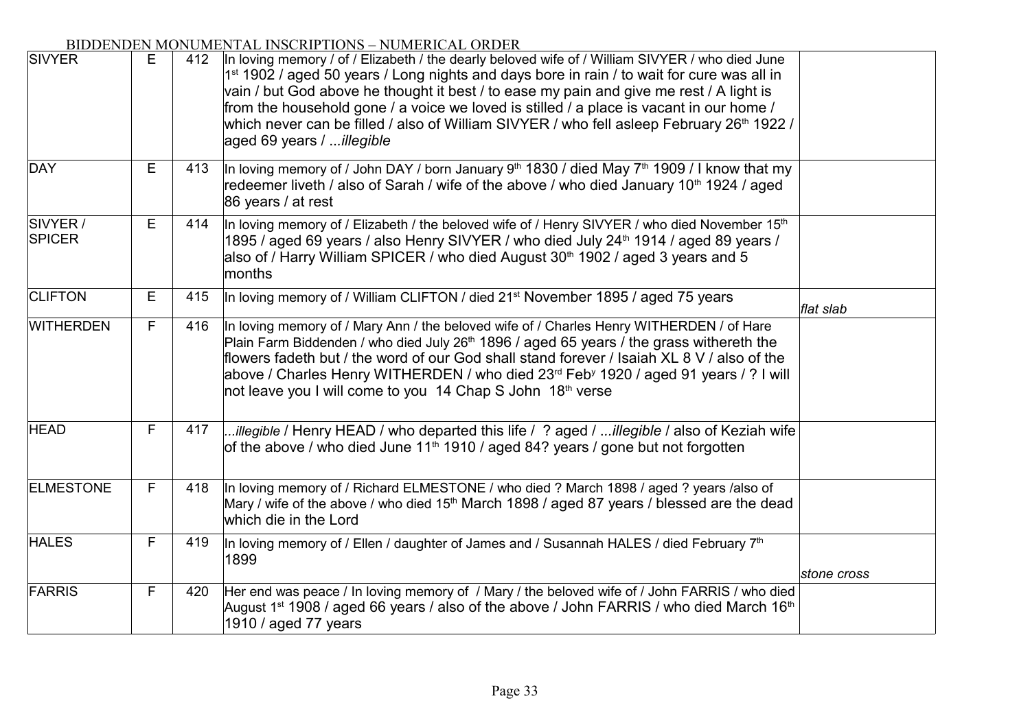BIDDENDEN MONUMENTAL INSCRIPTIONS – NUMERICAL ORDER

| | | | | |
|---|---|---|---|---|
| SIVYER | E | 412 | In loving memory / of / Elizabeth / the dearly beloved wife of / William SIVYER / who died June 1st 1902 / aged 50 years / Long nights and days bore in rain / to wait for cure was all in vain / but God above he thought it best / to ease my pain and give me rest / A light is from the household gone / a voice we loved is stilled / a place is vacant in our home / which never can be filled / also of William SIVYER / who fell asleep February 26th 1922 / aged 69 years / ...*illegible* | |
| DAY | E | 413 | In loving memory of / John DAY / born January 9th 1830 / died May 7th 1909 / I know that my redeemer liveth / also of Sarah / wife of the above / who died January 10th 1924 / aged 86 years / at rest | |
| SIVYER / SPICER | E | 414 | In loving memory of / Elizabeth / the beloved wife of / Henry SIVYER / who died November 15th 1895 / aged 69 years / also Henry SIVYER / who died July 24th 1914 / aged 89 years / also of / Harry William SPICER / who died August 30th 1902 / aged 3 years and 5 months | |
| CLIFTON | E | 415 | In loving memory of / William CLIFTON / died 21st November 1895 / aged 75 years | *flat slab* |
| WITHERDEN | F | 416 | In loving memory of / Mary Ann / the beloved wife of / Charles Henry WITHERDEN / of Hare Plain Farm Biddenden / who died July 26th 1896 / aged 65 years / the grass withereth the flowers fadeth but / the word of our God shall stand forever / Isaiah XL 8 V / also of the above / Charles Henry WITHERDEN / who died 23rd Feby 1920 / aged 91 years / ? I will not leave you I will come to you 14 Chap S John 18th verse | |
| HEAD | F | 417 | ...*illegible* / Henry HEAD / who departed this life / ? aged / ...*illegible* / also of Keziah wife of the above / who died June 11th 1910 / aged 84? years / gone but not forgotten | |
| ELMESTONE | F | 418 | In loving memory of / Richard ELMESTONE / who died ? March 1898 / aged ? years /also of Mary / wife of the above / who died 15th March 1898 / aged 87 years / blessed are the dead which die in the Lord | |
| HALES | F | 419 | In loving memory of / Ellen / daughter of James and / Susannah HALES / died February 7th 1899 | *stone cross* |
| FARRIS | F | 420 | Her end was peace / In loving memory of / Mary / the beloved wife of / John FARRIS / who died August 1st 1908 / aged 66 years / also of the above / John FARRIS / who died March 16th 1910 / aged 77 years | |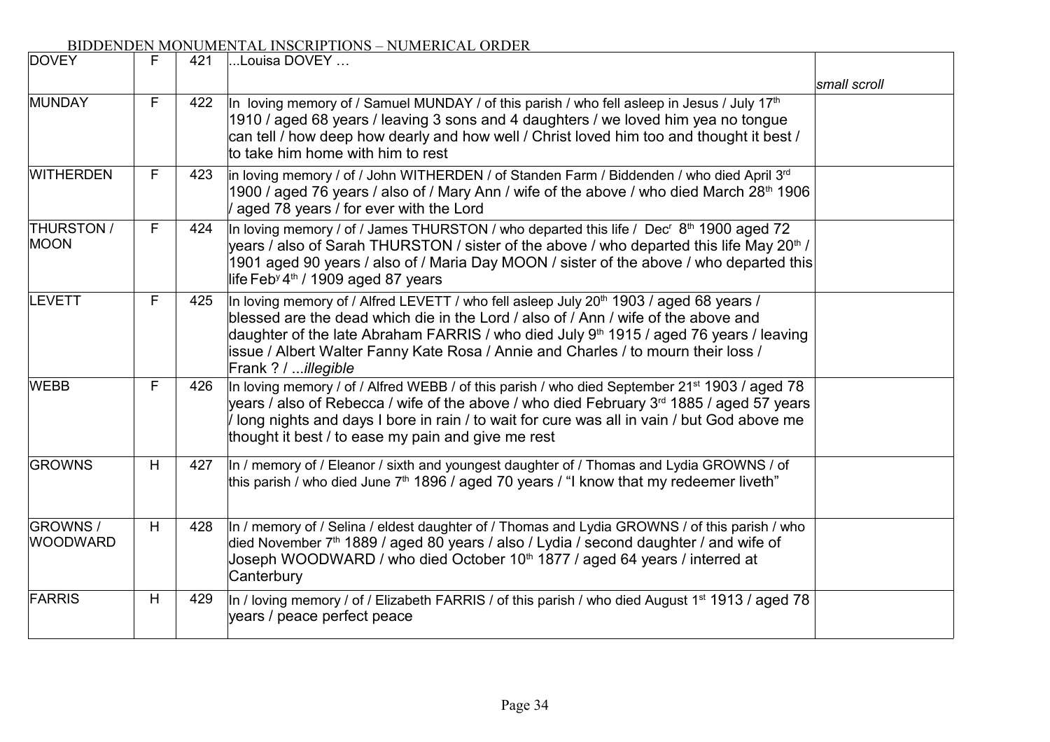BIDDENDEN MONUMENTAL INSCRIPTIONS – NUMERICAL ORDER

| | | | | |
|---|---|---|---|---|
| DOVEY | F | 421 | ...Louisa DOVEY … | *small scroll* |
| MUNDAY | F | 422 | In loving memory of / Samuel MUNDAY / of this parish / who fell asleep in Jesus / July 17th 1910 / aged 68 years / leaving 3 sons and 4 daughters / we loved him yea no tongue can tell / how deep how dearly and how well / Christ loved him too and thought it best / to take him home with him to rest | |
| WITHERDEN | F | 423 | in loving memory / of / John WITHERDEN / of Standen Farm / Biddenden / who died April 3rd 1900 / aged 76 years / also of / Mary Ann / wife of the above / who died March 28th 1906 / aged 78 years / for ever with the Lord | |
| THURSTON / MOON | F | 424 | In loving memory / of / James THURSTON / who departed this life / Decr 8th 1900 aged 72 years / also of Sarah THURSTON / sister of the above / who departed this life May 20th / 1901 aged 90 years / also of / Maria Day MOON / sister of the above / who departed this life Feby 4th / 1909 aged 87 years | |
| LEVETT | F | 425 | In loving memory of / Alfred LEVETT / who fell asleep July 20th 1903 / aged 68 years / blessed are the dead which die in the Lord / also of / Ann / wife of the above and daughter of the late Abraham FARRIS / who died July 9th 1915 / aged 76 years / leaving issue / Albert Walter Fanny Kate Rosa / Annie and Charles / to mourn their loss / Frank ? / ...*illegible* | |
| WEBB | F | 426 | In loving memory / of / Alfred WEBB / of this parish / who died September 21st 1903 / aged 78 years / also of Rebecca / wife of the above / who died February 3rd 1885 / aged 57 years / long nights and days I bore in rain / to wait for cure was all in vain / but God above me thought it best / to ease my pain and give me rest | |
| GROWNS | H | 427 | In / memory of / Eleanor / sixth and youngest daughter of / Thomas and Lydia GROWNS / of this parish / who died June 7th 1896 / aged 70 years / "I know that my redeemer liveth" | |
| GROWNS / WOODWARD | H | 428 | In / memory of / Selina / eldest daughter of / Thomas and Lydia GROWNS / of this parish / who died November 7th 1889 / aged 80 years / also / Lydia / second daughter / and wife of Joseph WOODWARD / who died October 10th 1877 / aged 64 years / interred at Canterbury | |
| FARRIS | H | 429 | In / loving memory / of / Elizabeth FARRIS / of this parish / who died August 1st 1913 / aged 78 years / peace perfect peace | |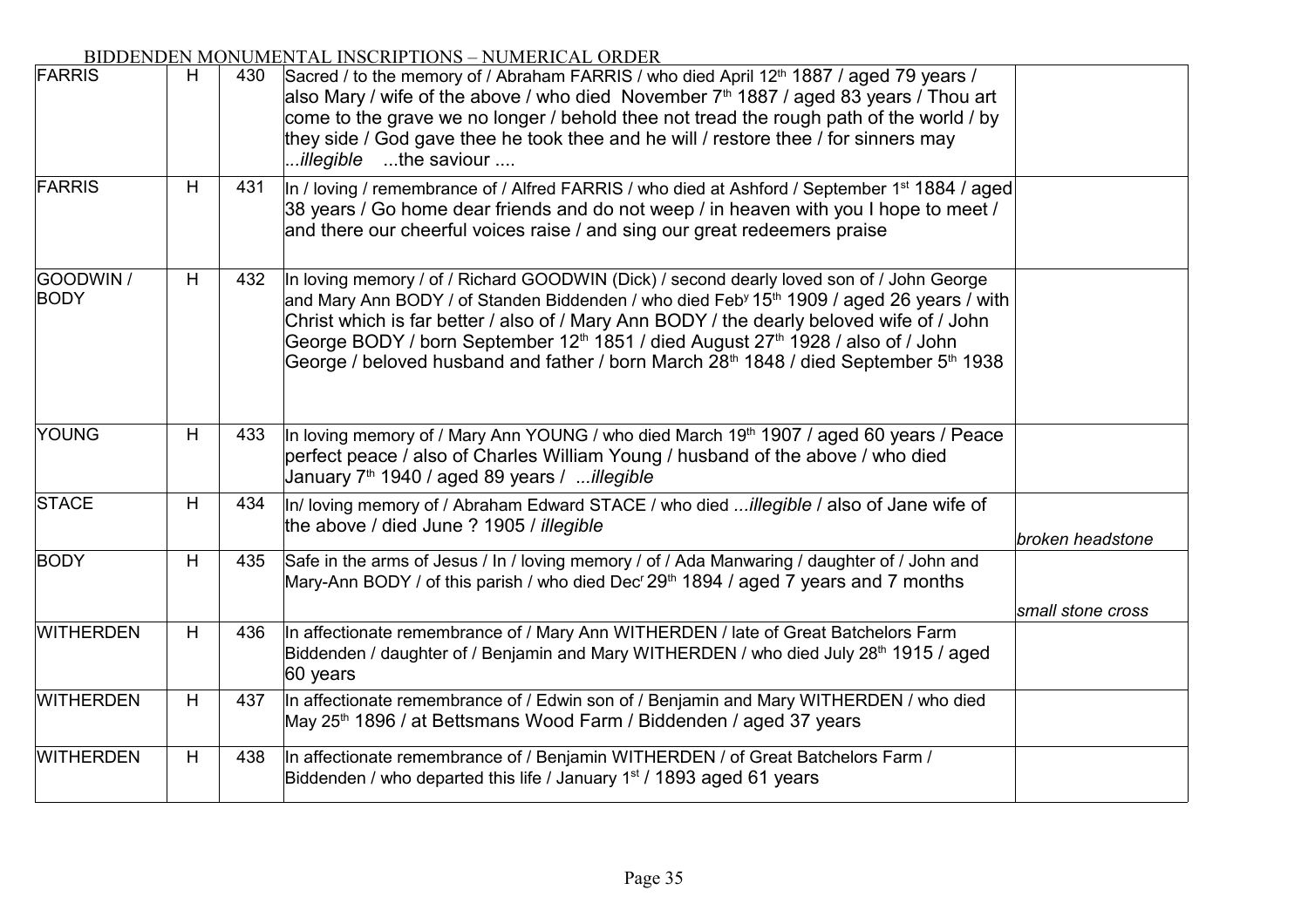BIDDENDEN MONUMENTAL INSCRIPTIONS – NUMERICAL ORDER

| | | | | |
|---|---|---|---|---|
| FARRIS | H | 430 | Sacred / to the memory of / Abraham FARRIS / who died April 12th 1887 / aged 79 years / also Mary / wife of the above / who died November 7th 1887 / aged 83 years / Thou art come to the grave we no longer / behold thee not tread the rough path of the world / by they side / God gave thee he took thee and he will / restore thee / for sinners may ...*illegible* ...the saviour .... | |
| FARRIS | H | 431 | In / loving / remembrance of / Alfred FARRIS / who died at Ashford / September 1st 1884 / aged 38 years / Go home dear friends and do not weep / in heaven with you I hope to meet / and there our cheerful voices raise / and sing our great redeemers praise | |
| GOODWIN / BODY | H | 432 | In loving memory / of / Richard GOODWIN (Dick) / second dearly loved son of / John George and Mary Ann BODY / of Standen Biddenden / who died Feby 15th 1909 / aged 26 years / with Christ which is far better / also of / Mary Ann BODY / the dearly beloved wife of / John George BODY / born September 12th 1851 / died August 27th 1928 / also of / John George / beloved husband and father / born March 28th 1848 / died September 5th 1938 | |
| YOUNG | H | 433 | In loving memory of / Mary Ann YOUNG / who died March 19th 1907 / aged 60 years / Peace perfect peace / also of Charles William Young / husband of the above / who died January 7th 1940 / aged 89 years / ...*illegible* | |
| STACE | H | 434 | In/ loving memory of / Abraham Edward STACE / who died ...*illegible* / also of Jane wife of the above / died June ? 1905 / *illegible* | *broken headstone* |
| BODY | H | 435 | Safe in the arms of Jesus / In / loving memory / of / Ada Manwaring / daughter of / John and Mary-Ann BODY / of this parish / who died Decr 29th 1894 / aged 7 years and 7 months | *small stone cross* |
| WITHERDEN | H | 436 | In affectionate remembrance of / Mary Ann WITHERDEN / late of Great Batchelors Farm Biddenden / daughter of / Benjamin and Mary WITHERDEN / who died July 28th 1915 / aged 60 years | |
| WITHERDEN | H | 437 | In affectionate remembrance of / Edwin son of / Benjamin and Mary WITHERDEN / who died May 25th 1896 / at Bettsmans Wood Farm / Biddenden / aged 37 years | |
| WITHERDEN | H | 438 | In affectionate remembrance of / Benjamin WITHERDEN / of Great Batchelors Farm / Biddenden / who departed this life / January 1st / 1893 aged 61 years | |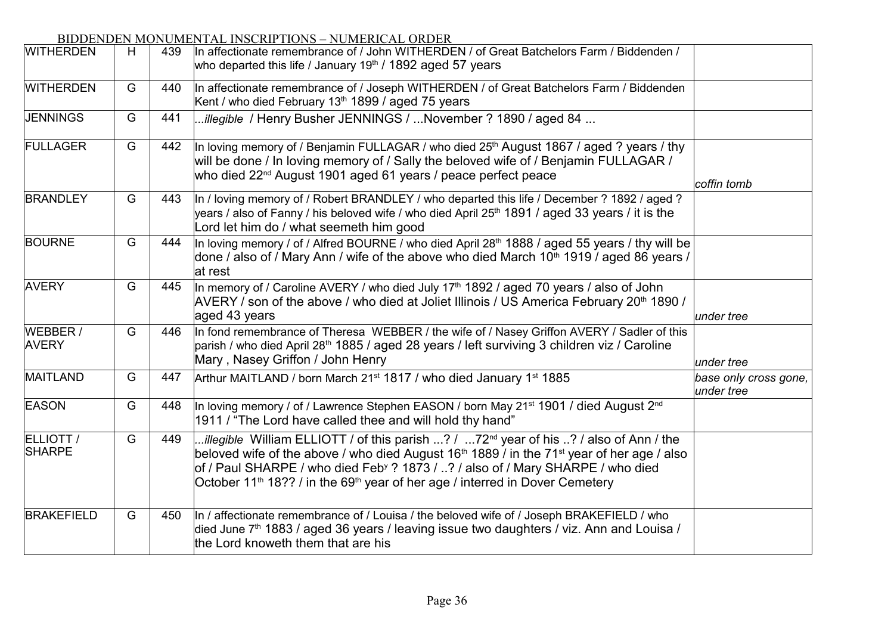BIDDENDEN MONUMENTAL INSCRIPTIONS – NUMERICAL ORDER

| | | | | |
|---|---|---|---|---|
| WITHERDEN | H | 439 | In affectionate remembrance of / John WITHERDEN / of Great Batchelors Farm / Biddenden / who departed this life / January 19th / 1892 aged 57 years | |
| WITHERDEN | G | 440 | In affectionate remembrance of / Joseph WITHERDEN / of Great Batchelors Farm / Biddenden Kent / who died February 13th 1899 / aged 75 years | |
| JENNINGS | G | 441 | *...illegible* / Henry Busher JENNINGS / ...November ? 1890 / aged 84 ... | |
| FULLAGER | G | 442 | In loving memory of / Benjamin FULLAGAR / who died 25th August 1867 / aged ? years / thy will be done / In loving memory of / Sally the beloved wife of / Benjamin FULLAGAR / who died 22nd August 1901 aged 61 years / peace perfect peace | *coffin tomb* |
| BRANDLEY | G | 443 | In / loving memory of / Robert BRANDLEY / who departed this life / December ? 1892 / aged ? years / also of Fanny / his beloved wife / who died April 25th 1891 / aged 33 years / it is the Lord let him do / what seemeth him good | |
| BOURNE | G | 444 | In loving memory / of / Alfred BOURNE / who died April 28th 1888 / aged 55 years / thy will be done / also of / Mary Ann / wife of the above who died March 10th 1919 / aged 86 years / at rest | |
| AVERY | G | 445 | In memory of / Caroline AVERY / who died July 17th 1892 / aged 70 years / also of John AVERY / son of the above / who died at Joliet Illinois / US America February 20th 1890 / aged 43 years | *under tree* |
| WEBBER / AVERY | G | 446 | In fond remembrance of Theresa WEBBER / the wife of / Nasey Griffon AVERY / Sadler of this parish / who died April 28th 1885 / aged 28 years / left surviving 3 children viz / Caroline Mary , Nasey Griffon / John Henry | *under tree* |
| MAITLAND | G | 447 | Arthur MAITLAND / born March 21st 1817 / who died January 1st 1885 | *base only cross gone, under tree* |
| EASON | G | 448 | In loving memory / of / Lawrence Stephen EASON / born May 21st 1901 / died August 2nd 1911 / "The Lord have called thee and will hold thy hand" | |
| ELLIOTT / SHARPE | G | 449 | *...illegible* William ELLIOTT / of this parish ...? / ...72nd year of his ..? / also of Ann / the beloved wife of the above / who died August 16th 1889 / in the 71st year of her age / also of / Paul SHARPE / who died Feby ? 1873 / ..? / also of / Mary SHARPE / who died October 11th 18?? / in the 69th year of her age / interred in Dover Cemetery | |
| BRAKEFIELD | G | 450 | In / affectionate remembrance of / Louisa / the beloved wife of / Joseph BRAKEFIELD / who died June 7th 1883 / aged 36 years / leaving issue two daughters / viz. Ann and Louisa / the Lord knoweth them that are his | |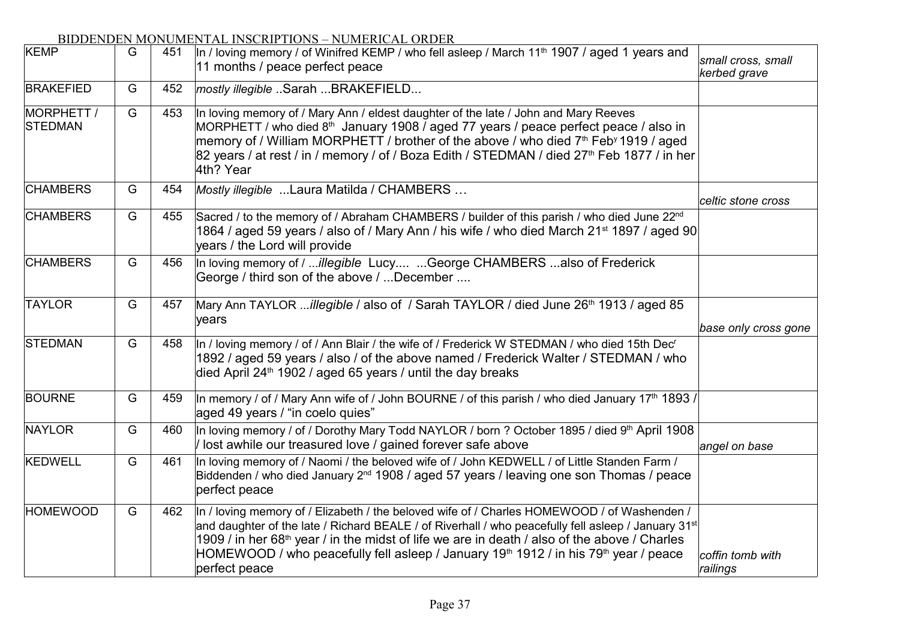BIDDENDEN MONUMENTAL INSCRIPTIONS – NUMERICAL ORDER

| | | | | |
|---|---|---|---|---|
| KEMP | G | 451 | In / loving memory / of Winifred KEMP / who fell asleep / March 11th 1907 / aged 1 years and 11 months / peace perfect peace | *small cross, small kerbed grave* |
| BRAKEFIED | G | 452 | *mostly illegible* ..Sarah ...BRAKEFIELD... | |
| MORPHETT / STEDMAN | G | 453 | In loving memory of / Mary Ann / eldest daughter of the late / John and Mary Reeves MORPHETT / who died 8th January 1908 / aged 77 years / peace perfect peace / also in memory of / William MORPHETT / brother of the above / who died 7th Feby 1919 / aged 82 years / at rest / in / memory / of / Boza Edith / STEDMAN / died 27th Feb 1877 / in her 4th? Year | |
| CHAMBERS | G | 454 | *Mostly illegible* ...Laura Matilda / CHAMBERS … | *celtic stone cross* |
| CHAMBERS | G | 455 | Sacred / to the memory of / Abraham CHAMBERS / builder of this parish / who died June 22nd 1864 / aged 59 years / also of / Mary Ann / his wife / who died March 21st 1897 / aged 90 years / the Lord will provide | |
| CHAMBERS | G | 456 | In loving memory of / ...*illegible* Lucy.... ...George CHAMBERS ...also of Frederick George / third son of the above / ...December .... | |
| TAYLOR | G | 457 | Mary Ann TAYLOR ...*illegible* / also of / Sarah TAYLOR / died June 26th 1913 / aged 85 years | *base only cross gone* |
| STEDMAN | G | 458 | In / loving memory / of / Ann Blair / the wife of / Frederick W STEDMAN / who died 15th Decr 1892 / aged 59 years / also / of the above named / Frederick Walter / STEDMAN / who died April 24th 1902 / aged 65 years / until the day breaks | |
| BOURNE | G | 459 | In memory / of / Mary Ann wife of / John BOURNE / of this parish / who died January 17th 1893 / aged 49 years / "in coelo quies" | |
| NAYLOR | G | 460 | In loving memory / of / Dorothy Mary Todd NAYLOR / born ? October 1895 / died 9th April 1908 / lost awhile our treasured love / gained forever safe above | *angel on base* |
| KEDWELL | G | 461 | In loving memory of / Naomi / the beloved wife of / John KEDWELL / of Little Standen Farm / Biddenden / who died January 2nd 1908 / aged 57 years / leaving one son Thomas / peace perfect peace | |
| HOMEWOOD | G | 462 | In / loving memory of / Elizabeth / the beloved wife of / Charles HOMEWOOD / of Washenden / and daughter of the late / Richard BEALE / of Riverhall / who peacefully fell asleep / January 31st 1909 / in her 68th year / in the midst of life we are in death / also of the above / Charles HOMEWOOD / who peacefully fell asleep / January 19th 1912 / in his 79th year / peace perfect peace | *coffin tomb with railings* |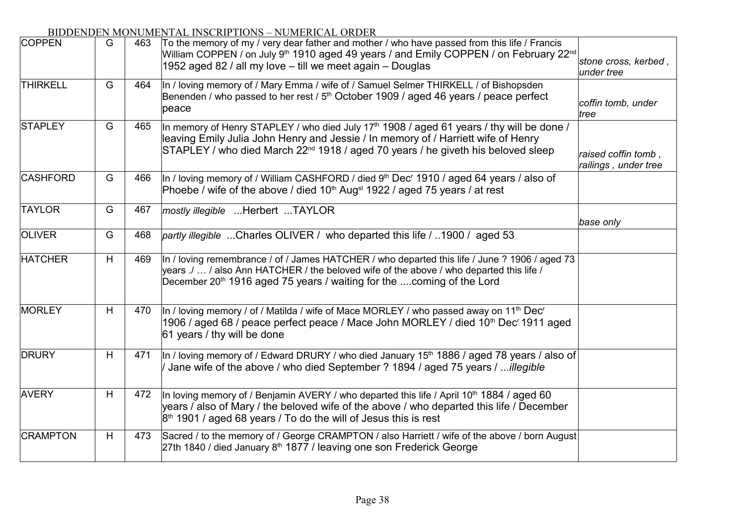BIDDENDEN MONUMENTAL INSCRIPTIONS – NUMERICAL ORDER

| | | | | |
|---|---|---|---|---|
| COPPEN | G | 463 | To the memory of my / very dear father and mother / who have passed from this life / Francis William COPPEN / on July 9th 1910 aged 49 years / and Emily COPPEN / on February 22nd 1952 aged 82 / all my love – till we meet again – Douglas | *stone cross, kerbed , under tree* |
| THIRKELL | G | 464 | In / loving memory of / Mary Emma / wife of / Samuel Selmer THIRKELL / of Bishopsden Benenden / who passed to her rest / 5th October 1909 / aged 46 years / peace perfect peace | *coffin tomb, under tree* |
| STAPLEY | G | 465 | In memory of Henry STAPLEY / who died July 17th 1908 / aged 61 years / thy will be done / leaving Emily Julia John Henry and Jessie / In memory of / Harriett wife of Henry STAPLEY / who died March 22nd 1918 / aged 70 years / he giveth his beloved sleep | *raised coffin tomb , railings , under tree* |
| CASHFORD | G | 466 | In / loving memory of / William CASHFORD / died 9th Decr 1910 / aged 64 years / also of Phoebe / wife of the above / died 10th Augst 1922 / aged 75 years / at rest | |
| TAYLOR | G | 467 | *mostly illegible* ...Herbert ...TAYLOR | *base only* |
| OLIVER | G | 468 | *partly illegible* ...Charles OLIVER / who departed this life / ..1900 / aged 53 | |
| HATCHER | H | 469 | In / loving remembrance / of / James HATCHER / who departed this life / June ? 1906 / aged 73 years ./ … / also Ann HATCHER / the beloved wife of the above / who departed this life / December 20th 1916 aged 75 years / waiting for the ....coming of the Lord | |
| MORLEY | H | 470 | In / loving memory / of / Matilda / wife of Mace MORLEY / who passed away on 11th Decr 1906 / aged 68 / peace perfect peace / Mace John MORLEY / died 10th Decr 1911 aged 61 years / thy will be done | |
| DRURY | H | 471 | In / loving memory of / Edward DRURY / who died January 15th 1886 / aged 78 years / also of / Jane wife of the above / who died September ? 1894 / aged 75 years / ...*illegible* | |
| AVERY | H | 472 | In loving memory of / Benjamin AVERY / who departed this life / April 10th 1884 / aged 60 years / also of / Mary / the beloved wife of the above / who departed this life / December 8th 1901 / aged 68 years / To do the will of Jesus this is rest | |
| CRAMPTON | H | 473 | Sacred / to the memory of / George CRAMPTON / also Harriett / wife of the above / born August 27th 1840 / died January 8th 1877 / leaving one son Frederick George | |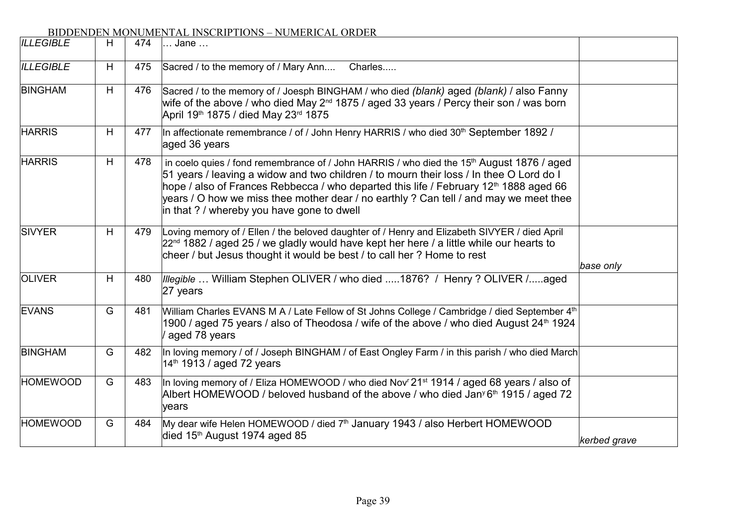BIDDENDEN MONUMENTAL INSCRIPTIONS – NUMERICAL ORDER

| | | | | |
|---|---|---|---|---|
| *ILLEGIBLE* | H | 474 | … Jane … | |
| *ILLEGIBLE* | H | 475 | Sacred / to the memory of / Mary Ann.... Charles..... | |
| BINGHAM | H | 476 | Sacred / to the memory of / Joesph BINGHAM / who died *(blank)* aged *(blank)* / also Fanny wife of the above / who died May 2nd 1875 / aged 33 years / Percy their son / was born April 19th 1875 / died May 23rd 1875 | |
| HARRIS | H | 477 | In affectionate remembrance / of / John Henry HARRIS / who died 30th September 1892 / aged 36 years | |
| HARRIS | H | 478 | in coelo quies / fond remembrance of / John HARRIS / who died the 15th August 1876 / aged 51 years / leaving a widow and two children / to mourn their loss / In thee O Lord do I hope / also of Frances Rebbecca / who departed this life / February 12th 1888 aged 66 years / O how we miss thee mother dear / no earthly ? Can tell / and may we meet thee in that ? / whereby you have gone to dwell | |
| SIVYER | H | 479 | Loving memory of / Ellen / the beloved daughter of / Henry and Elizabeth SIVYER / died April 22nd 1882 / aged 25 / we gladly would have kept her here / a little while our hearts to cheer / but Jesus thought it would be best / to call her ? Home to rest | *base only* |
| OLIVER | H | 480 | *Illegible* … William Stephen OLIVER / who died .....1876? / Henry ? OLIVER /.....aged 27 years | |
| EVANS | G | 481 | William Charles EVANS M A / Late Fellow of St Johns College / Cambridge / died September 4th 1900 / aged 75 years / also of Theodosa / wife of the above / who died August 24th 1924 / aged 78 years | |
| BINGHAM | G | 482 | In loving memory / of / Joseph BINGHAM / of East Ongley Farm / in this parish / who died March 14th 1913 / aged 72 years | |
| HOMEWOOD | G | 483 | In loving memory of / Eliza HOMEWOOD / who died Novr 21st 1914 / aged 68 years / also of Albert HOMEWOOD / beloved husband of the above / who died Jany 6th 1915 / aged 72 years | |
| HOMEWOOD | G | 484 | My dear wife Helen HOMEWOOD / died 7th January 1943 / also Herbert HOMEWOOD died 15th August 1974 aged 85 | *kerbed grave* |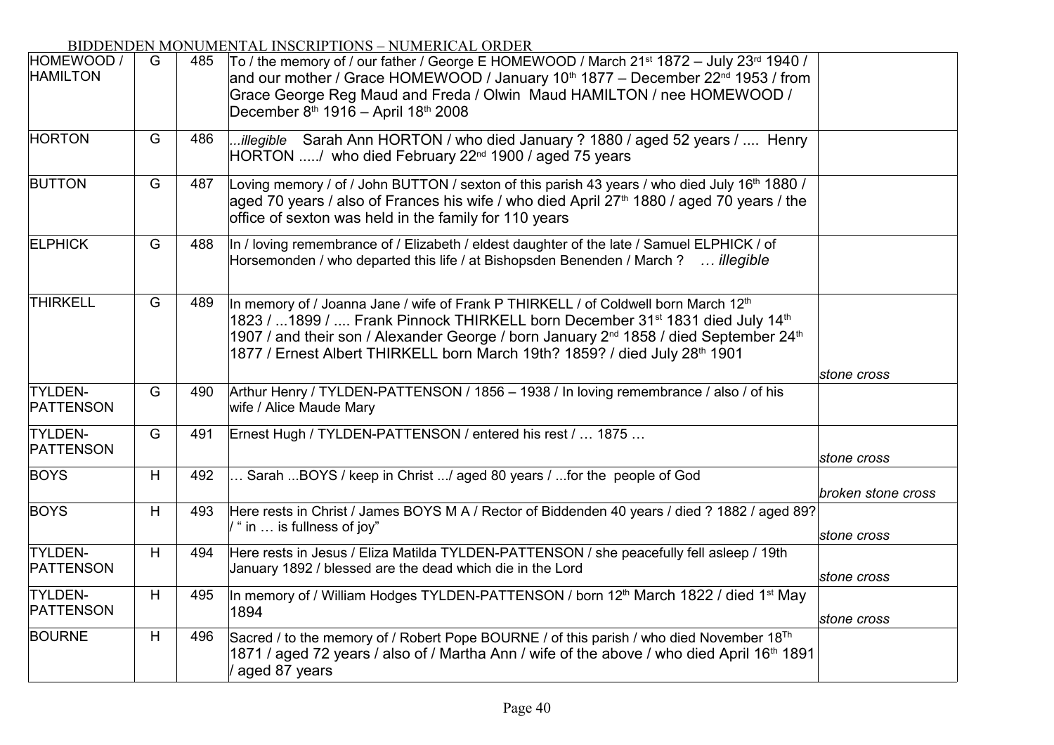BIDDENDEN MONUMENTAL INSCRIPTIONS – NUMERICAL ORDER

| | | | | |
|---|---|---|---|---|
| HOMEWOOD / HAMILTON | G | 485 | To / the memory of / our father / George E HOMEWOOD / March 21st 1872 – July 23rd 1940 / and our mother / Grace HOMEWOOD / January 10th 1877 – December 22nd 1953 / from Grace George Reg Maud and Freda / Olwin Maud HAMILTON / nee HOMEWOOD / December 8th 1916 – April 18th 2008 | |
| HORTON | G | 486 | ...*illegible* Sarah Ann HORTON / who died January ? 1880 / aged 52 years / .... Henry HORTON ...../ who died February 22nd 1900 / aged 75 years | |
| BUTTON | G | 487 | Loving memory / of / John BUTTON / sexton of this parish 43 years / who died July 16th 1880 / aged 70 years / also of Frances his wife / who died April 27th 1880 / aged 70 years / the office of sexton was held in the family for 110 years | |
| ELPHICK | G | 488 | In / loving remembrance of / Elizabeth / eldest daughter of the late / Samuel ELPHICK / of Horsemonden / who departed this life / at Bishopsden Benenden / March ? … *illegible* | |
| THIRKELL | G | 489 | In memory of / Joanna Jane / wife of Frank P THIRKELL / of Coldwell born March 12th 1823 / ...1899 / .... Frank Pinnock THIRKELL born December 31st 1831 died July 14th 1907 / and their son / Alexander George / born January 2nd 1858 / died September 24th 1877 / Ernest Albert THIRKELL born March 19th? 1859? / died July 28th 1901 | *stone cross* |
| TYLDEN-PATTENSON | G | 490 | Arthur Henry / TYLDEN-PATTENSON / 1856 – 1938 / In loving remembrance / also / of his wife / Alice Maude Mary | |
| TYLDEN-PATTENSON | G | 491 | Ernest Hugh / TYLDEN-PATTENSON / entered his rest / … 1875 … | *stone cross* |
| BOYS | H | 492 | … Sarah ...BOYS / keep in Christ .../ aged 80 years / ...for the people of God | *broken stone cross* |
| BOYS | H | 493 | Here rests in Christ / James BOYS M A / Rector of Biddenden 40 years / died ? 1882 / aged 89? / " in … is fullness of joy" | *stone cross* |
| TYLDEN-PATTENSON | H | 494 | Here rests in Jesus / Eliza Matilda TYLDEN-PATTENSON / she peacefully fell asleep / 19th January 1892 / blessed are the dead which die in the Lord | *stone cross* |
| TYLDEN-PATTENSON | H | 495 | In memory of / William Hodges TYLDEN-PATTENSON / born 12th March 1822 / died 1st May 1894 | *stone cross* |
| BOURNE | H | 496 | Sacred / to the memory of / Robert Pope BOURNE / of this parish / who died November 18Th 1871 / aged 72 years / also of / Martha Ann / wife of the above / who died April 16th 1891 / aged 87 years | |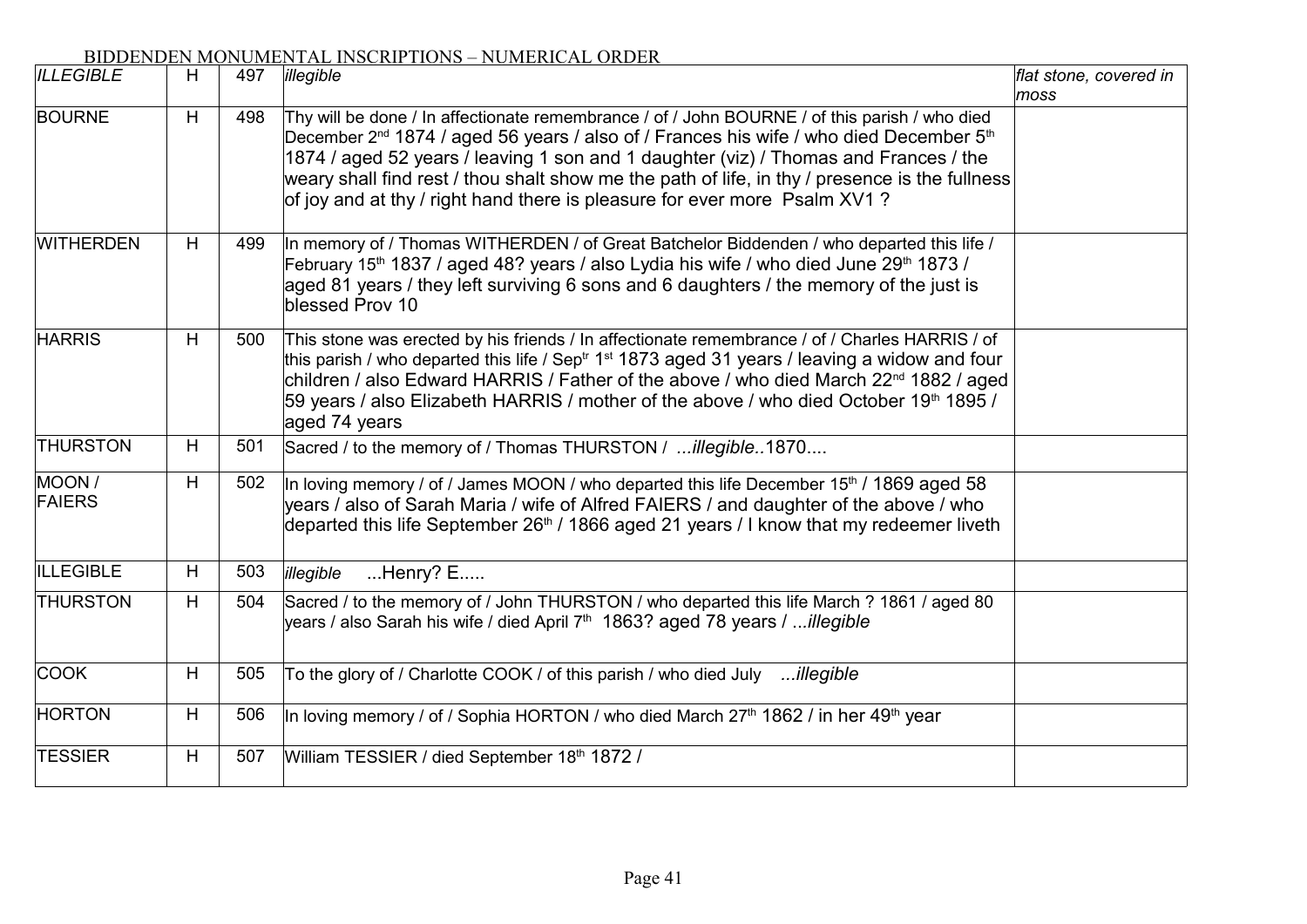BIDDENDEN MONUMENTAL INSCRIPTIONS – NUMERICAL ORDER

| | | | | |
|---|---|---|---|---|
| *ILLEGIBLE* | H | 497 | *illegible* | *flat stone, covered in moss* |
| BOURNE | H | 498 | Thy will be done / In affectionate remembrance / of / John BOURNE / of this parish / who died December 2nd 1874 / aged 56 years / also of / Frances his wife / who died December 5th 1874 / aged 52 years / leaving 1 son and 1 daughter (viz) / Thomas and Frances / the weary shall find rest / thou shalt show me the path of life, in thy / presence is the fullness of joy and at thy / right hand there is pleasure for ever more Psalm XV1 ? | |
| WITHERDEN | H | 499 | In memory of / Thomas WITHERDEN / of Great Batchelor Biddenden / who departed this life / February 15th 1837 / aged 48? years / also Lydia his wife / who died June 29th 1873 / aged 81 years / they left surviving 6 sons and 6 daughters / the memory of the just is blessed Prov 10 | |
| HARRIS | H | 500 | This stone was erected by his friends / In affectionate remembrance / of / Charles HARRIS / of this parish / who departed this life / Septr 1st 1873 aged 31 years / leaving a widow and four children / also Edward HARRIS / Father of the above / who died March 22nd 1882 / aged 59 years / also Elizabeth HARRIS / mother of the above / who died October 19th 1895 / aged 74 years | |
| THURSTON | H | 501 | Sacred / to the memory of / Thomas THURSTON / *...illegible..*1870.... | |
| MOON / FAIERS | H | 502 | In loving memory / of / James MOON / who departed this life December 15th / 1869 aged 58 years / also of Sarah Maria / wife of Alfred FAIERS / and daughter of the above / who departed this life September 26th / 1866 aged 21 years / I know that my redeemer liveth | |
| ILLEGIBLE | H | 503 | *illegible* ...Henry? E..... | |
| THURSTON | H | 504 | Sacred / to the memory of / John THURSTON / who departed this life March ? 1861 / aged 80 years / also Sarah his wife / died April 7th 1863? aged 78 years / *...illegible* | |
| COOK | H | 505 | To the glory of / Charlotte COOK / of this parish / who died July *...illegible* | |
| HORTON | H | 506 | In loving memory / of / Sophia HORTON / who died March 27th 1862 / in her 49th year | |
| TESSIER | H | 507 | William TESSIER / died September 18th 1872 / | |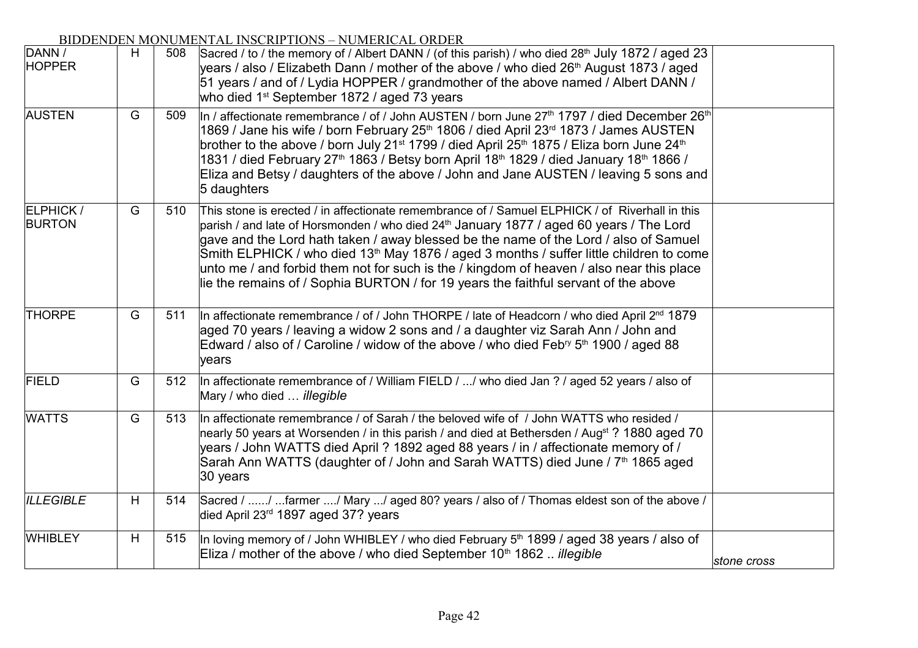BIDDENDEN MONUMENTAL INSCRIPTIONS – NUMERICAL ORDER

| | | | | |
|---|---|---|---|---|
| DANN / HOPPER | H | 508 | Sacred / to / the memory of / Albert DANN / (of this parish) / who died 28th July 1872 / aged 23 years / also / Elizabeth Dann / mother of the above / who died 26th August 1873 / aged 51 years / and of / Lydia HOPPER / grandmother of the above named / Albert DANN / who died 1st September 1872 / aged 73 years | |
| AUSTEN | G | 509 | In / affectionate remembrance / of / John AUSTEN / born June 27th 1797 / died December 26th 1869 / Jane his wife / born February 25th 1806 / died April 23rd 1873 / James AUSTEN brother to the above / born July 21st 1799 / died April 25th 1875 / Eliza born June 24th 1831 / died February 27th 1863 / Betsy born April 18th 1829 / died January 18th 1866 / Eliza and Betsy / daughters of the above / John and Jane AUSTEN / leaving 5 sons and 5 daughters | |
| ELPHICK / BURTON | G | 510 | This stone is erected / in affectionate remembrance of / Samuel ELPHICK / of Riverhall in this parish / and late of Horsmonden / who died 24th January 1877 / aged 60 years / The Lord gave and the Lord hath taken / away blessed be the name of the Lord / also of Samuel Smith ELPHICK / who died 13th May 1876 / aged 3 months / suffer little children to come unto me / and forbid them not for such is the / kingdom of heaven / also near this place lie the remains of / Sophia BURTON / for 19 years the faithful servant of the above | |
| THORPE | G | 511 | In affectionate remembrance / of / John THORPE / late of Headcorn / who died April 2nd 1879 aged 70 years / leaving a widow 2 sons and / a daughter viz Sarah Ann / John and Edward / also of / Caroline / widow of the above / who died Febry 5th 1900 / aged 88 years | |
| FIELD | G | 512 | In affectionate remembrance of / William FIELD / .../ who died Jan ? / aged 52 years / also of Mary / who died … *illegible* | |
| WATTS | G | 513 | In affectionate remembrance / of Sarah / the beloved wife of / John WATTS who resided / nearly 50 years at Worsenden / in this parish / and died at Bethersden / Augst ? 1880 aged 70 years / John WATTS died April ? 1892 aged 88 years / in / affectionate memory of / Sarah Ann WATTS (daughter of / John and Sarah WATTS) died June / 7th 1865 aged 30 years | |
| *ILLEGIBLE* | H | 514 | Sacred / ....../ ...farmer ..../ Mary .../ aged 80? years / also of / Thomas eldest son of the above / died April 23rd 1897 aged 37? years | |
| WHIBLEY | H | 515 | In loving memory of / John WHIBLEY / who died February 5th 1899 / aged 38 years / also of Eliza / mother of the above / who died September 10th 1862 .. *illegible* | *stone cross* |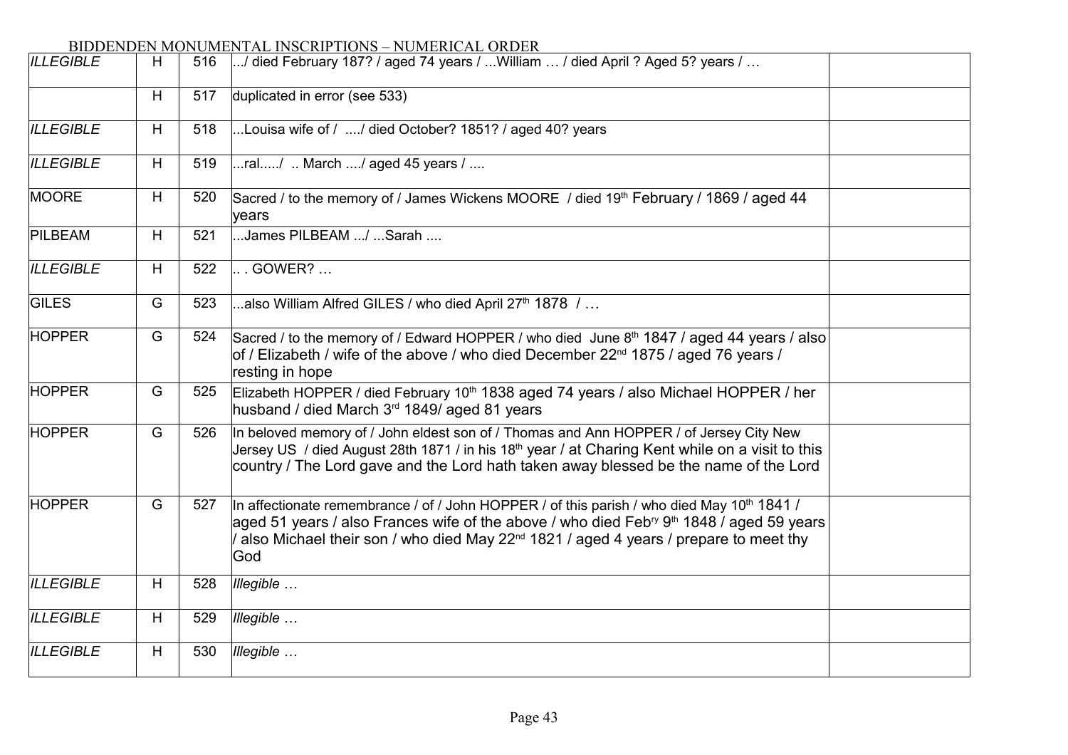# BIDDENDEN MONUMENTAL INSCRIPTIONS – NUMERICAL ORDER

| | | | | |
|---|---|---|---|---|
| *ILLEGIBLE* | H | 516 | .../ died February 187? / aged 74 years / ...William … / died April ? Aged 5? years / … | |
| | H | 517 | duplicated in error (see 533) | |
| *ILLEGIBLE* | H | 518 | ...Louisa wife of / ..../ died October? 1851? / aged 40? years | |
| *ILLEGIBLE* | H | 519 | ...ral...../ .. March ..../ aged 45 years / .... | |
| MOORE | H | 520 | Sacred / to the memory of / James Wickens MOORE / died 19th February / 1869 / aged 44 years | |
| PILBEAM | H | 521 | ...James PILBEAM .../ ...Sarah .... | |
| *ILLEGIBLE* | H | 522 | .. . GOWER? … | |
| GILES | G | 523 | ...also William Alfred GILES / who died April 27th 1878 / … | |
| HOPPER | G | 524 | Sacred / to the memory of / Edward HOPPER / who died June 8th 1847 / aged 44 years / also of / Elizabeth / wife of the above / who died December 22nd 1875 / aged 76 years / resting in hope | |
| HOPPER | G | 525 | Elizabeth HOPPER / died February 10th 1838 aged 74 years / also Michael HOPPER / her husband / died March 3rd 1849/ aged 81 years | |
| HOPPER | G | 526 | In beloved memory of / John eldest son of / Thomas and Ann HOPPER / of Jersey City New Jersey US / died August 28th 1871 / in his 18th year / at Charing Kent while on a visit to this country / The Lord gave and the Lord hath taken away blessed be the name of the Lord | |
| HOPPER | G | 527 | In affectionate remembrance / of / John HOPPER / of this parish / who died May 10th 1841 / aged 51 years / also Frances wife of the above / who died Febry 9th 1848 / aged 59 years / also Michael their son / who died May 22nd 1821 / aged 4 years / prepare to meet thy God | |
| *ILLEGIBLE* | H | 528 | *Illegible …* | |
| *ILLEGIBLE* | H | 529 | *Illegible …* | |
| *ILLEGIBLE* | H | 530 | *Illegible …* | |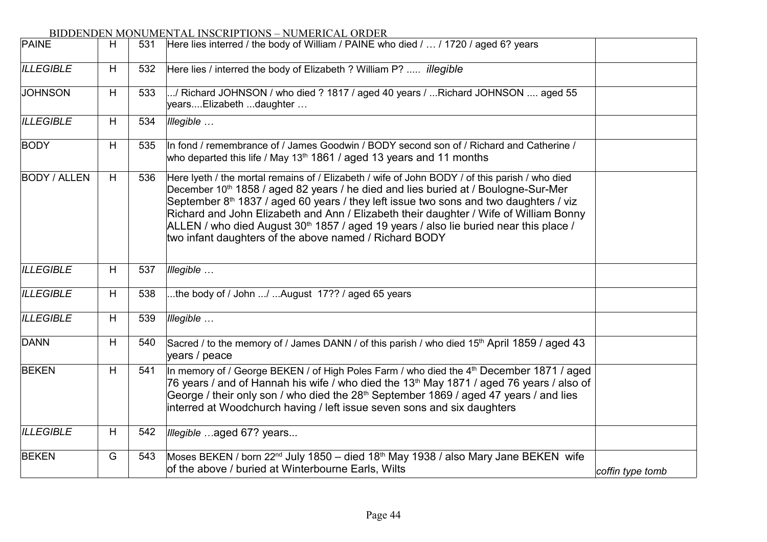BIDDENDEN MONUMENTAL INSCRIPTIONS – NUMERICAL ORDER

| | | | | |
|---|---|---|---|---|
| PAINE | H | 531 | Here lies interred / the body of William / PAINE who died / … / 1720 / aged 6? years | |
| *ILLEGIBLE* | H | 532 | Here lies / interred the body of Elizabeth ? William P? ..... *illegible* | |
| JOHNSON | H | 533 | .../ Richard JOHNSON / who died ? 1817 / aged 40 years / ...Richard JOHNSON .... aged 55 years....Elizabeth ...daughter … | |
| *ILLEGIBLE* | H | 534 | *Illegible …* | |
| BODY | H | 535 | In fond / remembrance of / James Goodwin / BODY second son of / Richard and Catherine / who departed this life / May 13th 1861 / aged 13 years and 11 months | |
| BODY / ALLEN | H | 536 | Here lyeth / the mortal remains of / Elizabeth / wife of John BODY / of this parish / who died December 10th 1858 / aged 82 years / he died and lies buried at / Boulogne-Sur-Mer September 8th 1837 / aged 60 years / they left issue two sons and two daughters / viz Richard and John Elizabeth and Ann / Elizabeth their daughter / Wife of William Bonny ALLEN / who died August 30th 1857 / aged 19 years / also lie buried near this place / two infant daughters of the above named / Richard BODY | |
| *ILLEGIBLE* | H | 537 | *Illegible …* | |
| *ILLEGIBLE* | H | 538 | ...the body of / John .../ ...August 17?? / aged 65 years | |
| *ILLEGIBLE* | H | 539 | *Illegible …* | |
| DANN | H | 540 | Sacred / to the memory of / James DANN / of this parish / who died 15th April 1859 / aged 43 years / peace | |
| BEKEN | H | 541 | In memory of / George BEKEN / of High Poles Farm / who died the 4th December 1871 / aged 76 years / and of Hannah his wife / who died the 13th May 1871 / aged 76 years / also of George / their only son / who died the 28th September 1869 / aged 47 years / and lies interred at Woodchurch having / left issue seven sons and six daughters | |
| *ILLEGIBLE* | H | 542 | *Illegible …*aged 67? years... | |
| BEKEN | G | 543 | Moses BEKEN / born 22nd July 1850 – died 18th May 1938 / also Mary Jane BEKEN wife of the above / buried at Winterbourne Earls, Wilts | *coffin type tomb* |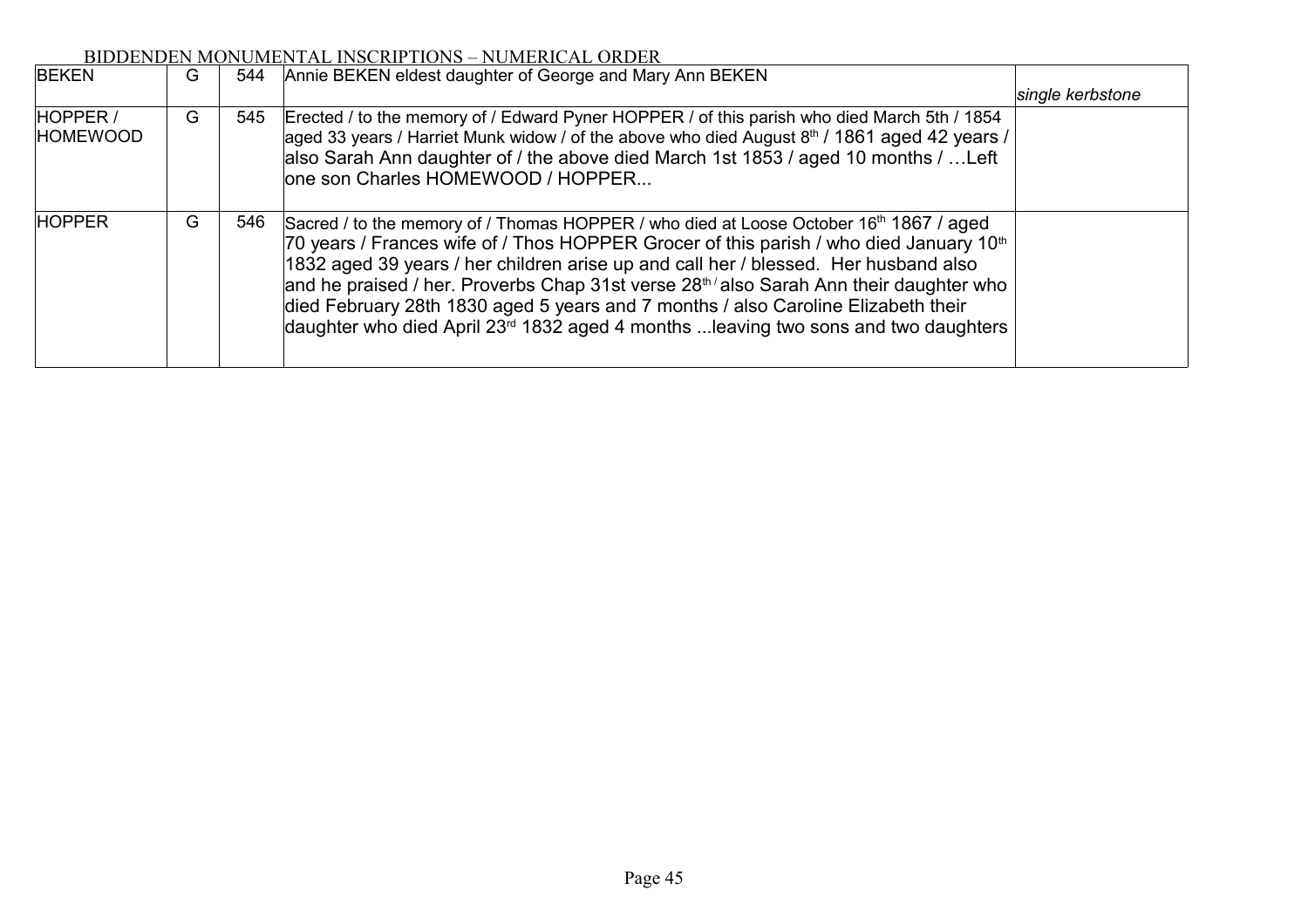BIDDENDEN MONUMENTAL INSCRIPTIONS – NUMERICAL ORDER

| | | | | |
|---|---|---|---|---|
| BEKEN | G | 544 | Annie BEKEN eldest daughter of George and Mary Ann BEKEN | *single kerbstone* |
| HOPPER / HOMEWOOD | G | 545 | Erected / to the memory of / Edward Pyner HOPPER / of this parish who died March 5th / 1854 aged 33 years / Harriet Munk widow / of the above who died August 8th / 1861 aged 42 years / also Sarah Ann daughter of / the above died March 1st 1853 / aged 10 months / …Left one son Charles HOMEWOOD / HOPPER... | |
| HOPPER | G | 546 | Sacred / to the memory of / Thomas HOPPER / who died at Loose October 16th 1867 / aged 70 years / Frances wife of / Thos HOPPER Grocer of this parish / who died January 10th 1832 aged 39 years / her children arise up and call her / blessed. Her husband also and he praised / her. Proverbs Chap 31st verse 28th / also Sarah Ann their daughter who died February 28th 1830 aged 5 years and 7 months / also Caroline Elizabeth their daughter who died April 23rd 1832 aged 4 months ...leaving two sons and two daughters | |